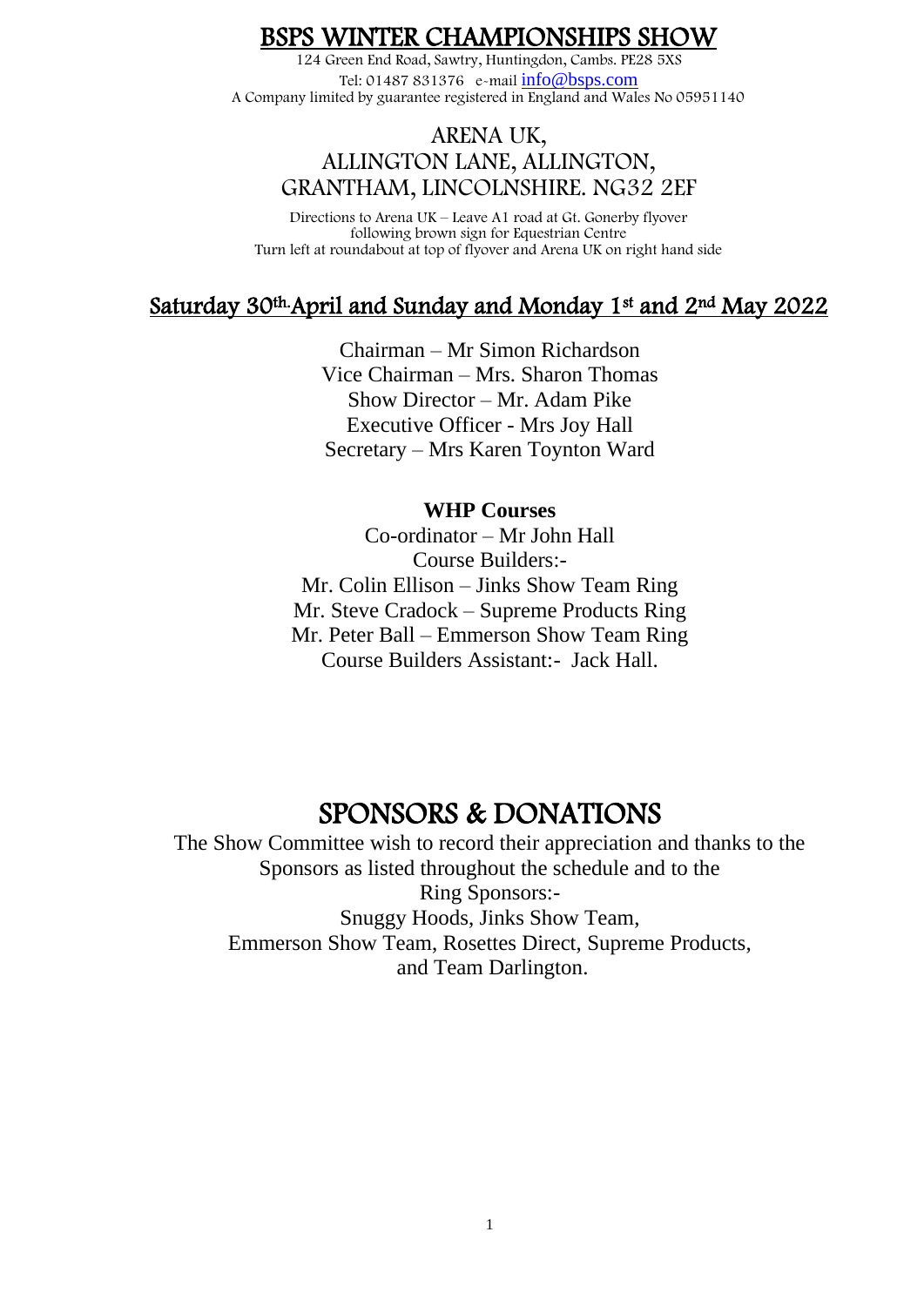# BSPS WINTER CHAMPIONSHIPS SHOW

124 Green End Road, Sawtry, Huntingdon, Cambs. PE28 5XS
Tel: 01487 831376 e-mail info@bsps.com
A Company limited by guarantee registered in England and Wales No 05951140

## ARENA UK, ALLINGTON LANE, ALLINGTON, GRANTHAM, LINCOLNSHIRE. NG32 2EF

Directions to Arena UK – Leave A1 road at Gt. Gonerby flyover following brown sign for Equestrian Centre
Turn left at roundabout at top of flyover and Arena UK on right hand side

## Saturday 30th April and Sunday and Monday 1st and 2nd May 2022

Chairman – Mr Simon Richardson
Vice Chairman – Mrs. Sharon Thomas
Show Director – Mr. Adam Pike
Executive Officer - Mrs Joy Hall
Secretary – Mrs Karen Toynton Ward

**WHP Courses**

Co-ordinator – Mr John Hall
Course Builders:-
Mr. Colin Ellison – Jinks Show Team Ring
Mr. Steve Cradock – Supreme Products Ring
Mr. Peter Ball – Emmerson Show Team Ring
Course Builders Assistant:- Jack Hall.

# SPONSORS & DONATIONS

The Show Committee wish to record their appreciation and thanks to the Sponsors as listed throughout the schedule and to the Ring Sponsors:-
Snuggy Hoods, Jinks Show Team,
Emmerson Show Team, Rosettes Direct, Supreme Products,
and Team Darlington.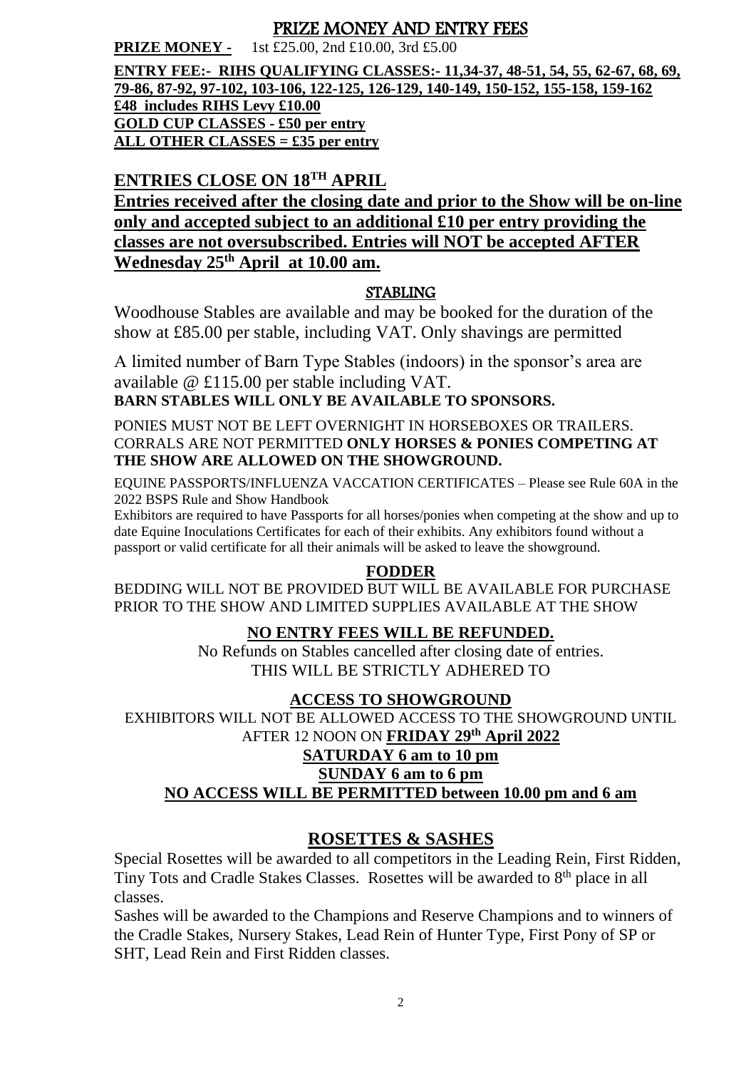# PRIZE MONEY AND ENTRY FEES

**PRIZE MONEY -** 1st £25.00, 2nd £10.00, 3rd £5.00

**ENTRY FEE:- RIHS QUALIFYING CLASSES:- 11,34-37, 48-51, 54, 55, 62-67, 68, 69, 79-86, 87-92, 97-102, 103-106, 122-125, 126-129, 140-149, 150-152, 155-158, 159-162**
**£48 includes RIHS Levy £10.00**
**GOLD CUP CLASSES - £50 per entry**
**ALL OTHER CLASSES = £35 per entry**

## ENTRIES CLOSE ON 18TH APRIL

**Entries received after the closing date and prior to the Show will be on-line only and accepted subject to an additional £10 per entry providing the classes are not oversubscribed. Entries will NOT be accepted AFTER Wednesday 25th April at 10.00 am.**

### STABLING

Woodhouse Stables are available and may be booked for the duration of the show at £85.00 per stable, including VAT. Only shavings are permitted

A limited number of Barn Type Stables (indoors) in the sponsor's area are available @ £115.00 per stable including VAT.
**BARN STABLES WILL ONLY BE AVAILABLE TO SPONSORS.**

PONIES MUST NOT BE LEFT OVERNIGHT IN HORSEBOXES OR TRAILERS. CORRALS ARE NOT PERMITTED **ONLY HORSES & PONIES COMPETING AT THE SHOW ARE ALLOWED ON THE SHOWGROUND.**

EQUINE PASSPORTS/INFLUENZA VACCATION CERTIFICATES – Please see Rule 60A in the 2022 BSPS Rule and Show Handbook

Exhibitors are required to have Passports for all horses/ponies when competing at the show and up to date Equine Inoculations Certificates for each of their exhibits. Any exhibitors found without a passport or valid certificate for all their animals will be asked to leave the showground.

### FODDER

BEDDING WILL NOT BE PROVIDED BUT WILL BE AVAILABLE FOR PURCHASE PRIOR TO THE SHOW AND LIMITED SUPPLIES AVAILABLE AT THE SHOW

### NO ENTRY FEES WILL BE REFUNDED.

No Refunds on Stables cancelled after closing date of entries.
THIS WILL BE STRICTLY ADHERED TO

### ACCESS TO SHOWGROUND

EXHIBITORS WILL NOT BE ALLOWED ACCESS TO THE SHOWGROUND UNTIL AFTER 12 NOON ON **FRIDAY 29th April 2022**

**SATURDAY 6 am to 10 pm**
**SUNDAY 6 am to 6 pm**
**NO ACCESS WILL BE PERMITTED between 10.00 pm and 6 am**

## ROSETTES & SASHES

Special Rosettes will be awarded to all competitors in the Leading Rein, First Ridden, Tiny Tots and Cradle Stakes Classes. Rosettes will be awarded to 8th place in all classes.

Sashes will be awarded to the Champions and Reserve Champions and to winners of the Cradle Stakes, Nursery Stakes, Lead Rein of Hunter Type, First Pony of SP or SHT, Lead Rein and First Ridden classes.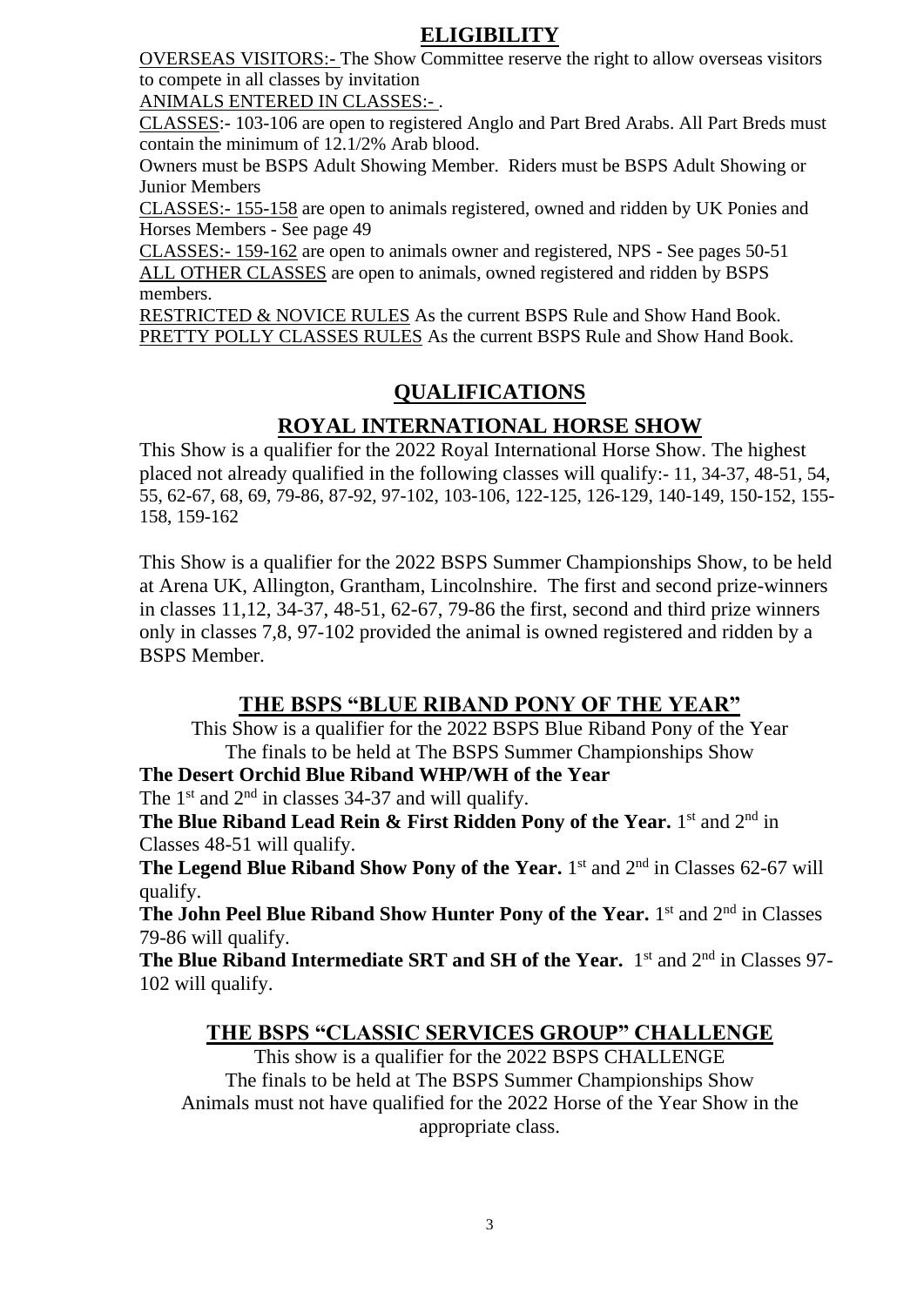## ELIGIBILITY

OVERSEAS VISITORS:- The Show Committee reserve the right to allow overseas visitors to compete in all classes by invitation

ANIMALS ENTERED IN CLASSES:- .

CLASSES:- 103-106 are open to registered Anglo and Part Bred Arabs. All Part Breds must contain the minimum of 12.1/2% Arab blood.

Owners must be BSPS Adult Showing Member. Riders must be BSPS Adult Showing or Junior Members

CLASSES:- 155-158 are open to animals registered, owned and ridden by UK Ponies and Horses Members - See page 49

CLASSES:- 159-162 are open to animals owner and registered, NPS - See pages 50-51

ALL OTHER CLASSES are open to animals, owned registered and ridden by BSPS members.

RESTRICTED & NOVICE RULES As the current BSPS Rule and Show Hand Book.

PRETTY POLLY CLASSES RULES As the current BSPS Rule and Show Hand Book.

## QUALIFICATIONS

## ROYAL INTERNATIONAL HORSE SHOW

This Show is a qualifier for the 2022 Royal International Horse Show. The highest placed not already qualified in the following classes will qualify:- 11, 34-37, 48-51, 54, 55, 62-67, 68, 69, 79-86, 87-92, 97-102, 103-106, 122-125, 126-129, 140-149, 150-152, 155-158, 159-162

This Show is a qualifier for the 2022 BSPS Summer Championships Show, to be held at Arena UK, Allington, Grantham, Lincolnshire. The first and second prize-winners in classes 11,12, 34-37, 48-51, 62-67, 79-86 the first, second and third prize winners only in classes 7,8, 97-102 provided the animal is owned registered and ridden by a BSPS Member.

## THE BSPS "BLUE RIBAND PONY OF THE YEAR"

This Show is a qualifier for the 2022 BSPS Blue Riband Pony of the Year
The finals to be held at The BSPS Summer Championships Show

**The Desert Orchid Blue Riband WHP/WH of the Year**

The 1st and 2nd in classes 34-37 and will qualify.

**The Blue Riband Lead Rein & First Ridden Pony of the Year.** 1st and 2nd in Classes 48-51 will qualify.

**The Legend Blue Riband Show Pony of the Year.** 1st and 2nd in Classes 62-67 will qualify.

**The John Peel Blue Riband Show Hunter Pony of the Year.** 1st and 2nd in Classes 79-86 will qualify.

**The Blue Riband Intermediate SRT and SH of the Year.** 1st and 2nd in Classes 97-102 will qualify.

## THE BSPS "CLASSIC SERVICES GROUP" CHALLENGE

This show is a qualifier for the 2022 BSPS CHALLENGE
The finals to be held at The BSPS Summer Championships Show
Animals must not have qualified for the 2022 Horse of the Year Show in the appropriate class.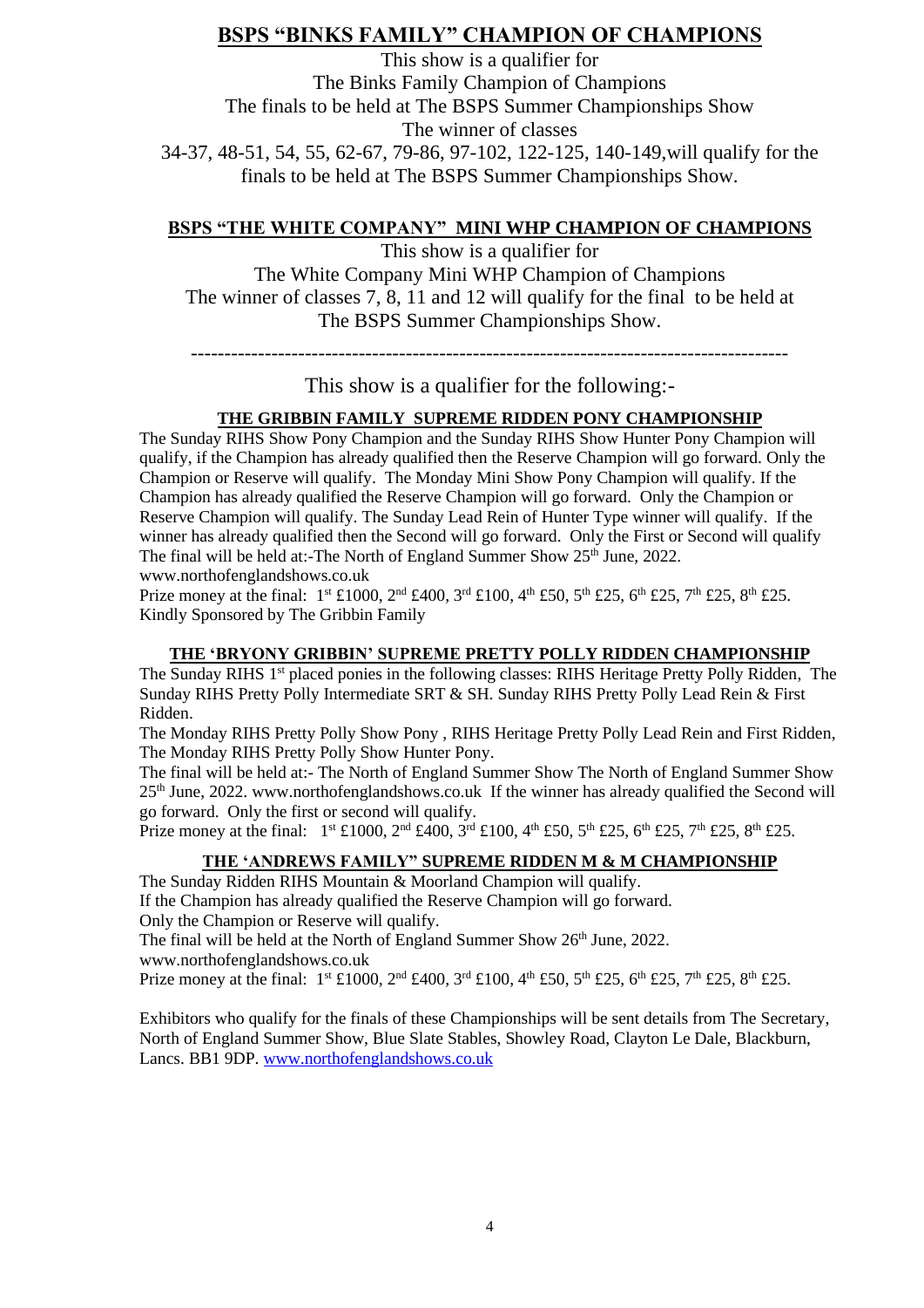## BSPS "BINKS FAMILY" CHAMPION OF CHAMPIONS

This show is a qualifier for
The Binks Family Champion of Champions
The finals to be held at The BSPS Summer Championships Show
The winner of classes
34-37, 48-51, 54, 55, 62-67, 79-86, 97-102, 122-125, 140-149,will qualify for the finals to be held at The BSPS Summer Championships Show.

## BSPS "THE WHITE COMPANY" MINI WHP CHAMPION OF CHAMPIONS

This show is a qualifier for
The White Company Mini WHP Champion of Champions
The winner of classes 7, 8, 11 and 12 will qualify for the final to be held at The BSPS Summer Championships Show.

---

This show is a qualifier for the following:-

### THE GRIBBIN FAMILY SUPREME RIDDEN PONY CHAMPIONSHIP

The Sunday RIHS Show Pony Champion and the Sunday RIHS Show Hunter Pony Champion will qualify, if the Champion has already qualified then the Reserve Champion will go forward. Only the Champion or Reserve will qualify. The Monday Mini Show Pony Champion will qualify. If the Champion has already qualified the Reserve Champion will go forward. Only the Champion or Reserve Champion will qualify. The Sunday Lead Rein of Hunter Type winner will qualify. If the winner has already qualified then the Second will go forward. Only the First or Second will qualify The final will be held at:-The North of England Summer Show 25th June, 2022. www.northofenglandshows.co.uk

Prize money at the final: 1st £1000, 2nd £400, 3rd £100, 4th £50, 5th £25, 6th £25, 7th £25, 8th £25.
Kindly Sponsored by The Gribbin Family

### THE 'BRYONY GRIBBIN' SUPREME PRETTY POLLY RIDDEN CHAMPIONSHIP

The Sunday RIHS 1st placed ponies in the following classes: RIHS Heritage Pretty Polly Ridden, The Sunday RIHS Pretty Polly Intermediate SRT & SH. Sunday RIHS Pretty Polly Lead Rein & First Ridden.

The Monday RIHS Pretty Polly Show Pony , RIHS Heritage Pretty Polly Lead Rein and First Ridden, The Monday RIHS Pretty Polly Show Hunter Pony.

The final will be held at:- The North of England Summer Show The North of England Summer Show 25th June, 2022. www.northofenglandshows.co.uk If the winner has already qualified the Second will go forward. Only the first or second will qualify.

Prize money at the final: 1st £1000, 2nd £400, 3rd £100, 4th £50, 5th £25, 6th £25, 7th £25, 8th £25.

### THE 'ANDREWS FAMILY" SUPREME RIDDEN M & M CHAMPIONSHIP

The Sunday Ridden RIHS Mountain & Moorland Champion will qualify.
If the Champion has already qualified the Reserve Champion will go forward.
Only the Champion or Reserve will qualify.
The final will be held at the North of England Summer Show 26th June, 2022.
www.northofenglandshows.co.uk
Prize money at the final: 1st £1000, 2nd £400, 3rd £100, 4th £50, 5th £25, 6th £25, 7th £25, 8th £25.

Exhibitors who qualify for the finals of these Championships will be sent details from The Secretary, North of England Summer Show, Blue Slate Stables, Showley Road, Clayton Le Dale, Blackburn, Lancs. BB1 9DP. www.northofenglandshows.co.uk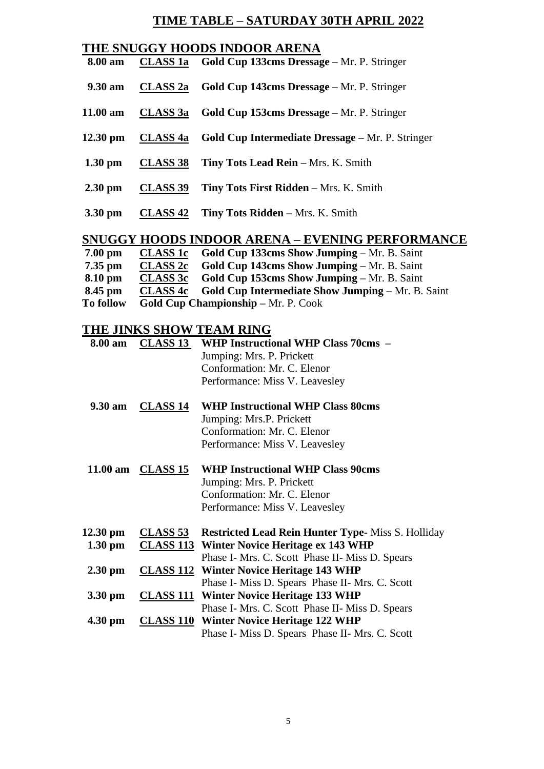# TIME TABLE – SATURDAY 30TH APRIL 2022

## THE SNUGGY HOODS INDOOR ARENA

**8.00 am** **CLASS 1a** **Gold Cup 133cms Dressage** – Mr. P. Stringer

**9.30 am** **CLASS 2a** **Gold Cup 143cms Dressage** – Mr. P. Stringer

**11.00 am** **CLASS 3a** **Gold Cup 153cms Dressage** – Mr. P. Stringer

**12.30 pm** **CLASS 4a** **Gold Cup Intermediate Dressage** – Mr. P. Stringer

**1.30 pm** **CLASS 38** **Tiny Tots Lead Rein** – Mrs. K. Smith

**2.30 pm** **CLASS 39** **Tiny Tots First Ridden** – Mrs. K. Smith

**3.30 pm** **CLASS 42** **Tiny Tots Ridden** – Mrs. K. Smith

## SNUGGY HOODS INDOOR ARENA – EVENING PERFORMANCE

**7.00 pm** **CLASS 1c** **Gold Cup 133cms Show Jumping** – Mr. B. Saint
**7.35 pm** **CLASS 2c** **Gold Cup 143cms Show Jumping** – Mr. B. Saint
**8.10 pm** **CLASS 3c** **Gold Cup 153cms Show Jumping** – Mr. B. Saint
**8.45 pm** **CLASS 4c** **Gold Cup Intermediate Show Jumping** – Mr. B. Saint
**To follow** **Gold Cup Championship** – Mr. P. Cook

## THE JINKS SHOW TEAM RING

**8.00 am** **CLASS 13** **WHP Instructional WHP Class 70cms** –
Jumping: Mrs. P. Prickett
Conformation: Mr. C. Elenor
Performance: Miss V. Leavesley

**9.30 am** **CLASS 14** **WHP Instructional WHP Class 80cms**
Jumping: Mrs.P. Prickett
Conformation: Mr. C. Elenor
Performance: Miss V. Leavesley

**11.00 am** **CLASS 15** **WHP Instructional WHP Class 90cms**
Jumping: Mrs. P. Prickett
Conformation: Mr. C. Elenor
Performance: Miss V. Leavesley

**12.30 pm** **CLASS 53** **Restricted Lead Rein Hunter Type**- Miss S. Holliday
**1.30 pm** **CLASS 113** **Winter Novice Heritage ex 143 WHP**
Phase I- Mrs. C. Scott Phase II- Miss D. Spears
**2.30 pm** **CLASS 112** **Winter Novice Heritage 143 WHP**
Phase I- Miss D. Spears Phase II- Mrs. C. Scott
**3.30 pm** **CLASS 111** **Winter Novice Heritage 133 WHP**
Phase I- Mrs. C. Scott Phase II- Miss D. Spears
**4.30 pm** **CLASS 110** **Winter Novice Heritage 122 WHP**
Phase I- Miss D. Spears Phase II- Mrs. C. Scott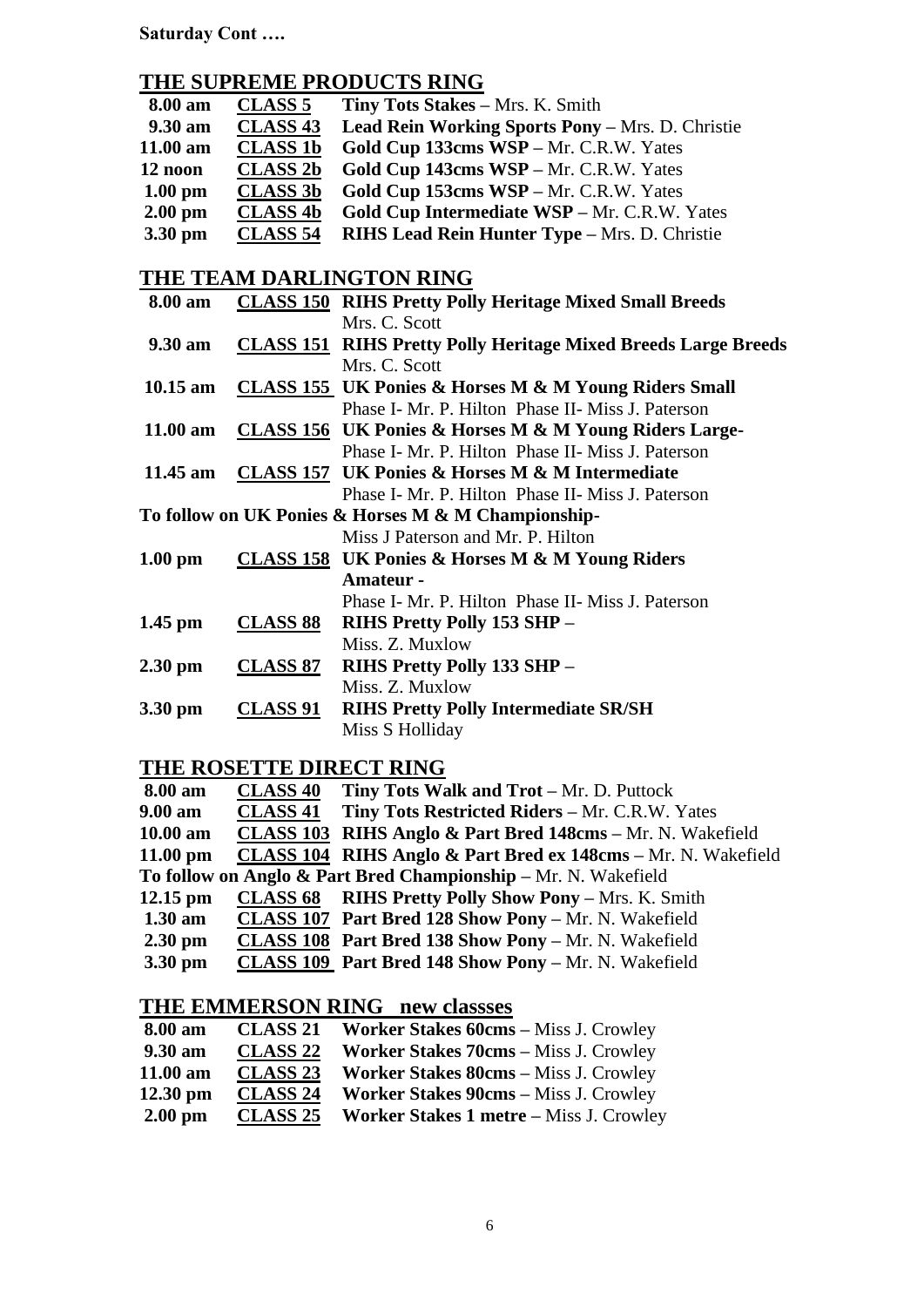**Saturday Cont ….**

## THE SUPREME PRODUCTS RING

| | | |
|---|---|---|
| **8.00 am** | **CLASS 5** | **Tiny Tots Stakes** – Mrs. K. Smith |
| **9.30 am** | **CLASS 43** | **Lead Rein Working Sports Pony** – Mrs. D. Christie |
| **11.00 am** | **CLASS 1b** | **Gold Cup 133cms WSP** – Mr. C.R.W. Yates |
| **12 noon** | **CLASS 2b** | **Gold Cup 143cms WSP** – Mr. C.R.W. Yates |
| **1.00 pm** | **CLASS 3b** | **Gold Cup 153cms WSP** – Mr. C.R.W. Yates |
| **2.00 pm** | **CLASS 4b** | **Gold Cup Intermediate WSP** – Mr. C.R.W. Yates |
| **3.30 pm** | **CLASS 54** | **RIHS Lead Rein Hunter Type** – Mrs. D. Christie |

## THE TEAM DARLINGTON RING

| | | |
|---|---|---|
| **8.00 am** | **CLASS 150** | **RIHS Pretty Polly Heritage Mixed Small Breeds** Mrs. C. Scott |
| **9.30 am** | **CLASS 151** | **RIHS Pretty Polly Heritage Mixed Breeds Large Breeds** Mrs. C. Scott |
| **10.15 am** | **CLASS 155** | **UK Ponies & Horses M & M Young Riders Small** Phase I- Mr. P. Hilton Phase II- Miss J. Paterson |
| **11.00 am** | **CLASS 156** | **UK Ponies & Horses M & M Young Riders Large-** Phase I- Mr. P. Hilton Phase II- Miss J. Paterson |
| **11.45 am** | **CLASS 157** | **UK Ponies & Horses M & M Intermediate** Phase I- Mr. P. Hilton Phase II- Miss J. Paterson |
| **To follow on UK Ponies & Horses M & M Championship-** | | Miss J Paterson and Mr. P. Hilton |
| **1.00 pm** | **CLASS 158** | **UK Ponies & Horses M & M Young Riders Amateur -** Phase I- Mr. P. Hilton Phase II- Miss J. Paterson |
| **1.45 pm** | **CLASS 88** | **RIHS Pretty Polly 153 SHP –** Miss. Z. Muxlow |
| **2.30 pm** | **CLASS 87** | **RIHS Pretty Polly 133 SHP –** Miss. Z. Muxlow |
| **3.30 pm** | **CLASS 91** | **RIHS Pretty Polly Intermediate SR/SH** Miss S Holliday |

## THE ROSETTE DIRECT RING

| | | |
|---|---|---|
| **8.00 am** | **CLASS 40** | **Tiny Tots Walk and Trot** – Mr. D. Puttock |
| **9.00 am** | **CLASS 41** | **Tiny Tots Restricted Riders** – Mr. C.R.W. Yates |
| **10.00 am** | **CLASS 103** | **RIHS Anglo & Part Bred 148cms** – Mr. N. Wakefield |
| **11.00 pm** | **CLASS 104** | **RIHS Anglo & Part Bred ex 148cms** – Mr. N. Wakefield |
| **To follow on Anglo & Part Bred Championship** – Mr. N. Wakefield | | |
| **12.15 pm** | **CLASS 68** | **RIHS Pretty Polly Show Pony** – Mrs. K. Smith |
| **1.30 am** | **CLASS 107** | **Part Bred 128 Show Pony** – Mr. N. Wakefield |
| **2.30 pm** | **CLASS 108** | **Part Bred 138 Show Pony** – Mr. N. Wakefield |
| **3.30 pm** | **CLASS 109** | **Part Bred 148 Show Pony** – Mr. N. Wakefield |

## THE EMMERSON RING new classses

| | | |
|---|---|---|
| **8.00 am** | **CLASS 21** | **Worker Stakes 60cms** – Miss J. Crowley |
| **9.30 am** | **CLASS 22** | **Worker Stakes 70cms** – Miss J. Crowley |
| **11.00 am** | **CLASS 23** | **Worker Stakes 80cms** – Miss J. Crowley |
| **12.30 pm** | **CLASS 24** | **Worker Stakes 90cms** – Miss J. Crowley |
| **2.00 pm** | **CLASS 25** | **Worker Stakes 1 metre** – Miss J. Crowley |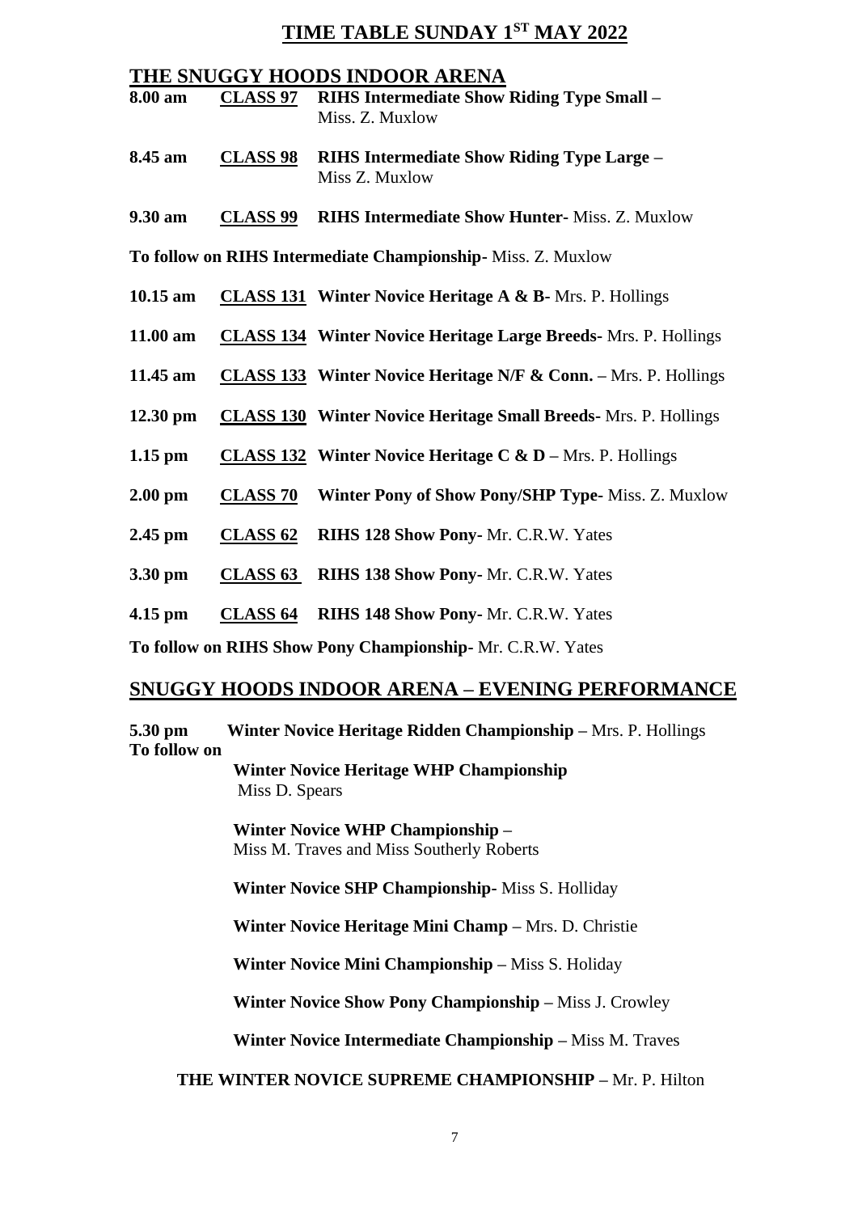# TIME TABLE SUNDAY 1ST MAY 2022

## THE SNUGGY HOODS INDOOR ARENA

**8.00 am** **CLASS 97** **RIHS Intermediate Show Riding Type Small –** Miss. Z. Muxlow

**8.45 am** **CLASS 98** **RIHS Intermediate Show Riding Type Large –** Miss Z. Muxlow

**9.30 am** **CLASS 99** **RIHS Intermediate Show Hunter-** Miss. Z. Muxlow

**To follow on RIHS Intermediate Championship-** Miss. Z. Muxlow

**10.15 am** **CLASS 131** **Winter Novice Heritage A & B-** Mrs. P. Hollings

**11.00 am** **CLASS 134** **Winter Novice Heritage Large Breeds-** Mrs. P. Hollings

**11.45 am** **CLASS 133** **Winter Novice Heritage N/F & Conn. –** Mrs. P. Hollings

**12.30 pm** **CLASS 130** **Winter Novice Heritage Small Breeds-** Mrs. P. Hollings

**1.15 pm** **CLASS 132** **Winter Novice Heritage C & D –** Mrs. P. Hollings

**2.00 pm** **CLASS 70** **Winter Pony of Show Pony/SHP Type-** Miss. Z. Muxlow

**2.45 pm** **CLASS 62** **RIHS 128 Show Pony-** Mr. C.R.W. Yates

**3.30 pm** **CLASS 63** **RIHS 138 Show Pony-** Mr. C.R.W. Yates

**4.15 pm** **CLASS 64** **RIHS 148 Show Pony-** Mr. C.R.W. Yates

**To follow on RIHS Show Pony Championship-** Mr. C.R.W. Yates

## SNUGGY HOODS INDOOR ARENA – EVENING PERFORMANCE

**5.30 pm** **Winter Novice Heritage Ridden Championship –** Mrs. P. Hollings

**To follow on**

**Winter Novice Heritage WHP Championship**
Miss D. Spears

**Winter Novice WHP Championship –**
Miss M. Traves and Miss Southerly Roberts

**Winter Novice SHP Championship-** Miss S. Holliday

**Winter Novice Heritage Mini Champ –** Mrs. D. Christie

**Winter Novice Mini Championship –** Miss S. Holiday

**Winter Novice Show Pony Championship –** Miss J. Crowley

**Winter Novice Intermediate Championship –** Miss M. Traves

**THE WINTER NOVICE SUPREME CHAMPIONSHIP –** Mr. P. Hilton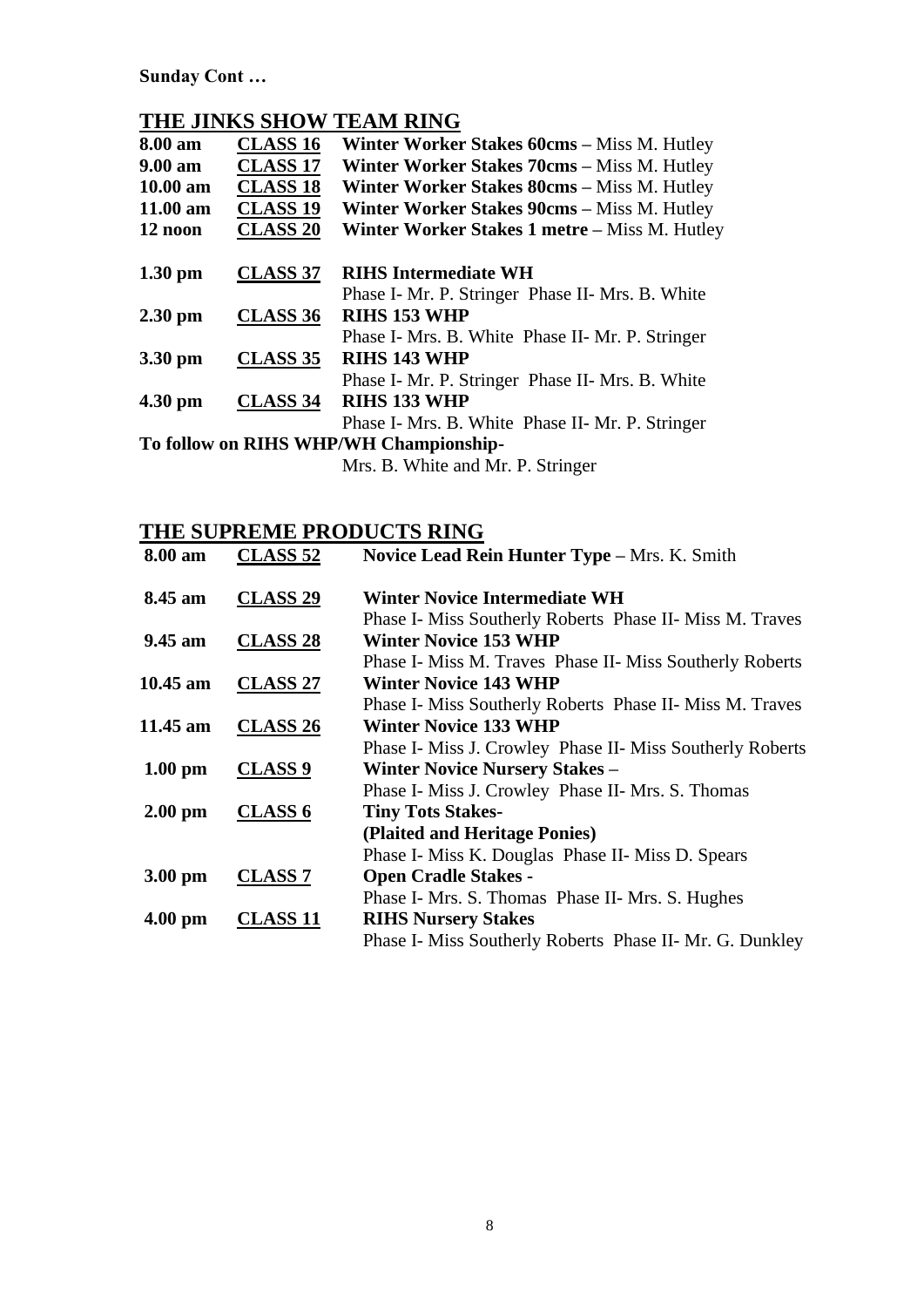**Sunday Cont …**

## THE JINKS SHOW TEAM RING

| | | |
|---|---|---|
| **8.00 am** | **CLASS 16** | **Winter Worker Stakes 60cms –** Miss M. Hutley |
| **9.00 am** | **CLASS 17** | **Winter Worker Stakes 70cms –** Miss M. Hutley |
| **10.00 am** | **CLASS 18** | **Winter Worker Stakes 80cms –** Miss M. Hutley |
| **11.00 am** | **CLASS 19** | **Winter Worker Stakes 90cms –** Miss M. Hutley |
| **12 noon** | **CLASS 20** | **Winter Worker Stakes 1 metre –** Miss M. Hutley |
| **1.30 pm** | **CLASS 37** | **RIHS Intermediate WH** Phase I- Mr. P. Stringer Phase II- Mrs. B. White |
| **2.30 pm** | **CLASS 36** | **RIHS 153 WHP** Phase I- Mrs. B. White Phase II- Mr. P. Stringer |
| **3.30 pm** | **CLASS 35** | **RIHS 143 WHP** Phase I- Mr. P. Stringer Phase II- Mrs. B. White |
| **4.30 pm** | **CLASS 34** | **RIHS 133 WHP** Phase I- Mrs. B. White Phase II- Mr. P. Stringer |

**To follow on RIHS WHP/WH Championship-**
Mrs. B. White and Mr. P. Stringer

## THE SUPREME PRODUCTS RING

| | | |
|---|---|---|
| **8.00 am** | **CLASS 52** | **Novice Lead Rein Hunter Type –** Mrs. K. Smith |
| **8.45 am** | **CLASS 29** | **Winter Novice Intermediate WH** Phase I- Miss Southerly Roberts Phase II- Miss M. Traves |
| **9.45 am** | **CLASS 28** | **Winter Novice 153 WHP** Phase I- Miss M. Traves Phase II- Miss Southerly Roberts |
| **10.45 am** | **CLASS 27** | **Winter Novice 143 WHP** Phase I- Miss Southerly Roberts Phase II- Miss M. Traves |
| **11.45 am** | **CLASS 26** | **Winter Novice 133 WHP** Phase I- Miss J. Crowley Phase II- Miss Southerly Roberts |
| **1.00 pm** | **CLASS 9** | **Winter Novice Nursery Stakes –** Phase I- Miss J. Crowley Phase II- Mrs. S. Thomas |
| **2.00 pm** | **CLASS 6** | **Tiny Tots Stakes- (Plaited and Heritage Ponies)** Phase I- Miss K. Douglas Phase II- Miss D. Spears |
| **3.00 pm** | **CLASS 7** | **Open Cradle Stakes -** Phase I- Mrs. S. Thomas Phase II- Mrs. S. Hughes |
| **4.00 pm** | **CLASS 11** | **RIHS Nursery Stakes** Phase I- Miss Southerly Roberts Phase II- Mr. G. Dunkley |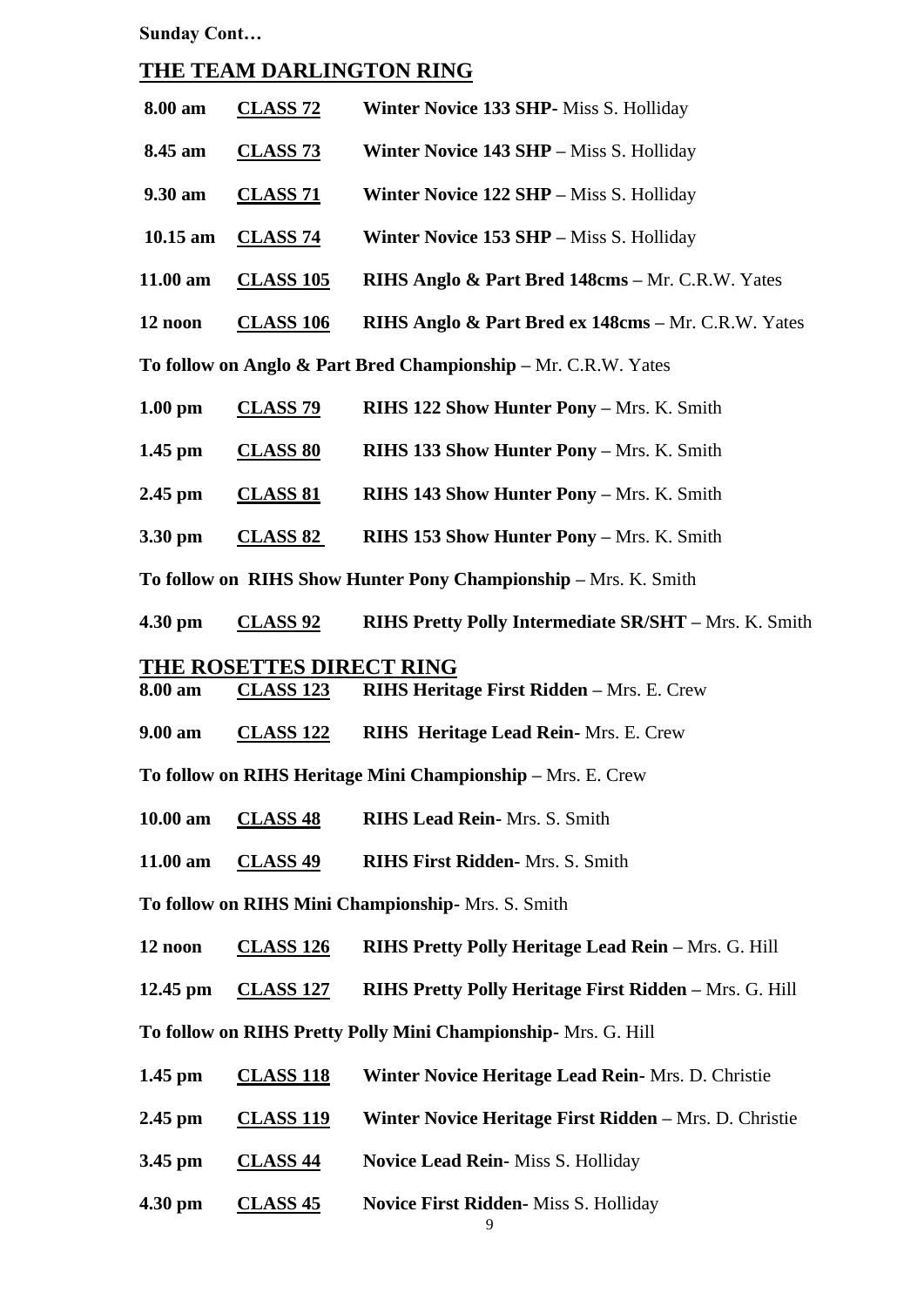**Sunday Cont…**

## THE TEAM DARLINGTON RING

| | | |
|---|---|---|
| **8.00 am** | **CLASS 72** | **Winter Novice 133 SHP-** Miss S. Holliday |
| **8.45 am** | **CLASS 73** | **Winter Novice 143 SHP** – Miss S. Holliday |
| **9.30 am** | **CLASS 71** | **Winter Novice 122 SHP** – Miss S. Holliday |
| **10.15 am** | **CLASS 74** | **Winter Novice 153 SHP** – Miss S. Holliday |
| **11.00 am** | **CLASS 105** | **RIHS Anglo & Part Bred 148cms** – Mr. C.R.W. Yates |
| **12 noon** | **CLASS 106** | **RIHS Anglo & Part Bred ex 148cms** – Mr. C.R.W. Yates |

**To follow on Anglo & Part Bred Championship** – Mr. C.R.W. Yates

| | | |
|---|---|---|
| **1.00 pm** | **CLASS 79** | **RIHS 122 Show Hunter Pony** – Mrs. K. Smith |
| **1.45 pm** | **CLASS 80** | **RIHS 133 Show Hunter Pony** – Mrs. K. Smith |
| **2.45 pm** | **CLASS 81** | **RIHS 143 Show Hunter Pony** – Mrs. K. Smith |
| **3.30 pm** | **CLASS 82** | **RIHS 153 Show Hunter Pony** – Mrs. K. Smith |

**To follow on RIHS Show Hunter Pony Championship** – Mrs. K. Smith

| | | |
|---|---|---|
| **4.30 pm** | **CLASS 92** | **RIHS Pretty Polly Intermediate SR/SHT** – Mrs. K. Smith |

## THE ROSETTES DIRECT RING

| | | |
|---|---|---|
| **8.00 am** | **CLASS 123** | **RIHS Heritage First Ridden** – Mrs. E. Crew |
| **9.00 am** | **CLASS 122** | **RIHS Heritage Lead Rein-** Mrs. E. Crew |

**To follow on RIHS Heritage Mini Championship** – Mrs. E. Crew

| | | |
|---|---|---|
| **10.00 am** | **CLASS 48** | **RIHS Lead Rein-** Mrs. S. Smith |
| **11.00 am** | **CLASS 49** | **RIHS First Ridden-** Mrs. S. Smith |

**To follow on RIHS Mini Championship-** Mrs. S. Smith

| | | |
|---|---|---|
| **12 noon** | **CLASS 126** | **RIHS Pretty Polly Heritage Lead Rein** – Mrs. G. Hill |
| **12.45 pm** | **CLASS 127** | **RIHS Pretty Polly Heritage First Ridden** – Mrs. G. Hill |

**To follow on RIHS Pretty Polly Mini Championship-** Mrs. G. Hill

| | | |
|---|---|---|
| **1.45 pm** | **CLASS 118** | **Winter Novice Heritage Lead Rein-** Mrs. D. Christie |
| **2.45 pm** | **CLASS 119** | **Winter Novice Heritage First Ridden** – Mrs. D. Christie |
| **3.45 pm** | **CLASS 44** | **Novice Lead Rein-** Miss S. Holliday |
| **4.30 pm** | **CLASS 45** | **Novice First Ridden-** Miss S. Holliday |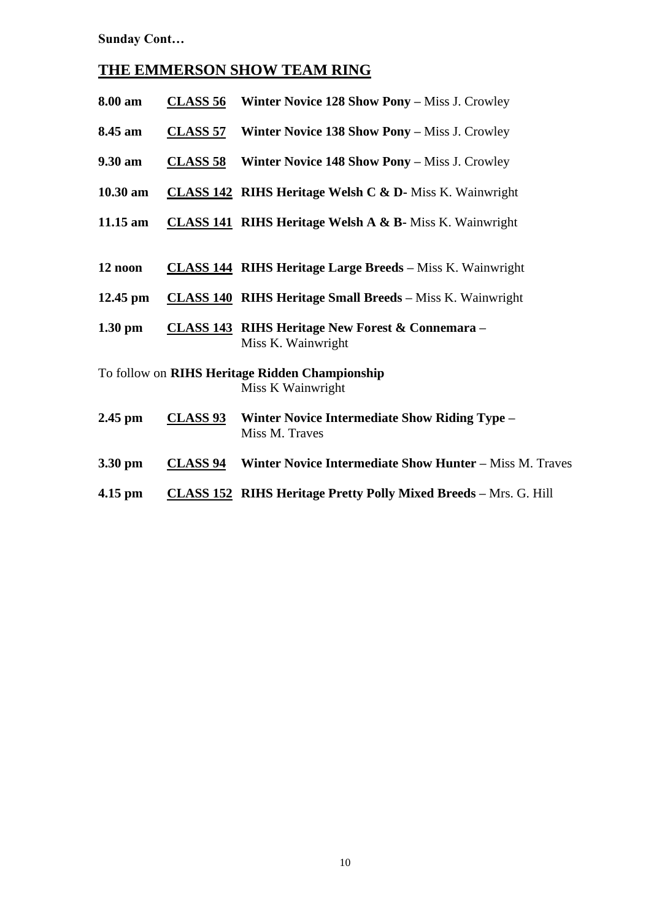**Sunday Cont…**

## THE EMMERSON SHOW TEAM RING

**8.00 am** **CLASS 56** **Winter Novice 128 Show Pony** – Miss J. Crowley

**8.45 am** **CLASS 57** **Winter Novice 138 Show Pony** – Miss J. Crowley

**9.30 am** **CLASS 58** **Winter Novice 148 Show Pony** – Miss J. Crowley

**10.30 am** **CLASS 142** **RIHS Heritage Welsh C & D-** Miss K. Wainwright

**11.15 am** **CLASS 141** **RIHS Heritage Welsh A & B-** Miss K. Wainwright

**12 noon** **CLASS 144** **RIHS Heritage Large Breeds** – Miss K. Wainwright

**12.45 pm** **CLASS 140** **RIHS Heritage Small Breeds** – Miss K. Wainwright

**1.30 pm** **CLASS 143** **RIHS Heritage New Forest & Connemara** – Miss K. Wainwright

To follow on **RIHS Heritage Ridden Championship** Miss K Wainwright

**2.45 pm** **CLASS 93** **Winter Novice Intermediate Show Riding Type** – Miss M. Traves

**3.30 pm** **CLASS 94** **Winter Novice Intermediate Show Hunter** – Miss M. Traves

**4.15 pm** **CLASS 152** **RIHS Heritage Pretty Polly Mixed Breeds** – Mrs. G. Hill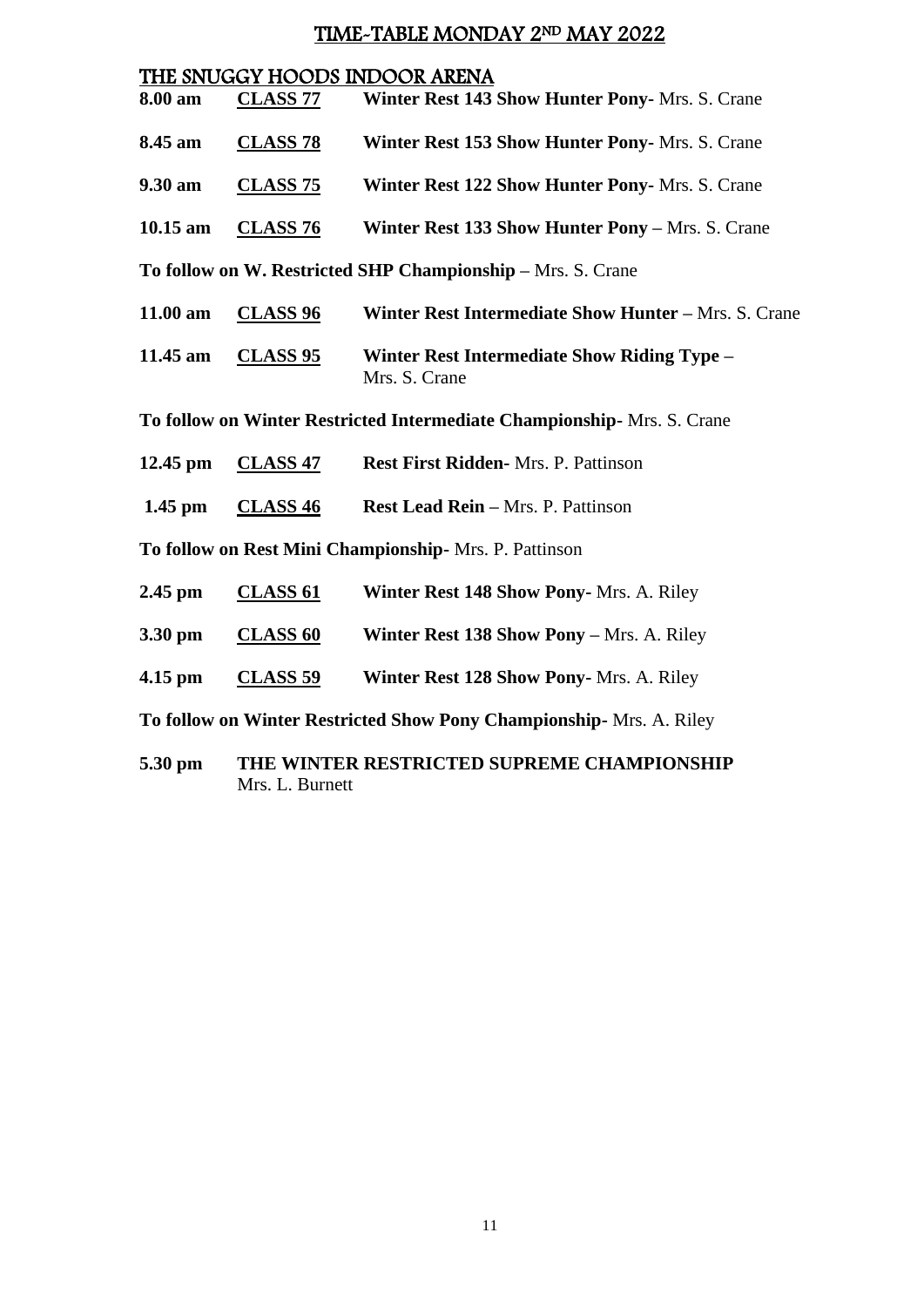# TIME-TABLE MONDAY 2ND MAY 2022

## THE SNUGGY HOODS INDOOR ARENA

**8.00 am** **CLASS 77** **Winter Rest 143 Show Hunter Pony-** Mrs. S. Crane

**8.45 am** **CLASS 78** **Winter Rest 153 Show Hunter Pony-** Mrs. S. Crane

**9.30 am** **CLASS 75** **Winter Rest 122 Show Hunter Pony-** Mrs. S. Crane

**10.15 am** **CLASS 76** **Winter Rest 133 Show Hunter Pony –** Mrs. S. Crane

**To follow on W. Restricted SHP Championship –** Mrs. S. Crane

**11.00 am** **CLASS 96** **Winter Rest Intermediate Show Hunter –** Mrs. S. Crane

**11.45 am** **CLASS 95** **Winter Rest Intermediate Show Riding Type –** Mrs. S. Crane

**To follow on Winter Restricted Intermediate Championship-** Mrs. S. Crane

**12.45 pm** **CLASS 47** **Rest First Ridden-** Mrs. P. Pattinson

**1.45 pm** **CLASS 46** **Rest Lead Rein –** Mrs. P. Pattinson

**To follow on Rest Mini Championship-** Mrs. P. Pattinson

**2.45 pm** **CLASS 61** **Winter Rest 148 Show Pony-** Mrs. A. Riley

**3.30 pm** **CLASS 60** **Winter Rest 138 Show Pony –** Mrs. A. Riley

**4.15 pm** **CLASS 59** **Winter Rest 128 Show Pony-** Mrs. A. Riley

**To follow on Winter Restricted Show Pony Championship-** Mrs. A. Riley

**5.30 pm** **THE WINTER RESTRICTED SUPREME CHAMPIONSHIP** Mrs. L. Burnett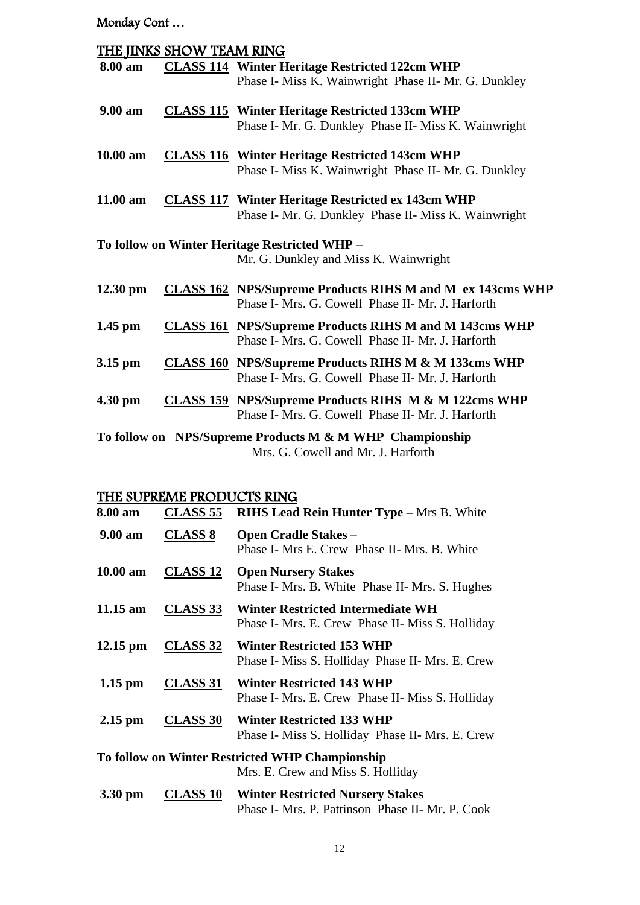Monday Cont …

## THE JINKS SHOW TEAM RING

**8.00 am** **CLASS 114** **Winter Heritage Restricted 122cm WHP**
Phase I- Miss K. Wainwright Phase II- Mr. G. Dunkley

**9.00 am** **CLASS 115** **Winter Heritage Restricted 133cm WHP**
Phase I- Mr. G. Dunkley Phase II- Miss K. Wainwright

**10.00 am** **CLASS 116** **Winter Heritage Restricted 143cm WHP**
Phase I- Miss K. Wainwright Phase II- Mr. G. Dunkley

**11.00 am** **CLASS 117** **Winter Heritage Restricted ex 143cm WHP**
Phase I- Mr. G. Dunkley Phase II- Miss K. Wainwright

**To follow on Winter Heritage Restricted WHP –**
Mr. G. Dunkley and Miss K. Wainwright

**12.30 pm** **CLASS 162** **NPS/Supreme Products RIHS M and M ex 143cms WHP**
Phase I- Mrs. G. Cowell Phase II- Mr. J. Harforth

**1.45 pm** **CLASS 161** **NPS/Supreme Products RIHS M and M 143cms WHP**
Phase I- Mrs. G. Cowell Phase II- Mr. J. Harforth

**3.15 pm** **CLASS 160** **NPS/Supreme Products RIHS M & M 133cms WHP**
Phase I- Mrs. G. Cowell Phase II- Mr. J. Harforth

**4.30 pm** **CLASS 159** **NPS/Supreme Products RIHS M & M 122cms WHP**
Phase I- Mrs. G. Cowell Phase II- Mr. J. Harforth

**To follow on NPS/Supreme Products M & M WHP Championship**
Mrs. G. Cowell and Mr. J. Harforth

## THE SUPREME PRODUCTS RING

**8.00 am** **CLASS 55** **RIHS Lead Rein Hunter Type** – Mrs B. White

**9.00 am** **CLASS 8** **Open Cradle Stakes** –
Phase I- Mrs E. Crew Phase II- Mrs. B. White

**10.00 am** **CLASS 12** **Open Nursery Stakes**
Phase I- Mrs. B. White Phase II- Mrs. S. Hughes

**11.15 am** **CLASS 33** **Winter Restricted Intermediate WH**
Phase I- Mrs. E. Crew Phase II- Miss S. Holliday

**12.15 pm** **CLASS 32** **Winter Restricted 153 WHP**
Phase I- Miss S. Holliday Phase II- Mrs. E. Crew

**1.15 pm** **CLASS 31** **Winter Restricted 143 WHP**
Phase I- Mrs. E. Crew Phase II- Miss S. Holliday

**2.15 pm** **CLASS 30** **Winter Restricted 133 WHP**
Phase I- Miss S. Holliday Phase II- Mrs. E. Crew

**To follow on Winter Restricted WHP Championship**
Mrs. E. Crew and Miss S. Holliday

**3.30 pm** **CLASS 10** **Winter Restricted Nursery Stakes**
Phase I- Mrs. P. Pattinson Phase II- Mr. P. Cook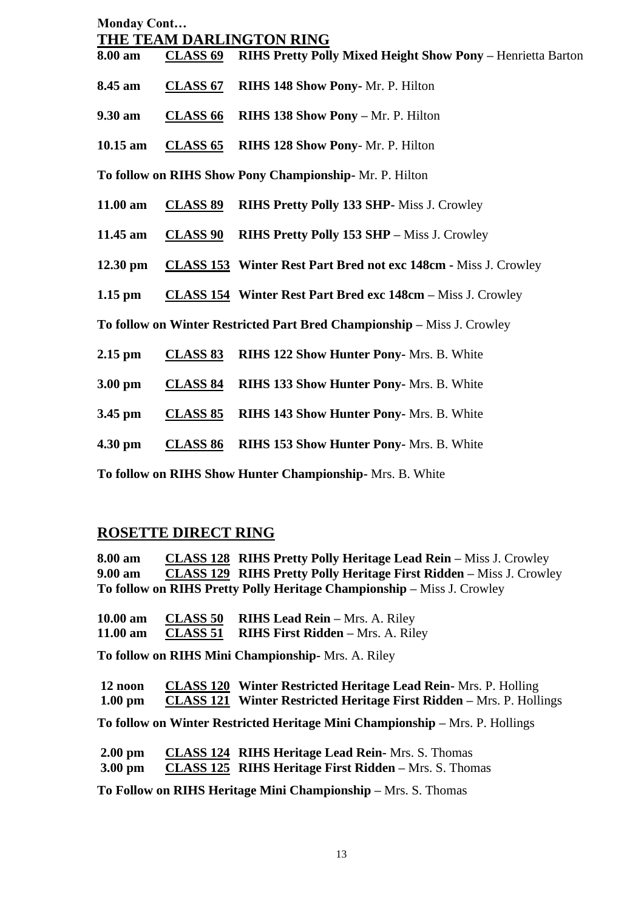**Monday Cont…**

## THE TEAM DARLINGTON RING

**8.00 am** **CLASS 69** **RIHS Pretty Polly Mixed Height Show Pony –** Henrietta Barton

**8.45 am** **CLASS 67** **RIHS 148 Show Pony-** Mr. P. Hilton

**9.30 am** **CLASS 66** **RIHS 138 Show Pony –** Mr. P. Hilton

**10.15 am** **CLASS 65** **RIHS 128 Show Pony**- Mr. P. Hilton

**To follow on RIHS Show Pony Championship-** Mr. P. Hilton

**11.00 am** **CLASS 89** **RIHS Pretty Polly 133 SHP-** Miss J. Crowley

**11.45 am** **CLASS 90** **RIHS Pretty Polly 153 SHP –** Miss J. Crowley

**12.30 pm** **CLASS 153** **Winter Rest Part Bred not exc 148cm -** Miss J. Crowley

**1.15 pm** **CLASS 154** **Winter Rest Part Bred exc 148cm –** Miss J. Crowley

**To follow on Winter Restricted Part Bred Championship –** Miss J. Crowley

**2.15 pm** **CLASS 83** **RIHS 122 Show Hunter Pony-** Mrs. B. White

**3.00 pm** **CLASS 84** **RIHS 133 Show Hunter Pony-** Mrs. B. White

**3.45 pm** **CLASS 85** **RIHS 143 Show Hunter Pony-** Mrs. B. White

**4.30 pm** **CLASS 86** **RIHS 153 Show Hunter Pony-** Mrs. B. White

**To follow on RIHS Show Hunter Championship-** Mrs. B. White

## ROSETTE DIRECT RING

**8.00 am** **CLASS 128** **RIHS Pretty Polly Heritage Lead Rein –** Miss J. Crowley
**9.00 am** **CLASS 129** **RIHS Pretty Polly Heritage First Ridden –** Miss J. Crowley
**To follow on RIHS Pretty Polly Heritage Championship –** Miss J. Crowley

**10.00 am** **CLASS 50** **RIHS Lead Rein –** Mrs. A. Riley
**11.00 am** **CLASS 51** **RIHS First Ridden –** Mrs. A. Riley

**To follow on RIHS Mini Championship-** Mrs. A. Riley

**12 noon** **CLASS 120** **Winter Restricted Heritage Lead Rein-** Mrs. P. Holling
**1.00 pm** **CLASS 121** **Winter Restricted Heritage First Ridden –** Mrs. P. Hollings

**To follow on Winter Restricted Heritage Mini Championship –** Mrs. P. Hollings

**2.00 pm** **CLASS 124** **RIHS Heritage Lead Rein-** Mrs. S. Thomas
**3.00 pm** **CLASS 125** **RIHS Heritage First Ridden –** Mrs. S. Thomas

**To Follow on RIHS Heritage Mini Championship –** Mrs. S. Thomas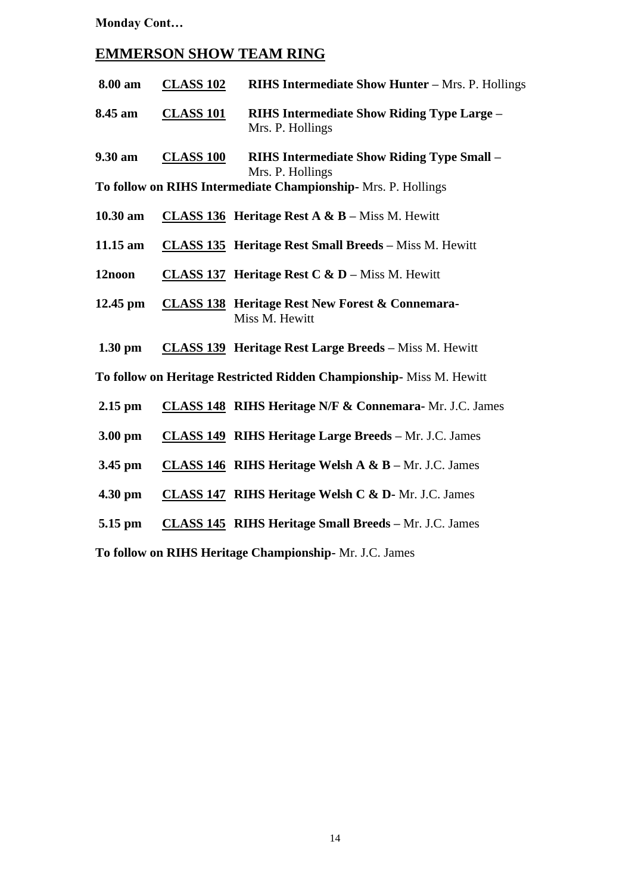**Monday Cont…**

## EMMERSON SHOW TEAM RING

**8.00 am** **CLASS 102** **RIHS Intermediate Show Hunter –** Mrs. P. Hollings

**8.45 am** **CLASS 101** **RIHS Intermediate Show Riding Type Large –** Mrs. P. Hollings

**9.30 am** **CLASS 100** **RIHS Intermediate Show Riding Type Small –** Mrs. P. Hollings

**To follow on RIHS Intermediate Championship-** Mrs. P. Hollings

**10.30 am** **CLASS 136** **Heritage Rest A & B –** Miss M. Hewitt

**11.15 am** **CLASS 135** **Heritage Rest Small Breeds –** Miss M. Hewitt

**12noon** **CLASS 137** **Heritage Rest C & D –** Miss M. Hewitt

**12.45 pm** **CLASS 138** **Heritage Rest New Forest & Connemara-** Miss M. Hewitt

**1.30 pm** **CLASS 139** **Heritage Rest Large Breeds –** Miss M. Hewitt

**To follow on Heritage Restricted Ridden Championship-** Miss M. Hewitt

**2.15 pm** **CLASS 148** **RIHS Heritage N/F & Connemara-** Mr. J.C. James

**3.00 pm** **CLASS 149** **RIHS Heritage Large Breeds –** Mr. J.C. James

**3.45 pm** **CLASS 146** **RIHS Heritage Welsh A & B –** Mr. J.C. James

**4.30 pm** **CLASS 147** **RIHS Heritage Welsh C & D-** Mr. J.C. James

**5.15 pm** **CLASS 145** **RIHS Heritage Small Breeds –** Mr. J.C. James

**To follow on RIHS Heritage Championship-** Mr. J.C. James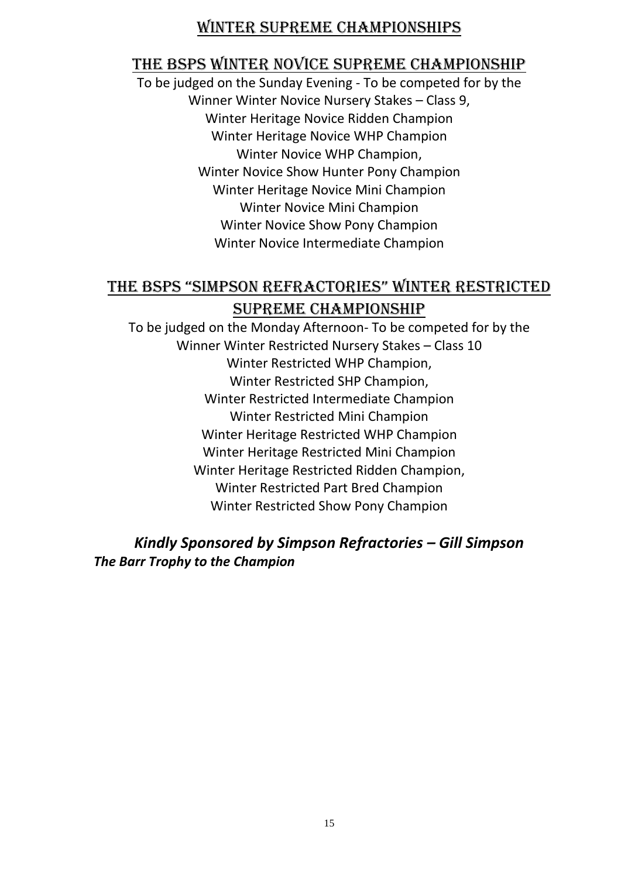# WINTER SUPREME CHAMPIONSHIPS

## THE BSPS WINTER NOVICE SUPREME CHAMPIONSHIP

To be judged on the Sunday Evening - To be competed for by the
Winner Winter Novice Nursery Stakes – Class 9,
Winter Heritage Novice Ridden Champion
Winter Heritage Novice WHP Champion
Winter Novice WHP Champion,
Winter Novice Show Hunter Pony Champion
Winter Heritage Novice Mini Champion
Winter Novice Mini Champion
Winter Novice Show Pony Champion
Winter Novice Intermediate Champion

## THE BSPS "SIMPSON REFRACTORIES" WINTER RESTRICTED SUPREME CHAMPIONSHIP

To be judged on the Monday Afternoon- To be competed for by the
Winner Winter Restricted Nursery Stakes – Class 10
Winter Restricted WHP Champion,
Winter Restricted SHP Champion,
Winter Restricted Intermediate Champion
Winter Restricted Mini Champion
Winter Heritage Restricted WHP Champion
Winter Heritage Restricted Mini Champion
Winter Heritage Restricted Ridden Champion,
Winter Restricted Part Bred Champion
Winter Restricted Show Pony Champion

***Kindly Sponsored by Simpson Refractories – Gill Simpson***
***The Barr Trophy to the Champion***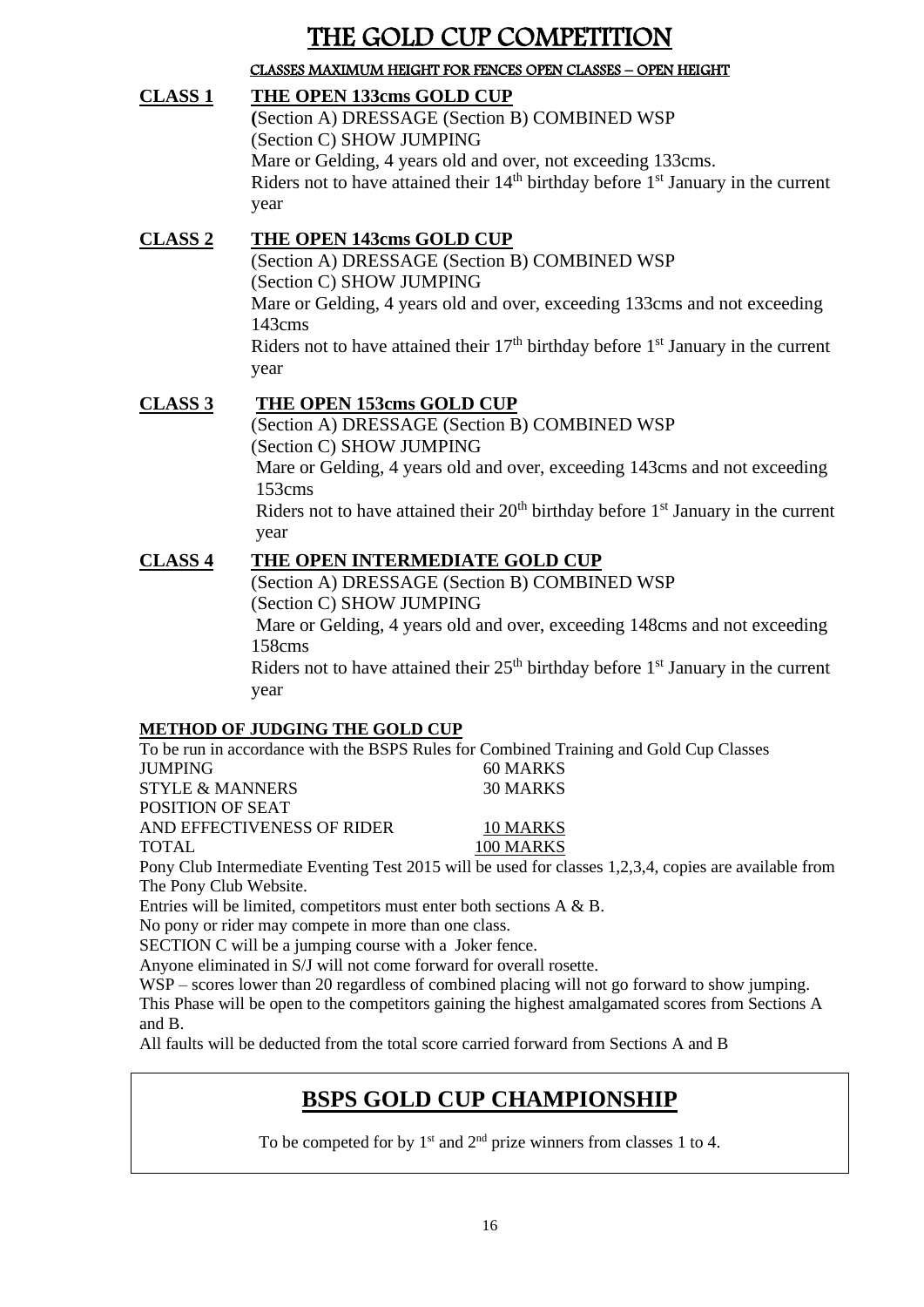# THE GOLD CUP COMPETITION

CLASSES MAXIMUM HEIGHT FOR FENCES OPEN CLASSES – OPEN HEIGHT

**CLASS 1** **THE OPEN 133cms GOLD CUP**

(Section A) DRESSAGE (Section B) COMBINED WSP
(Section C) SHOW JUMPING
Mare or Gelding, 4 years old and over, not exceeding 133cms.
Riders not to have attained their 14th birthday before 1st January in the current year

**CLASS 2** **THE OPEN 143cms GOLD CUP**

(Section A) DRESSAGE (Section B) COMBINED WSP
(Section C) SHOW JUMPING
Mare or Gelding, 4 years old and over, exceeding 133cms and not exceeding 143cms
Riders not to have attained their 17th birthday before 1st January in the current year

**CLASS 3** **THE OPEN 153cms GOLD CUP**

(Section A) DRESSAGE (Section B) COMBINED WSP
(Section C) SHOW JUMPING
Mare or Gelding, 4 years old and over, exceeding 143cms and not exceeding 153cms
Riders not to have attained their 20th birthday before 1st January in the current year

**CLASS 4** **THE OPEN INTERMEDIATE GOLD CUP**

(Section A) DRESSAGE (Section B) COMBINED WSP
(Section C) SHOW JUMPING
Mare or Gelding, 4 years old and over, exceeding 148cms and not exceeding 158cms
Riders not to have attained their 25th birthday before 1st January in the current year

**METHOD OF JUDGING THE GOLD CUP**

To be run in accordance with the BSPS Rules for Combined Training and Gold Cup Classes

| | |
|---|---|
| JUMPING | 60 MARKS |
| STYLE & MANNERS | 30 MARKS |
| POSITION OF SEAT AND EFFECTIVENESS OF RIDER | 10 MARKS |
| TOTAL | 100 MARKS |

Pony Club Intermediate Eventing Test 2015 will be used for classes 1,2,3,4, copies are available from The Pony Club Website.
Entries will be limited, competitors must enter both sections A & B.
No pony or rider may compete in more than one class.
SECTION C will be a jumping course with a Joker fence.
Anyone eliminated in S/J will not come forward for overall rosette.
WSP – scores lower than 20 regardless of combined placing will not go forward to show jumping.
This Phase will be open to the competitors gaining the highest amalgamated scores from Sections A and B.
All faults will be deducted from the total score carried forward from Sections A and B

## BSPS GOLD CUP CHAMPIONSHIP

To be competed for by 1st and 2nd prize winners from classes 1 to 4.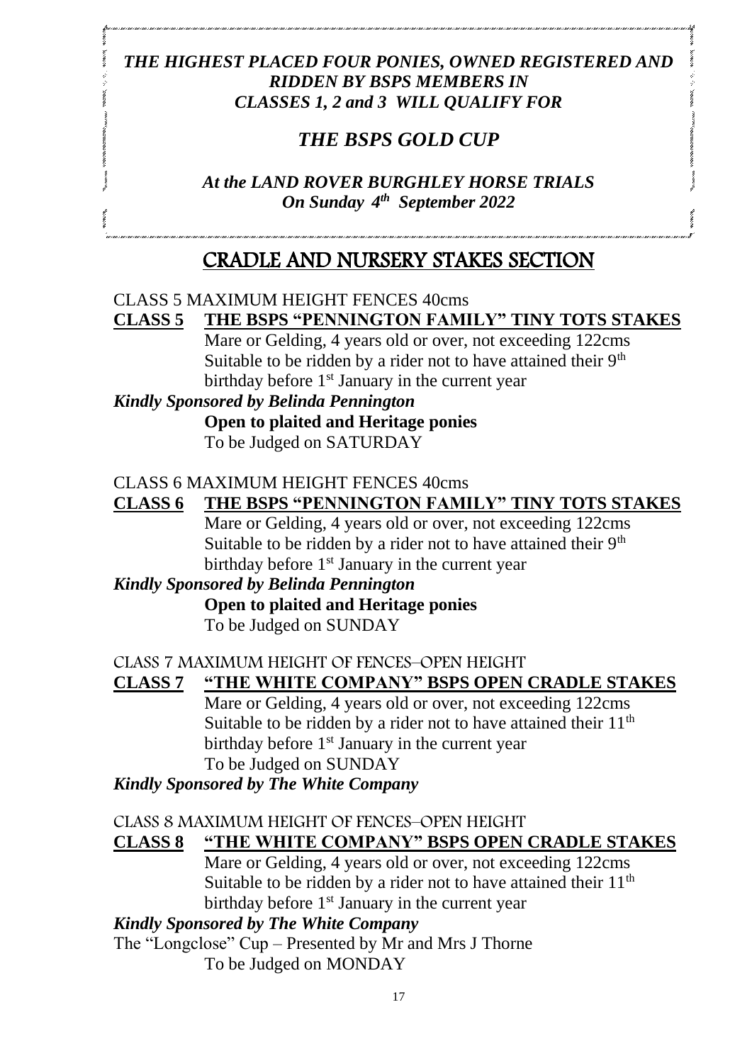***THE HIGHEST PLACED FOUR PONIES, OWNED REGISTERED AND RIDDEN BY BSPS MEMBERS IN CLASSES 1, 2 and 3 WILL QUALIFY FOR***

## *THE BSPS GOLD CUP*

***At the LAND ROVER BURGHLEY HORSE TRIALS On Sunday 4th September 2022***

# CRADLE AND NURSERY STAKES SECTION

CLASS 5 MAXIMUM HEIGHT FENCES 40cms

**CLASS 5 THE BSPS "PENNINGTON FAMILY" TINY TOTS STAKES**

Mare or Gelding, 4 years old or over, not exceeding 122cms
Suitable to be ridden by a rider not to have attained their 9th birthday before 1st January in the current year

***Kindly Sponsored by Belinda Pennington***

**Open to plaited and Heritage ponies**

To be Judged on SATURDAY

CLASS 6 MAXIMUM HEIGHT FENCES 40cms

**CLASS 6 THE BSPS "PENNINGTON FAMILY" TINY TOTS STAKES**

Mare or Gelding, 4 years old or over, not exceeding 122cms
Suitable to be ridden by a rider not to have attained their 9th birthday before 1st January in the current year

***Kindly Sponsored by Belinda Pennington***

**Open to plaited and Heritage ponies**

To be Judged on SUNDAY

CLASS 7 MAXIMUM HEIGHT OF FENCES–OPEN HEIGHT

**CLASS 7 "THE WHITE COMPANY" BSPS OPEN CRADLE STAKES**

Mare or Gelding, 4 years old or over, not exceeding 122cms
Suitable to be ridden by a rider not to have attained their 11th birthday before 1st January in the current year
To be Judged on SUNDAY

***Kindly Sponsored by The White Company***

CLASS 8 MAXIMUM HEIGHT OF FENCES–OPEN HEIGHT

**CLASS 8 "THE WHITE COMPANY" BSPS OPEN CRADLE STAKES**

Mare or Gelding, 4 years old or over, not exceeding 122cms
Suitable to be ridden by a rider not to have attained their 11th birthday before 1st January in the current year

***Kindly Sponsored by The White Company***

The "Longclose" Cup – Presented by Mr and Mrs J Thorne

To be Judged on MONDAY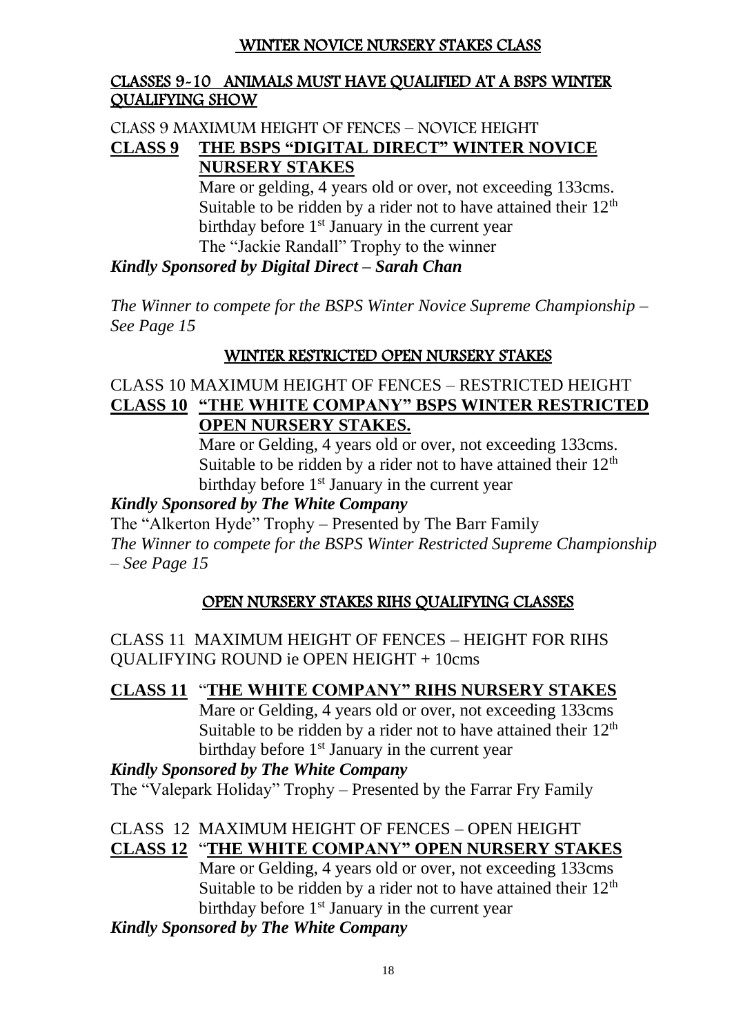## WINTER NOVICE NURSERY STAKES CLASS

### CLASSES 9-10 ANIMALS MUST HAVE QUALIFIED AT A BSPS WINTER QUALIFYING SHOW

CLASS 9 MAXIMUM HEIGHT OF FENCES – NOVICE HEIGHT

**CLASS 9 THE BSPS "DIGITAL DIRECT" WINTER NOVICE NURSERY STAKES**

Mare or gelding, 4 years old or over, not exceeding 133cms. Suitable to be ridden by a rider not to have attained their 12th birthday before 1st January in the current year

The "Jackie Randall" Trophy to the winner

***Kindly Sponsored by Digital Direct – Sarah Chan***

*The Winner to compete for the BSPS Winter Novice Supreme Championship – See Page 15*

## WINTER RESTRICTED OPEN NURSERY STAKES

CLASS 10 MAXIMUM HEIGHT OF FENCES – RESTRICTED HEIGHT

**CLASS 10 "THE WHITE COMPANY" BSPS WINTER RESTRICTED OPEN NURSERY STAKES.**

Mare or Gelding, 4 years old or over, not exceeding 133cms. Suitable to be ridden by a rider not to have attained their 12th birthday before 1st January in the current year

***Kindly Sponsored by The White Company***

The "Alkerton Hyde" Trophy – Presented by The Barr Family

*The Winner to compete for the BSPS Winter Restricted Supreme Championship – See Page 15*

## OPEN NURSERY STAKES RIHS QUALIFYING CLASSES

CLASS 11 MAXIMUM HEIGHT OF FENCES – HEIGHT FOR RIHS QUALIFYING ROUND ie OPEN HEIGHT + 10cms

**CLASS 11 "THE WHITE COMPANY" RIHS NURSERY STAKES**

Mare or Gelding, 4 years old or over, not exceeding 133cms Suitable to be ridden by a rider not to have attained their 12th birthday before 1st January in the current year

***Kindly Sponsored by The White Company***

The "Valepark Holiday" Trophy – Presented by the Farrar Fry Family

CLASS 12 MAXIMUM HEIGHT OF FENCES – OPEN HEIGHT

**CLASS 12 "THE WHITE COMPANY" OPEN NURSERY STAKES**

Mare or Gelding, 4 years old or over, not exceeding 133cms Suitable to be ridden by a rider not to have attained their 12th birthday before 1st January in the current year

***Kindly Sponsored by The White Company***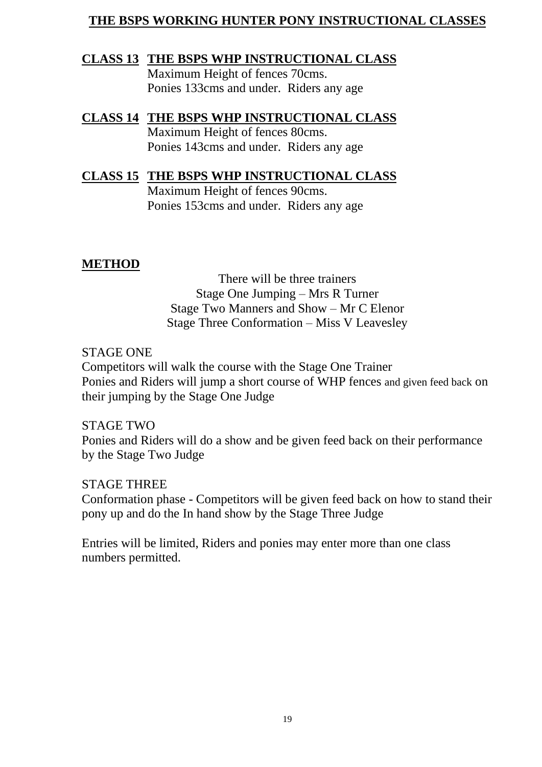# THE BSPS WORKING HUNTER PONY INSTRUCTIONAL CLASSES

## CLASS 13 THE BSPS WHP INSTRUCTIONAL CLASS

Maximum Height of fences 70cms.
Ponies 133cms and under. Riders any age

## CLASS 14 THE BSPS WHP INSTRUCTIONAL CLASS

Maximum Height of fences 80cms.
Ponies 143cms and under. Riders any age

## CLASS 15 THE BSPS WHP INSTRUCTIONAL CLASS

Maximum Height of fences 90cms.
Ponies 153cms and under. Riders any age

## METHOD

There will be three trainers
Stage One Jumping – Mrs R Turner
Stage Two Manners and Show – Mr C Elenor
Stage Three Conformation – Miss V Leavesley

STAGE ONE
Competitors will walk the course with the Stage One Trainer
Ponies and Riders will jump a short course of WHP fences and given feed back on their jumping by the Stage One Judge

STAGE TWO
Ponies and Riders will do a show and be given feed back on their performance by the Stage Two Judge

STAGE THREE
Conformation phase - Competitors will be given feed back on how to stand their pony up and do the In hand show by the Stage Three Judge

Entries will be limited, Riders and ponies may enter more than one class numbers permitted.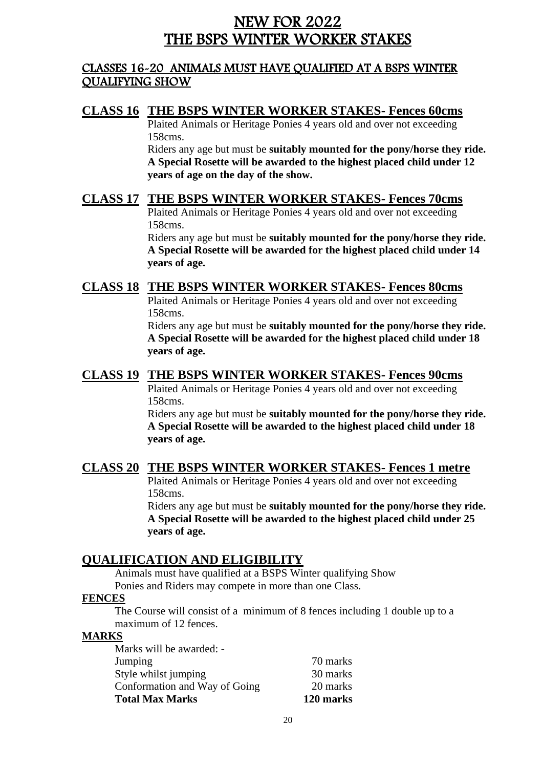# NEW FOR 2022
# THE BSPS WINTER WORKER STAKES

## CLASSES 16-20 ANIMALS MUST HAVE QUALIFIED AT A BSPS WINTER QUALIFYING SHOW

## CLASS 16 THE BSPS WINTER WORKER STAKES- Fences 60cms

Plaited Animals or Heritage Ponies 4 years old and over not exceeding 158cms.

Riders any age but must be **suitably mounted for the pony/horse they ride. A Special Rosette will be awarded to the highest placed child under 12 years of age on the day of the show.**

## CLASS 17 THE BSPS WINTER WORKER STAKES- Fences 70cms

Plaited Animals or Heritage Ponies 4 years old and over not exceeding 158cms.

Riders any age but must be **suitably mounted for the pony/horse they ride. A Special Rosette will be awarded for the highest placed child under 14 years of age.**

## CLASS 18 THE BSPS WINTER WORKER STAKES- Fences 80cms

Plaited Animals or Heritage Ponies 4 years old and over not exceeding 158cms.

Riders any age but must be **suitably mounted for the pony/horse they ride. A Special Rosette will be awarded for the highest placed child under 18 years of age.**

## CLASS 19 THE BSPS WINTER WORKER STAKES- Fences 90cms

Plaited Animals or Heritage Ponies 4 years old and over not exceeding 158cms.

Riders any age but must be **suitably mounted for the pony/horse they ride. A Special Rosette will be awarded to the highest placed child under 18 years of age.**

## CLASS 20 THE BSPS WINTER WORKER STAKES- Fences 1 metre

Plaited Animals or Heritage Ponies 4 years old and over not exceeding 158cms.

Riders any age but must be **suitably mounted for the pony/horse they ride. A Special Rosette will be awarded to the highest placed child under 25 years of age.**

## QUALIFICATION AND ELIGIBILITY

Animals must have qualified at a BSPS Winter qualifying Show

Ponies and Riders may compete in more than one Class.

### FENCES

The Course will consist of a minimum of 8 fences including 1 double up to a maximum of 12 fences.

### MARKS

Marks will be awarded: -

| | |
|---|---|
| Jumping | 70 marks |
| Style whilst jumping | 30 marks |
| Conformation and Way of Going | 20 marks |
| **Total Max Marks** | **120 marks** |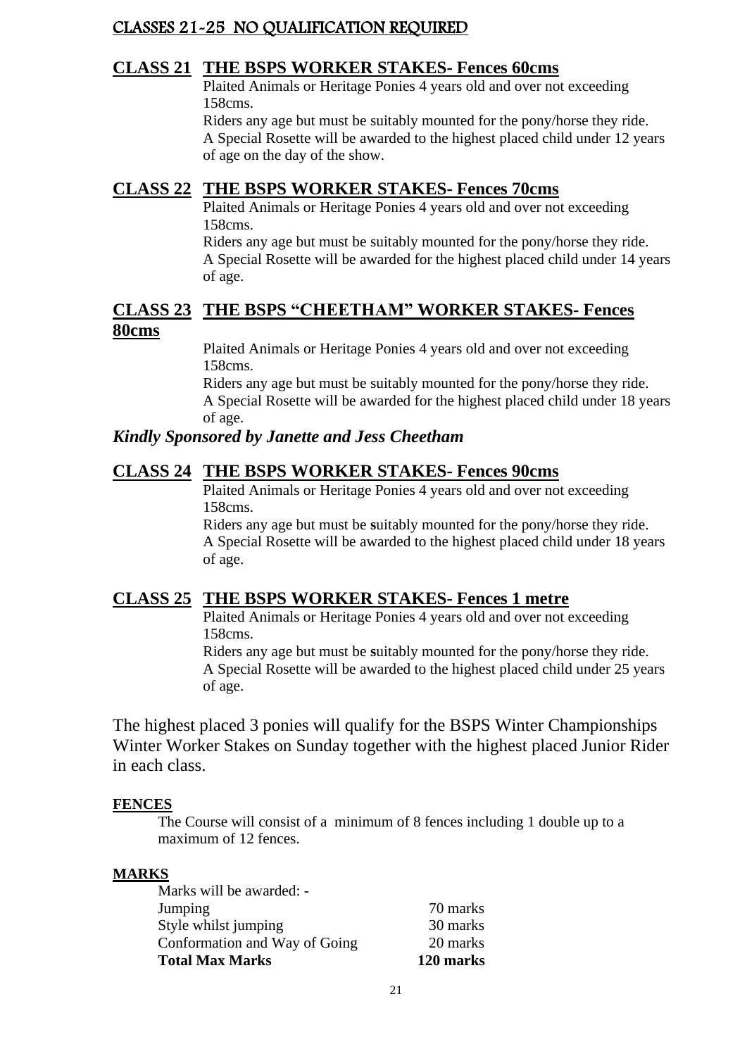## CLASSES 21-25 NO QUALIFICATION REQUIRED

### CLASS 21 THE BSPS WORKER STAKES- Fences 60cms

Plaited Animals or Heritage Ponies 4 years old and over not exceeding 158cms.
Riders any age but must be suitably mounted for the pony/horse they ride.
A Special Rosette will be awarded to the highest placed child under 12 years of age on the day of the show.

### CLASS 22 THE BSPS WORKER STAKES- Fences 70cms

Plaited Animals or Heritage Ponies 4 years old and over not exceeding 158cms.
Riders any age but must be suitably mounted for the pony/horse they ride.
A Special Rosette will be awarded for the highest placed child under 14 years of age.

### CLASS 23 THE BSPS "CHEETHAM" WORKER STAKES- Fences 80cms

Plaited Animals or Heritage Ponies 4 years old and over not exceeding 158cms.
Riders any age but must be suitably mounted for the pony/horse they ride.
A Special Rosette will be awarded for the highest placed child under 18 years of age.

***Kindly Sponsored by Janette and Jess Cheetham***

### CLASS 24 THE BSPS WORKER STAKES- Fences 90cms

Plaited Animals or Heritage Ponies 4 years old and over not exceeding 158cms.
Riders any age but must be suitably mounted for the pony/horse they ride.
A Special Rosette will be awarded to the highest placed child under 18 years of age.

### CLASS 25 THE BSPS WORKER STAKES- Fences 1 metre

Plaited Animals or Heritage Ponies 4 years old and over not exceeding 158cms.
Riders any age but must be suitably mounted for the pony/horse they ride.
A Special Rosette will be awarded to the highest placed child under 25 years of age.

The highest placed 3 ponies will qualify for the BSPS Winter Championships Winter Worker Stakes on Sunday together with the highest placed Junior Rider in each class.

**FENCES**

The Course will consist of a minimum of 8 fences including 1 double up to a maximum of 12 fences.

**MARKS**

Marks will be awarded: -

| | |
|---|---|
| Jumping | 70 marks |
| Style whilst jumping | 30 marks |
| Conformation and Way of Going | 20 marks |
| **Total Max Marks** | **120 marks** |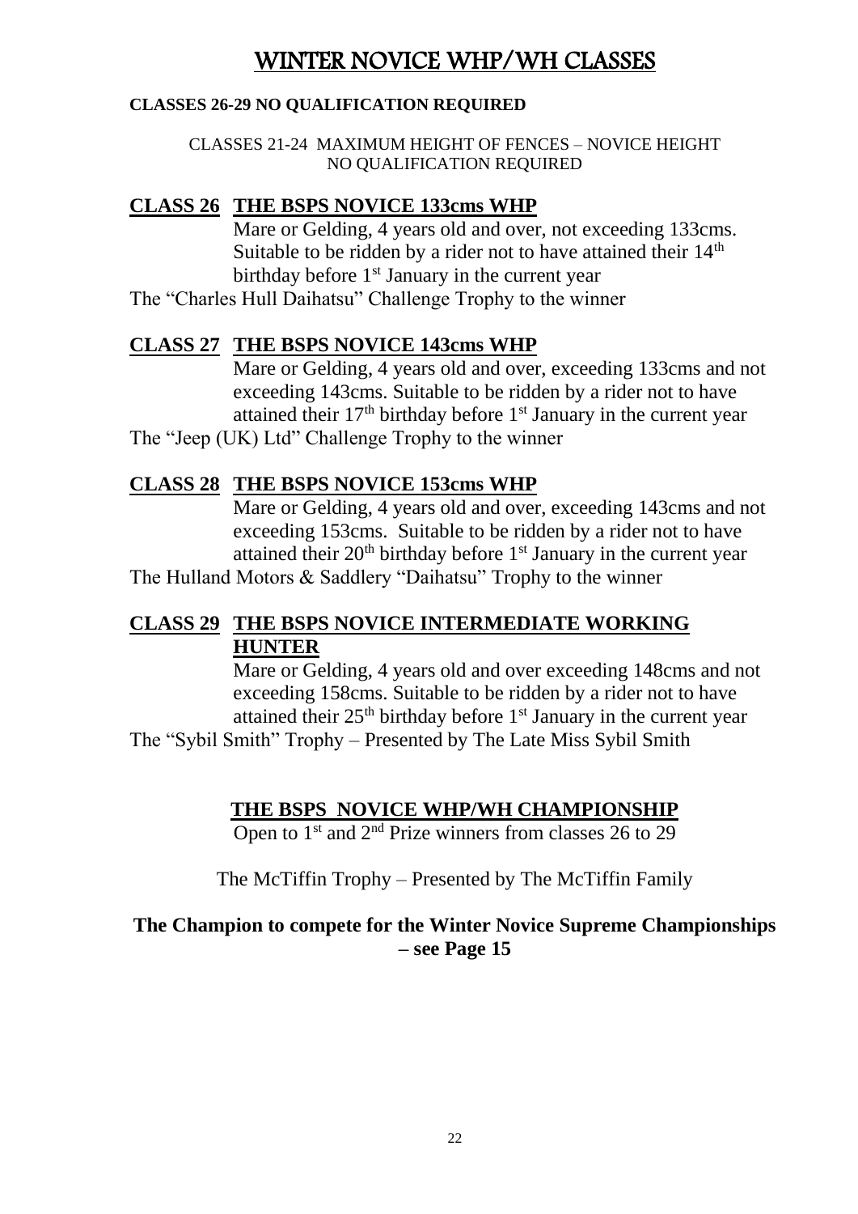# WINTER NOVICE WHP/WH CLASSES

**CLASSES 26-29 NO QUALIFICATION REQUIRED**

CLASSES 21-24 MAXIMUM HEIGHT OF FENCES – NOVICE HEIGHT
NO QUALIFICATION REQUIRED

## CLASS 26 THE BSPS NOVICE 133cms WHP

Mare or Gelding, 4 years old and over, not exceeding 133cms. Suitable to be ridden by a rider not to have attained their 14th birthday before 1st January in the current year

The "Charles Hull Daihatsu" Challenge Trophy to the winner

## CLASS 27 THE BSPS NOVICE 143cms WHP

Mare or Gelding, 4 years old and over, exceeding 133cms and not exceeding 143cms. Suitable to be ridden by a rider not to have attained their 17th birthday before 1st January in the current year

The "Jeep (UK) Ltd" Challenge Trophy to the winner

## CLASS 28 THE BSPS NOVICE 153cms WHP

Mare or Gelding, 4 years old and over, exceeding 143cms and not exceeding 153cms. Suitable to be ridden by a rider not to have attained their 20th birthday before 1st January in the current year

The Hulland Motors & Saddlery "Daihatsu" Trophy to the winner

## CLASS 29 THE BSPS NOVICE INTERMEDIATE WORKING HUNTER

Mare or Gelding, 4 years old and over exceeding 148cms and not exceeding 158cms. Suitable to be ridden by a rider not to have attained their 25th birthday before 1st January in the current year

The "Sybil Smith" Trophy – Presented by The Late Miss Sybil Smith

## THE BSPS NOVICE WHP/WH CHAMPIONSHIP

Open to 1st and 2nd Prize winners from classes 26 to 29

The McTiffin Trophy – Presented by The McTiffin Family

**The Champion to compete for the Winter Novice Supreme Championships – see Page 15**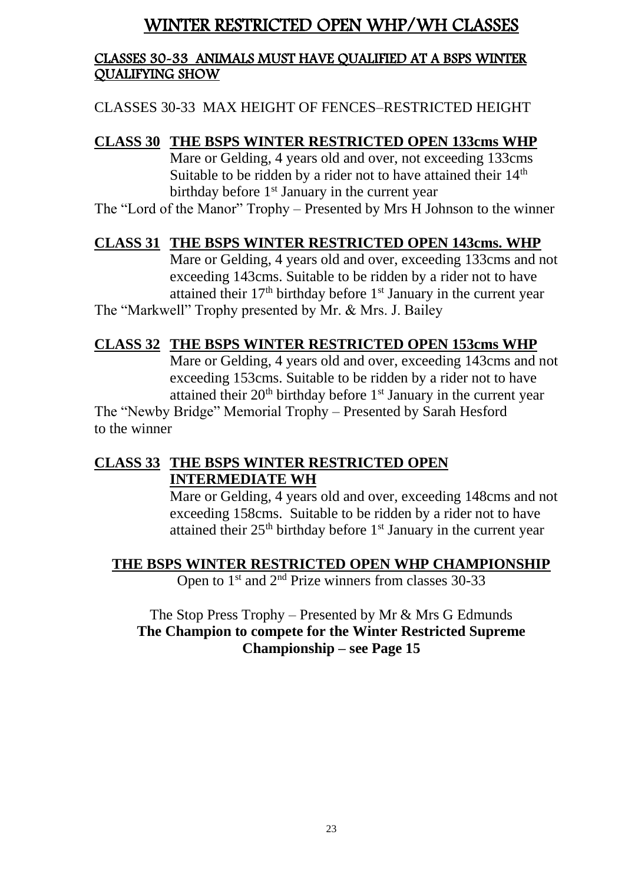# WINTER RESTRICTED OPEN WHP/WH CLASSES

**CLASSES 30-33 ANIMALS MUST HAVE QUALIFIED AT A BSPS WINTER QUALIFYING SHOW**

CLASSES 30-33 MAX HEIGHT OF FENCES–RESTRICTED HEIGHT

**CLASS 30 THE BSPS WINTER RESTRICTED OPEN 133cms WHP**

Mare or Gelding, 4 years old and over, not exceeding 133cms Suitable to be ridden by a rider not to have attained their 14th birthday before 1st January in the current year

The "Lord of the Manor" Trophy – Presented by Mrs H Johnson to the winner

**CLASS 31 THE BSPS WINTER RESTRICTED OPEN 143cms. WHP**

Mare or Gelding, 4 years old and over, exceeding 133cms and not exceeding 143cms. Suitable to be ridden by a rider not to have attained their 17th birthday before 1st January in the current year

The "Markwell" Trophy presented by Mr. & Mrs. J. Bailey

**CLASS 32 THE BSPS WINTER RESTRICTED OPEN 153cms WHP**

Mare or Gelding, 4 years old and over, exceeding 143cms and not exceeding 153cms. Suitable to be ridden by a rider not to have attained their 20th birthday before 1st January in the current year

The "Newby Bridge" Memorial Trophy – Presented by Sarah Hesford to the winner

**CLASS 33 THE BSPS WINTER RESTRICTED OPEN INTERMEDIATE WH**

Mare or Gelding, 4 years old and over, exceeding 148cms and not exceeding 158cms. Suitable to be ridden by a rider not to have attained their 25th birthday before 1st January in the current year

**THE BSPS WINTER RESTRICTED OPEN WHP CHAMPIONSHIP**

Open to 1st and 2nd Prize winners from classes 30-33

The Stop Press Trophy – Presented by Mr & Mrs G Edmunds

**The Champion to compete for the Winter Restricted Supreme Championship – see Page 15**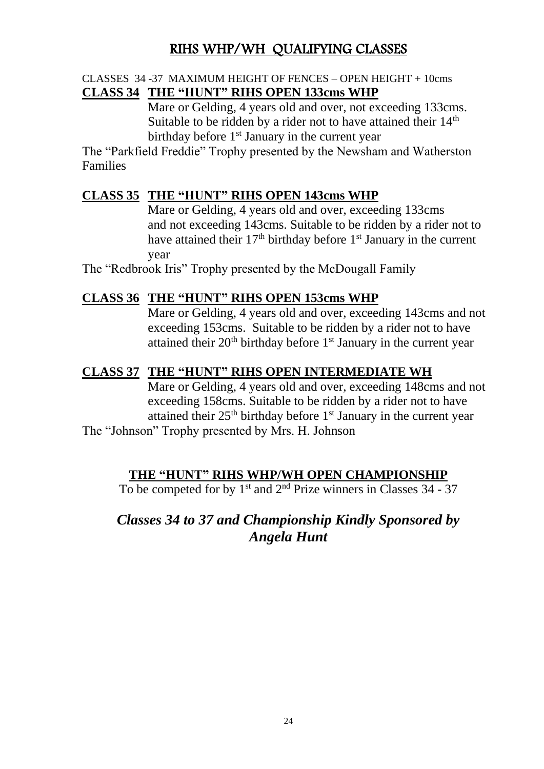# RIHS WHP/WH QUALIFYING CLASSES

CLASSES 34 -37 MAXIMUM HEIGHT OF FENCES – OPEN HEIGHT + 10cms

## CLASS 34 THE "HUNT" RIHS OPEN 133cms WHP

Mare or Gelding, 4 years old and over, not exceeding 133cms. Suitable to be ridden by a rider not to have attained their 14th birthday before 1st January in the current year

The "Parkfield Freddie" Trophy presented by the Newsham and Watherston Families

## CLASS 35 THE "HUNT" RIHS OPEN 143cms WHP

Mare or Gelding, 4 years old and over, exceeding 133cms and not exceeding 143cms. Suitable to be ridden by a rider not to have attained their 17th birthday before 1st January in the current year

The "Redbrook Iris" Trophy presented by the McDougall Family

## CLASS 36 THE "HUNT" RIHS OPEN 153cms WHP

Mare or Gelding, 4 years old and over, exceeding 143cms and not exceeding 153cms. Suitable to be ridden by a rider not to have attained their 20th birthday before 1st January in the current year

## CLASS 37 THE "HUNT" RIHS OPEN INTERMEDIATE WH

Mare or Gelding, 4 years old and over, exceeding 148cms and not exceeding 158cms. Suitable to be ridden by a rider not to have attained their 25th birthday before 1st January in the current year

The "Johnson" Trophy presented by Mrs. H. Johnson

## THE "HUNT" RIHS WHP/WH OPEN CHAMPIONSHIP

To be competed for by 1st and 2nd Prize winners in Classes 34 - 37

***Classes 34 to 37 and Championship Kindly Sponsored by Angela Hunt***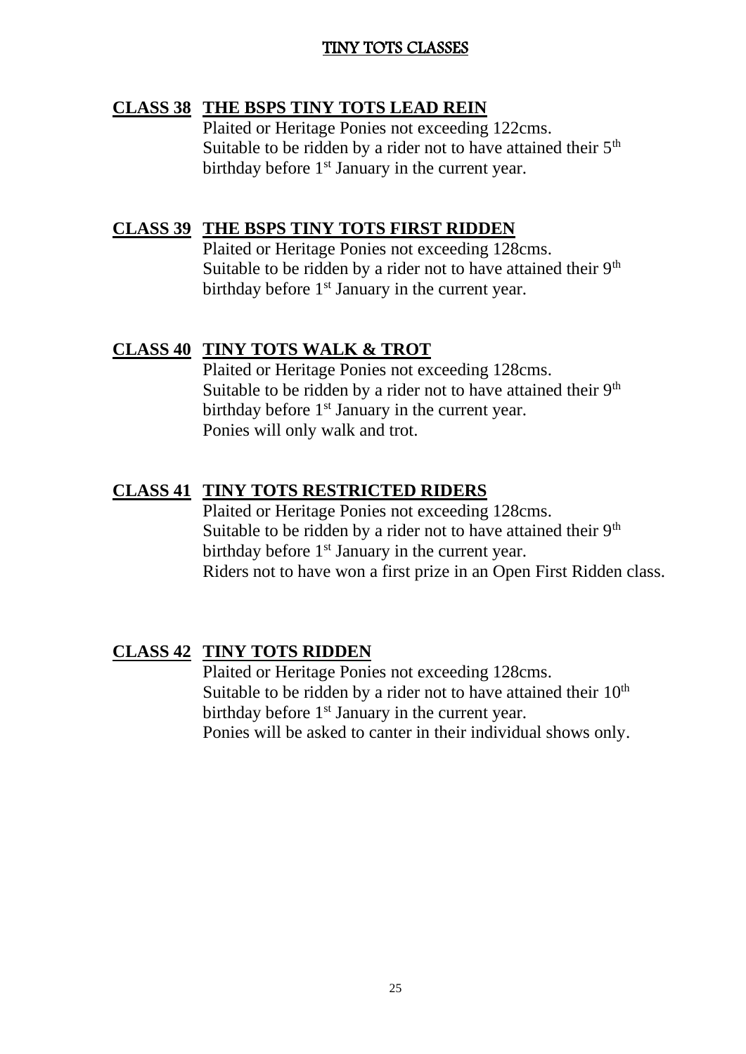# TINY TOTS CLASSES

## CLASS 38 THE BSPS TINY TOTS LEAD REIN

Plaited or Heritage Ponies not exceeding 122cms.
Suitable to be ridden by a rider not to have attained their 5th birthday before 1st January in the current year.

## CLASS 39 THE BSPS TINY TOTS FIRST RIDDEN

Plaited or Heritage Ponies not exceeding 128cms.
Suitable to be ridden by a rider not to have attained their 9th birthday before 1st January in the current year.

## CLASS 40 TINY TOTS WALK & TROT

Plaited or Heritage Ponies not exceeding 128cms.
Suitable to be ridden by a rider not to have attained their 9th birthday before 1st January in the current year.
Ponies will only walk and trot.

## CLASS 41 TINY TOTS RESTRICTED RIDERS

Plaited or Heritage Ponies not exceeding 128cms.
Suitable to be ridden by a rider not to have attained their 9th birthday before 1st January in the current year.
Riders not to have won a first prize in an Open First Ridden class.

## CLASS 42 TINY TOTS RIDDEN

Plaited or Heritage Ponies not exceeding 128cms.
Suitable to be ridden by a rider not to have attained their 10th birthday before 1st January in the current year.
Ponies will be asked to canter in their individual shows only.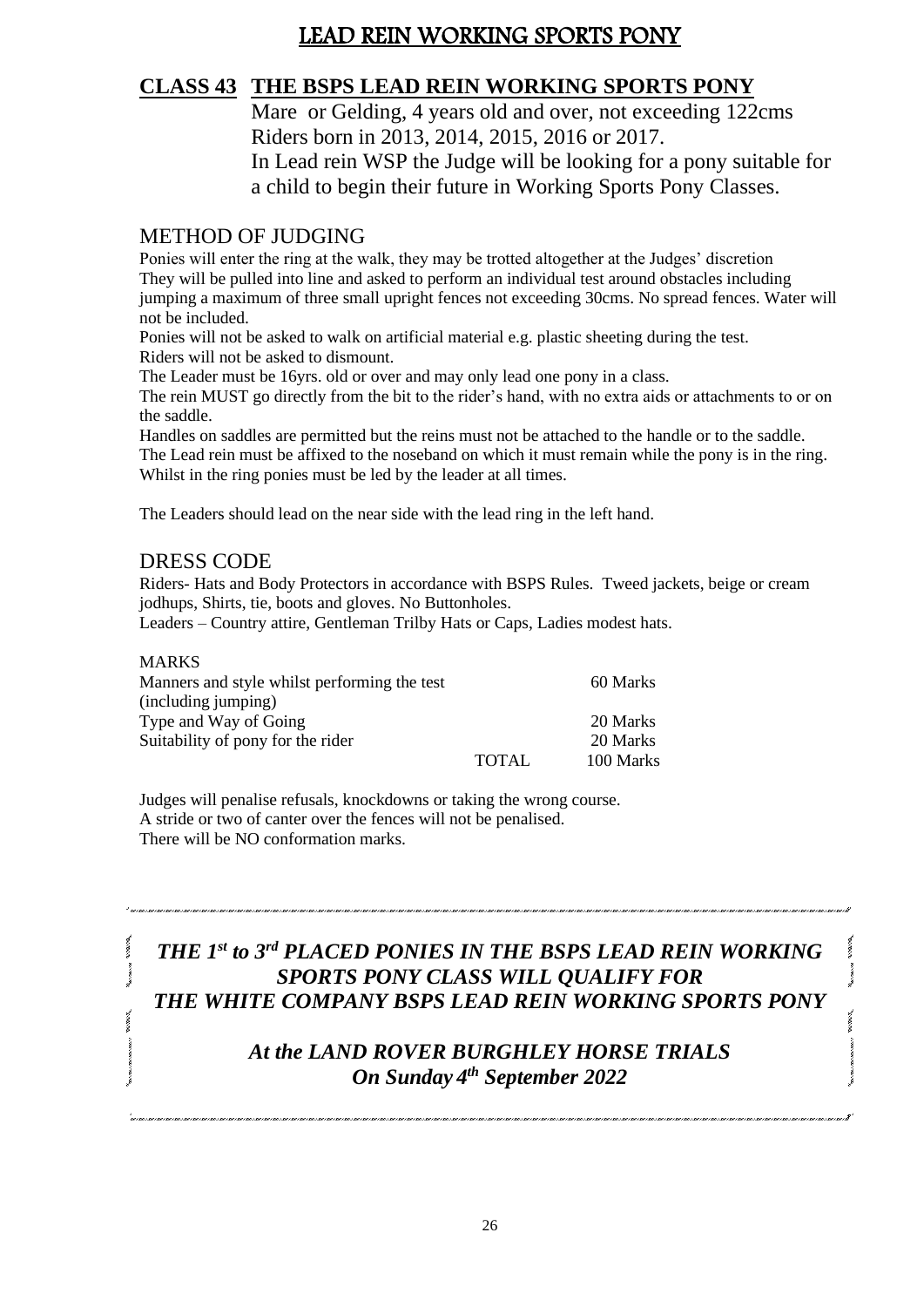# LEAD REIN WORKING SPORTS PONY

## CLASS 43 THE BSPS LEAD REIN WORKING SPORTS PONY

Mare or Gelding, 4 years old and over, not exceeding 122cms
Riders born in 2013, 2014, 2015, 2016 or 2017.
In Lead rein WSP the Judge will be looking for a pony suitable for a child to begin their future in Working Sports Pony Classes.

### METHOD OF JUDGING

Ponies will enter the ring at the walk, they may be trotted altogether at the Judges' discretion
They will be pulled into line and asked to perform an individual test around obstacles including jumping a maximum of three small upright fences not exceeding 30cms. No spread fences. Water will not be included.
Ponies will not be asked to walk on artificial material e.g. plastic sheeting during the test.
Riders will not be asked to dismount.
The Leader must be 16yrs. old or over and may only lead one pony in a class.
The rein MUST go directly from the bit to the rider's hand, with no extra aids or attachments to or on the saddle.
Handles on saddles are permitted but the reins must not be attached to the handle or to the saddle.
The Lead rein must be affixed to the noseband on which it must remain while the pony is in the ring.
Whilst in the ring ponies must be led by the leader at all times.

The Leaders should lead on the near side with the lead ring in the left hand.

### DRESS CODE

Riders- Hats and Body Protectors in accordance with BSPS Rules. Tweed jackets, beige or cream jodhups, Shirts, tie, boots and gloves. No Buttonholes.
Leaders – Country attire, Gentleman Trilby Hats or Caps, Ladies modest hats.

MARKS

| | | |
|---|---|---|
| Manners and style whilst performing the test (including jumping) | | 60 Marks |
| Type and Way of Going | | 20 Marks |
| Suitability of pony for the rider | | 20 Marks |
| | TOTAL | 100 Marks |

Judges will penalise refusals, knockdowns or taking the wrong course.
A stride or two of canter over the fences will not be penalised.
There will be NO conformation marks.

***THE 1st to 3rd PLACED PONIES IN THE BSPS LEAD REIN WORKING SPORTS PONY CLASS WILL QUALIFY FOR THE WHITE COMPANY BSPS LEAD REIN WORKING SPORTS PONY***

***At the LAND ROVER BURGHLEY HORSE TRIALS On Sunday 4th September 2022***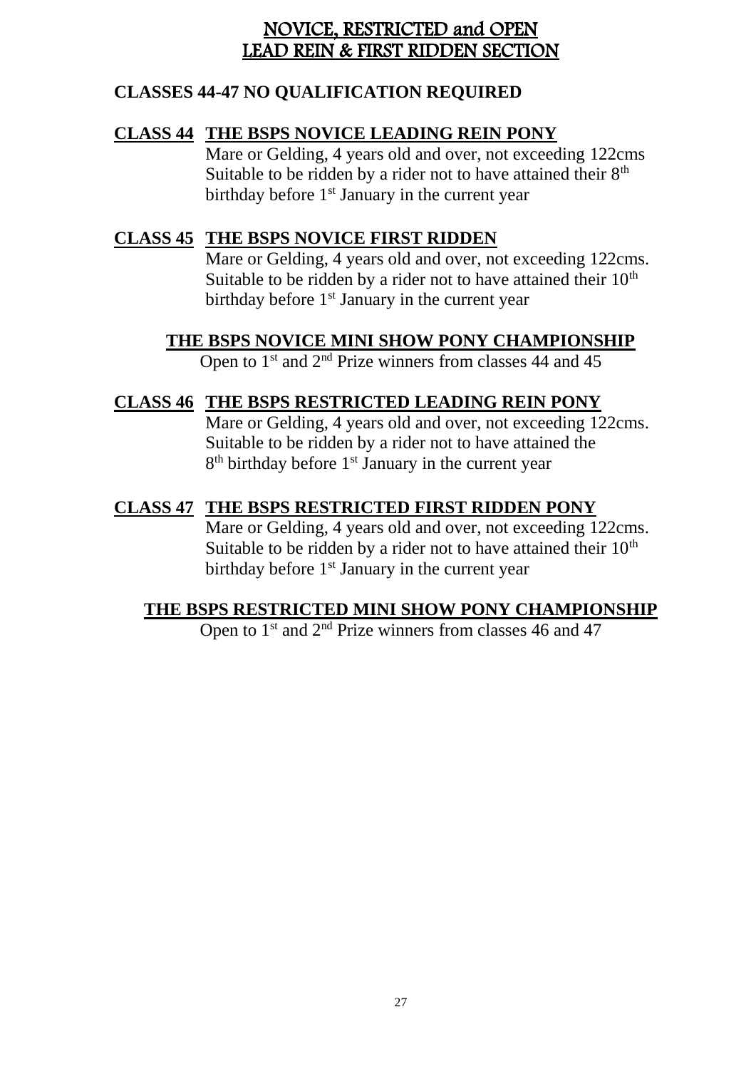# NOVICE, RESTRICTED and OPEN LEAD REIN & FIRST RIDDEN SECTION

**CLASSES 44-47 NO QUALIFICATION REQUIRED**

## CLASS 44 THE BSPS NOVICE LEADING REIN PONY

Mare or Gelding, 4 years old and over, not exceeding 122cms
Suitable to be ridden by a rider not to have attained their 8th birthday before 1st January in the current year

## CLASS 45 THE BSPS NOVICE FIRST RIDDEN

Mare or Gelding, 4 years old and over, not exceeding 122cms.
Suitable to be ridden by a rider not to have attained their 10th birthday before 1st January in the current year

### THE BSPS NOVICE MINI SHOW PONY CHAMPIONSHIP

Open to 1st and 2nd Prize winners from classes 44 and 45

## CLASS 46 THE BSPS RESTRICTED LEADING REIN PONY

Mare or Gelding, 4 years old and over, not exceeding 122cms.
Suitable to be ridden by a rider not to have attained the 8th birthday before 1st January in the current year

## CLASS 47 THE BSPS RESTRICTED FIRST RIDDEN PONY

Mare or Gelding, 4 years old and over, not exceeding 122cms.
Suitable to be ridden by a rider not to have attained their 10th birthday before 1st January in the current year

### THE BSPS RESTRICTED MINI SHOW PONY CHAMPIONSHIP

Open to 1st and 2nd Prize winners from classes 46 and 47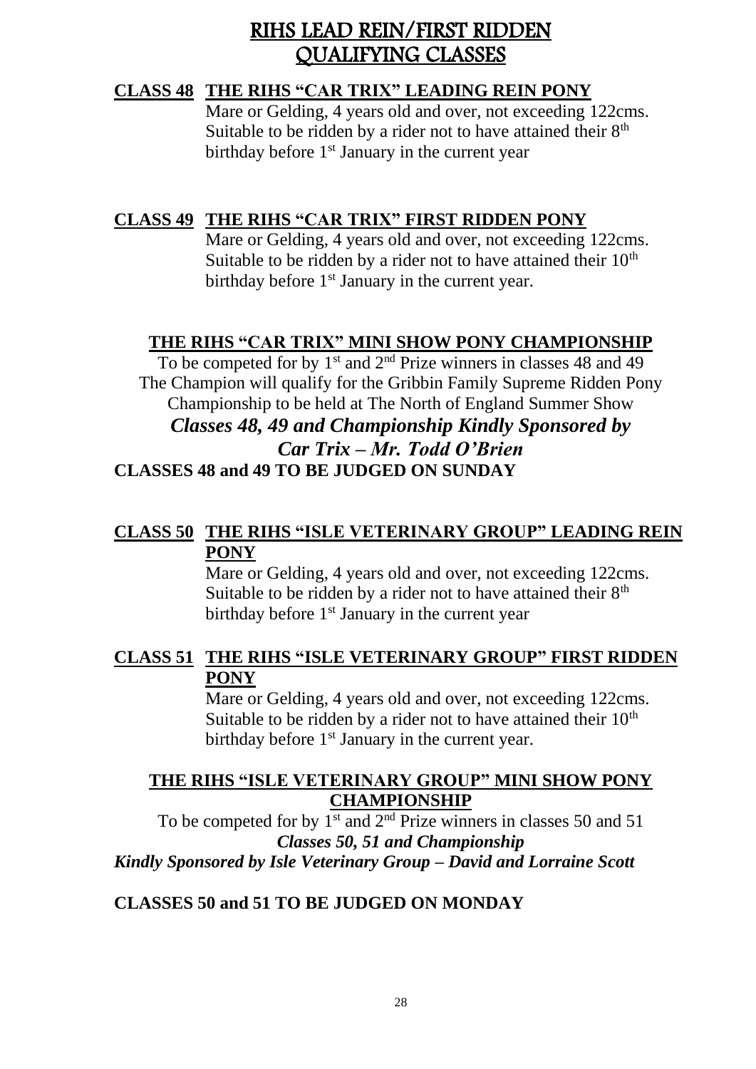# RIHS LEAD REIN/FIRST RIDDEN QUALIFYING CLASSES

**CLASS 48 THE RIHS "CAR TRIX" LEADING REIN PONY**

Mare or Gelding, 4 years old and over, not exceeding 122cms. Suitable to be ridden by a rider not to have attained their 8th birthday before 1st January in the current year

**CLASS 49 THE RIHS "CAR TRIX" FIRST RIDDEN PONY**

Mare or Gelding, 4 years old and over, not exceeding 122cms. Suitable to be ridden by a rider not to have attained their 10th birthday before 1st January in the current year.

**THE RIHS "CAR TRIX" MINI SHOW PONY CHAMPIONSHIP**

To be competed for by 1st and 2nd Prize winners in classes 48 and 49
The Champion will qualify for the Gribbin Family Supreme Ridden Pony Championship to be held at The North of England Summer Show

***Classes 48, 49 and Championship Kindly Sponsored by Car Trix – Mr. Todd O'Brien***

**CLASSES 48 and 49 TO BE JUDGED ON SUNDAY**

**CLASS 50 THE RIHS "ISLE VETERINARY GROUP" LEADING REIN PONY**

Mare or Gelding, 4 years old and over, not exceeding 122cms. Suitable to be ridden by a rider not to have attained their 8th birthday before 1st January in the current year

**CLASS 51 THE RIHS "ISLE VETERINARY GROUP" FIRST RIDDEN PONY**

Mare or Gelding, 4 years old and over, not exceeding 122cms. Suitable to be ridden by a rider not to have attained their 10th birthday before 1st January in the current year.

**THE RIHS "ISLE VETERINARY GROUP" MINI SHOW PONY CHAMPIONSHIP**

To be competed for by 1st and 2nd Prize winners in classes 50 and 51

***Classes 50, 51 and Championship***
***Kindly Sponsored by Isle Veterinary Group – David and Lorraine Scott***

**CLASSES 50 and 51 TO BE JUDGED ON MONDAY**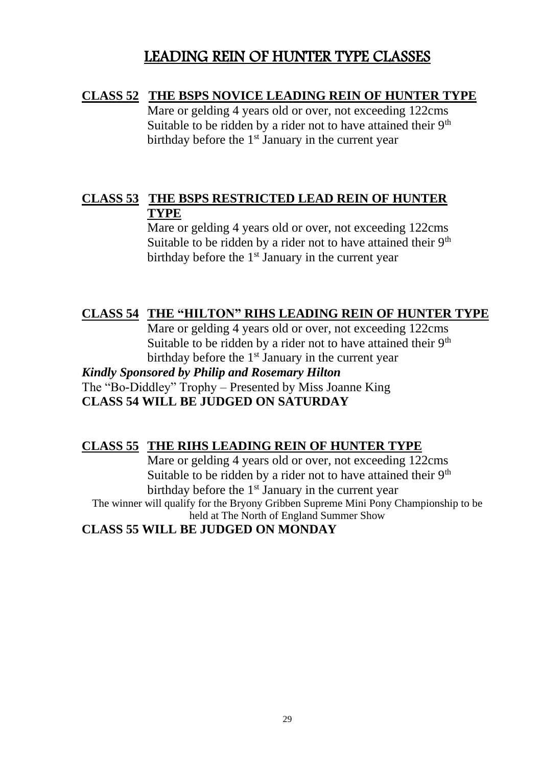# LEADING REIN OF HUNTER TYPE CLASSES

**CLASS 52 THE BSPS NOVICE LEADING REIN OF HUNTER TYPE**

Mare or gelding 4 years old or over, not exceeding 122cms
Suitable to be ridden by a rider not to have attained their 9th birthday before the 1st January in the current year

**CLASS 53 THE BSPS RESTRICTED LEAD REIN OF HUNTER TYPE**

Mare or gelding 4 years old or over, not exceeding 122cms
Suitable to be ridden by a rider not to have attained their 9th birthday before the 1st January in the current year

**CLASS 54 THE "HILTON" RIHS LEADING REIN OF HUNTER TYPE**

Mare or gelding 4 years old or over, not exceeding 122cms
Suitable to be ridden by a rider not to have attained their 9th birthday before the 1st January in the current year

***Kindly Sponsored by Philip and Rosemary Hilton***

The "Bo-Diddley" Trophy – Presented by Miss Joanne King

**CLASS 54 WILL BE JUDGED ON SATURDAY**

**CLASS 55 THE RIHS LEADING REIN OF HUNTER TYPE**

Mare or gelding 4 years old or over, not exceeding 122cms
Suitable to be ridden by a rider not to have attained their 9th birthday before the 1st January in the current year

The winner will qualify for the Bryony Gribben Supreme Mini Pony Championship to be held at The North of England Summer Show

**CLASS 55 WILL BE JUDGED ON MONDAY**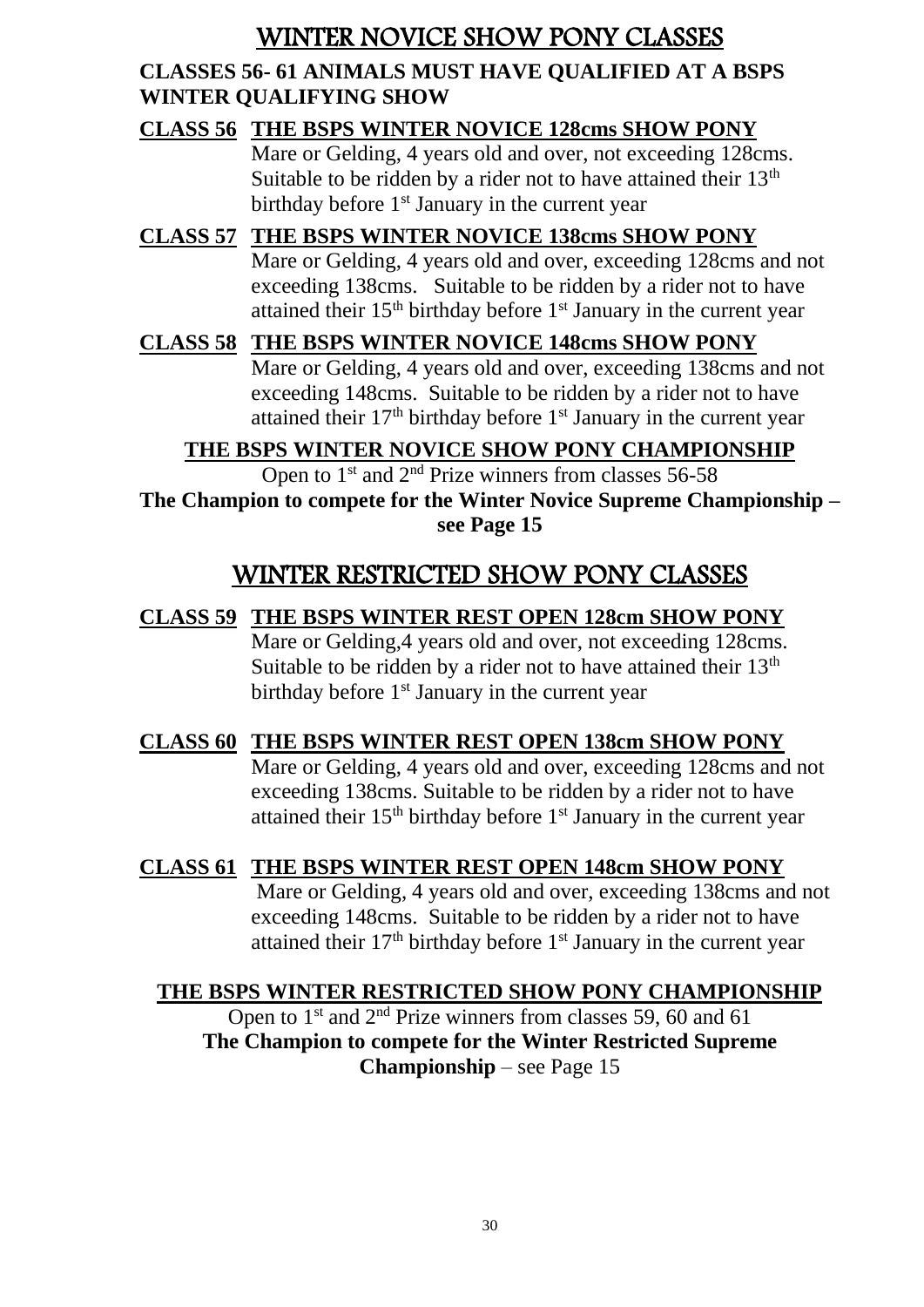# WINTER NOVICE SHOW PONY CLASSES

**CLASSES 56- 61 ANIMALS MUST HAVE QUALIFIED AT A BSPS WINTER QUALIFYING SHOW**

**CLASS 56 THE BSPS WINTER NOVICE 128cms SHOW PONY**

Mare or Gelding, 4 years old and over, not exceeding 128cms. Suitable to be ridden by a rider not to have attained their 13th birthday before 1st January in the current year

**CLASS 57 THE BSPS WINTER NOVICE 138cms SHOW PONY**

Mare or Gelding, 4 years old and over, exceeding 128cms and not exceeding 138cms. Suitable to be ridden by a rider not to have attained their 15th birthday before 1st January in the current year

**CLASS 58 THE BSPS WINTER NOVICE 148cms SHOW PONY**

Mare or Gelding, 4 years old and over, exceeding 138cms and not exceeding 148cms. Suitable to be ridden by a rider not to have attained their 17th birthday before 1st January in the current year

**THE BSPS WINTER NOVICE SHOW PONY CHAMPIONSHIP**

Open to 1st and 2nd Prize winners from classes 56-58

**The Champion to compete for the Winter Novice Supreme Championship – see Page 15**

# WINTER RESTRICTED SHOW PONY CLASSES

**CLASS 59 THE BSPS WINTER REST OPEN 128cm SHOW PONY**

Mare or Gelding,4 years old and over, not exceeding 128cms. Suitable to be ridden by a rider not to have attained their 13th birthday before 1st January in the current year

**CLASS 60 THE BSPS WINTER REST OPEN 138cm SHOW PONY**

Mare or Gelding, 4 years old and over, exceeding 128cms and not exceeding 138cms. Suitable to be ridden by a rider not to have attained their 15th birthday before 1st January in the current year

**CLASS 61 THE BSPS WINTER REST OPEN 148cm SHOW PONY**

Mare or Gelding, 4 years old and over, exceeding 138cms and not exceeding 148cms. Suitable to be ridden by a rider not to have attained their 17th birthday before 1st January in the current year

**THE BSPS WINTER RESTRICTED SHOW PONY CHAMPIONSHIP**

Open to 1st and 2nd Prize winners from classes 59, 60 and 61

**The Champion to compete for the Winter Restricted Supreme Championship** – see Page 15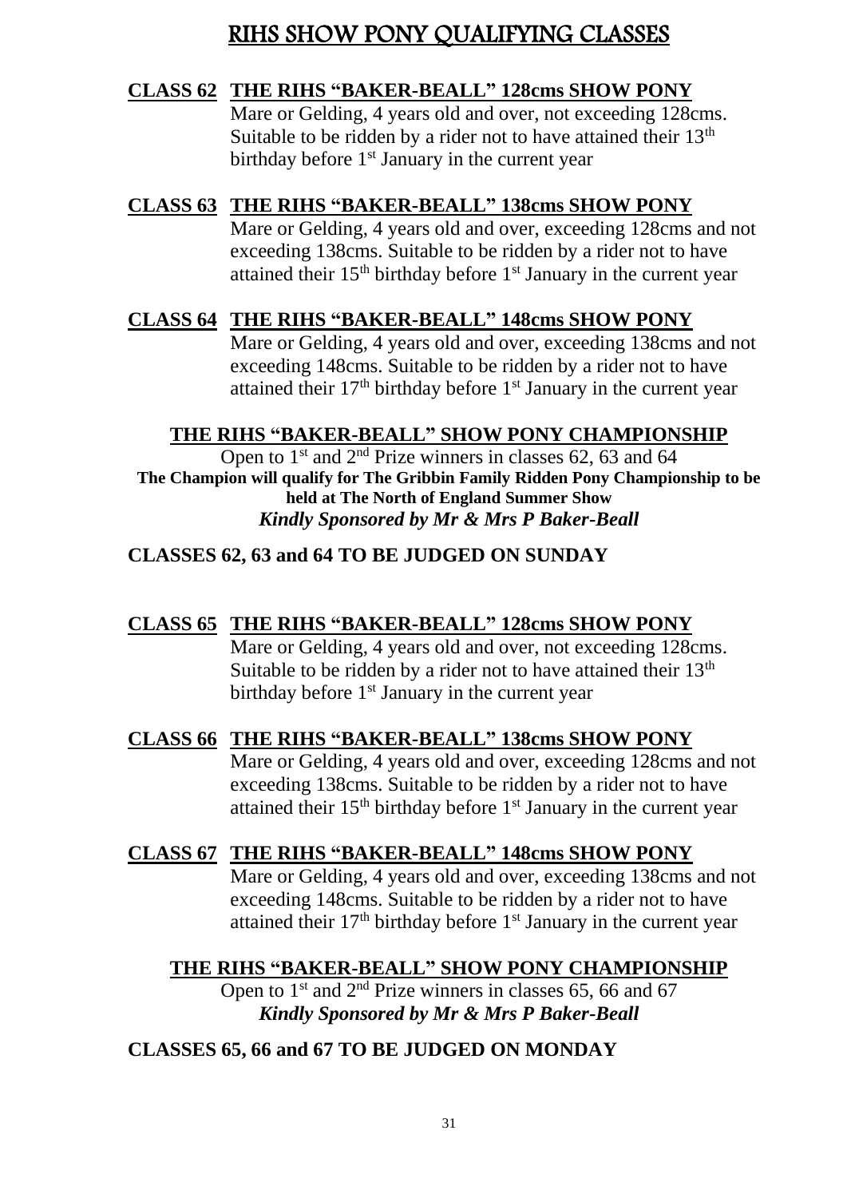# RIHS SHOW PONY QUALIFYING CLASSES

**CLASS 62 THE RIHS "BAKER-BEALL" 128cms SHOW PONY**

Mare or Gelding, 4 years old and over, not exceeding 128cms. Suitable to be ridden by a rider not to have attained their 13th birthday before 1st January in the current year

**CLASS 63 THE RIHS "BAKER-BEALL" 138cms SHOW PONY**

Mare or Gelding, 4 years old and over, exceeding 128cms and not exceeding 138cms. Suitable to be ridden by a rider not to have attained their 15th birthday before 1st January in the current year

**CLASS 64 THE RIHS "BAKER-BEALL" 148cms SHOW PONY**

Mare or Gelding, 4 years old and over, exceeding 138cms and not exceeding 148cms. Suitable to be ridden by a rider not to have attained their 17th birthday before 1st January in the current year

**THE RIHS "BAKER-BEALL" SHOW PONY CHAMPIONSHIP**

Open to 1st and 2nd Prize winners in classes 62, 63 and 64

**The Champion will qualify for The Gribbin Family Ridden Pony Championship to be held at The North of England Summer Show**

***Kindly Sponsored by Mr & Mrs P Baker-Beall***

**CLASSES 62, 63 and 64 TO BE JUDGED ON SUNDAY**

**CLASS 65 THE RIHS "BAKER-BEALL" 128cms SHOW PONY**

Mare or Gelding, 4 years old and over, not exceeding 128cms. Suitable to be ridden by a rider not to have attained their 13th birthday before 1st January in the current year

**CLASS 66 THE RIHS "BAKER-BEALL" 138cms SHOW PONY**

Mare or Gelding, 4 years old and over, exceeding 128cms and not exceeding 138cms. Suitable to be ridden by a rider not to have attained their 15th birthday before 1st January in the current year

**CLASS 67 THE RIHS "BAKER-BEALL" 148cms SHOW PONY**

Mare or Gelding, 4 years old and over, exceeding 138cms and not exceeding 148cms. Suitable to be ridden by a rider not to have attained their 17th birthday before 1st January in the current year

**THE RIHS "BAKER-BEALL" SHOW PONY CHAMPIONSHIP**

Open to 1st and 2nd Prize winners in classes 65, 66 and 67

***Kindly Sponsored by Mr & Mrs P Baker-Beall***

**CLASSES 65, 66 and 67 TO BE JUDGED ON MONDAY**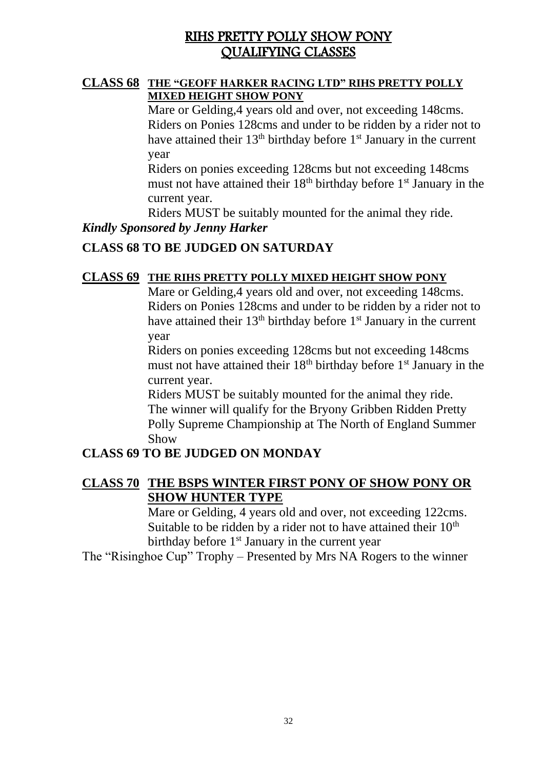# RIHS PRETTY POLLY SHOW PONY QUALIFYING CLASSES

**CLASS 68 THE "GEOFF HARKER RACING LTD" RIHS PRETTY POLLY MIXED HEIGHT SHOW PONY**

Mare or Gelding,4 years old and over, not exceeding 148cms. Riders on Ponies 128cms and under to be ridden by a rider not to have attained their 13th birthday before 1st January in the current year

Riders on ponies exceeding 128cms but not exceeding 148cms must not have attained their 18th birthday before 1st January in the current year.

Riders MUST be suitably mounted for the animal they ride.

***Kindly Sponsored by Jenny Harker***

**CLASS 68 TO BE JUDGED ON SATURDAY**

**CLASS 69 THE RIHS PRETTY POLLY MIXED HEIGHT SHOW PONY**

Mare or Gelding,4 years old and over, not exceeding 148cms. Riders on Ponies 128cms and under to be ridden by a rider not to have attained their 13th birthday before 1st January in the current year

Riders on ponies exceeding 128cms but not exceeding 148cms must not have attained their 18th birthday before 1st January in the current year.

Riders MUST be suitably mounted for the animal they ride.

The winner will qualify for the Bryony Gribben Ridden Pretty Polly Supreme Championship at The North of England Summer Show

**CLASS 69 TO BE JUDGED ON MONDAY**

**CLASS 70 THE BSPS WINTER FIRST PONY OF SHOW PONY OR SHOW HUNTER TYPE**

Mare or Gelding, 4 years old and over, not exceeding 122cms. Suitable to be ridden by a rider not to have attained their 10th birthday before 1st January in the current year

The "Risinghoe Cup" Trophy – Presented by Mrs NA Rogers to the winner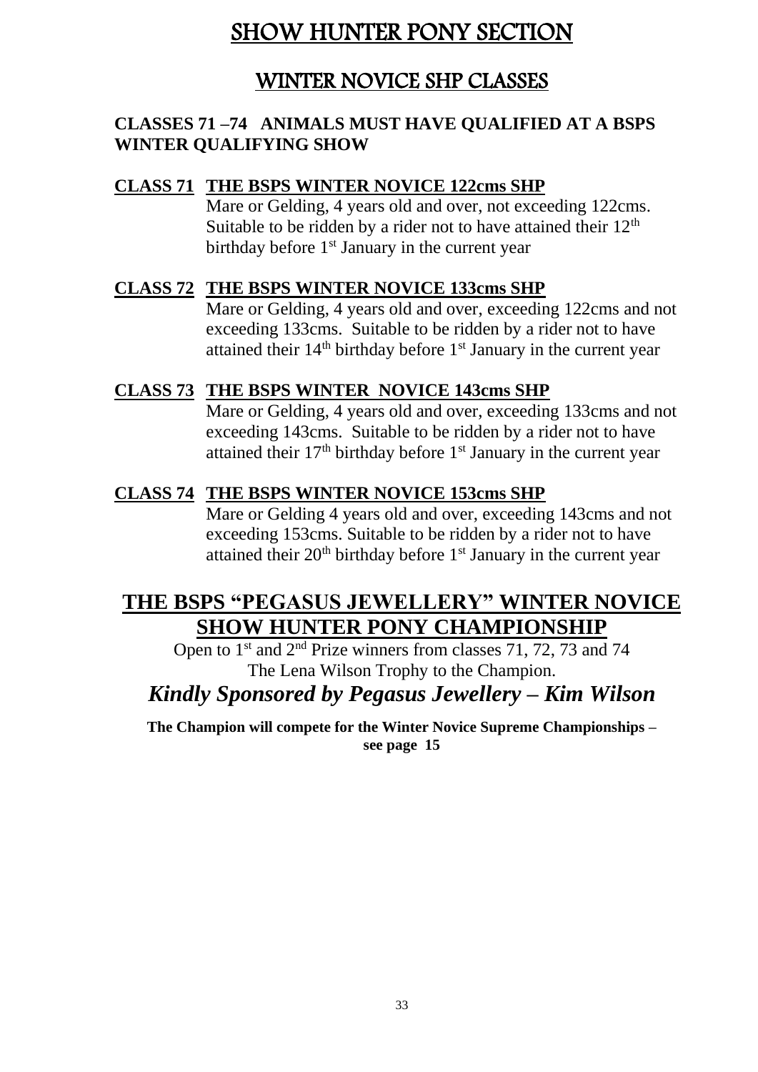# SHOW HUNTER PONY SECTION

## WINTER NOVICE SHP CLASSES

**CLASSES 71 –74 ANIMALS MUST HAVE QUALIFIED AT A BSPS WINTER QUALIFYING SHOW**

**CLASS 71 THE BSPS WINTER NOVICE 122cms SHP**

Mare or Gelding, 4 years old and over, not exceeding 122cms. Suitable to be ridden by a rider not to have attained their 12th birthday before 1st January in the current year

**CLASS 72 THE BSPS WINTER NOVICE 133cms SHP**

Mare or Gelding, 4 years old and over, exceeding 122cms and not exceeding 133cms. Suitable to be ridden by a rider not to have attained their 14th birthday before 1st January in the current year

**CLASS 73 THE BSPS WINTER NOVICE 143cms SHP**

Mare or Gelding, 4 years old and over, exceeding 133cms and not exceeding 143cms. Suitable to be ridden by a rider not to have attained their 17th birthday before 1st January in the current year

**CLASS 74 THE BSPS WINTER NOVICE 153cms SHP**

Mare or Gelding 4 years old and over, exceeding 143cms and not exceeding 153cms. Suitable to be ridden by a rider not to have attained their 20th birthday before 1st January in the current year

## THE BSPS "PEGASUS JEWELLERY" WINTER NOVICE SHOW HUNTER PONY CHAMPIONSHIP

Open to 1st and 2nd Prize winners from classes 71, 72, 73 and 74

The Lena Wilson Trophy to the Champion.

***Kindly Sponsored by Pegasus Jewellery – Kim Wilson***

**The Champion will compete for the Winter Novice Supreme Championships – see page 15**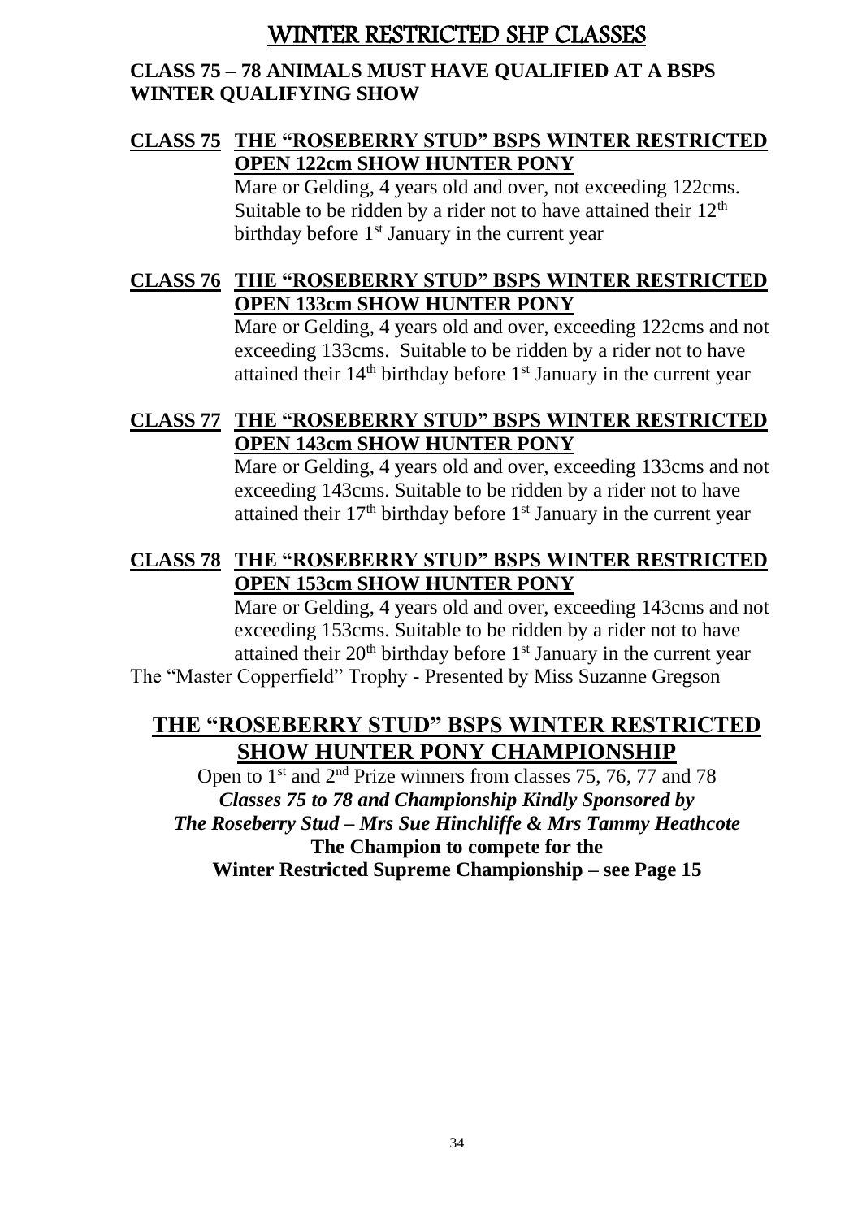# WINTER RESTRICTED SHP CLASSES

**CLASS 75 – 78 ANIMALS MUST HAVE QUALIFIED AT A BSPS WINTER QUALIFYING SHOW**

**CLASS 75 THE "ROSEBERRY STUD" BSPS WINTER RESTRICTED OPEN 122cm SHOW HUNTER PONY**

Mare or Gelding, 4 years old and over, not exceeding 122cms. Suitable to be ridden by a rider not to have attained their 12th birthday before 1st January in the current year

**CLASS 76 THE "ROSEBERRY STUD" BSPS WINTER RESTRICTED OPEN 133cm SHOW HUNTER PONY**

Mare or Gelding, 4 years old and over, exceeding 122cms and not exceeding 133cms. Suitable to be ridden by a rider not to have attained their 14th birthday before 1st January in the current year

**CLASS 77 THE "ROSEBERRY STUD" BSPS WINTER RESTRICTED OPEN 143cm SHOW HUNTER PONY**

Mare or Gelding, 4 years old and over, exceeding 133cms and not exceeding 143cms. Suitable to be ridden by a rider not to have attained their 17th birthday before 1st January in the current year

**CLASS 78 THE "ROSEBERRY STUD" BSPS WINTER RESTRICTED OPEN 153cm SHOW HUNTER PONY**

Mare or Gelding, 4 years old and over, exceeding 143cms and not exceeding 153cms. Suitable to be ridden by a rider not to have attained their 20th birthday before 1st January in the current year

The "Master Copperfield" Trophy - Presented by Miss Suzanne Gregson

## THE "ROSEBERRY STUD" BSPS WINTER RESTRICTED SHOW HUNTER PONY CHAMPIONSHIP

Open to 1st and 2nd Prize winners from classes 75, 76, 77 and 78

***Classes 75 to 78 and Championship Kindly Sponsored by The Roseberry Stud – Mrs Sue Hinchliffe & Mrs Tammy Heathcote***

**The Champion to compete for the Winter Restricted Supreme Championship – see Page 15**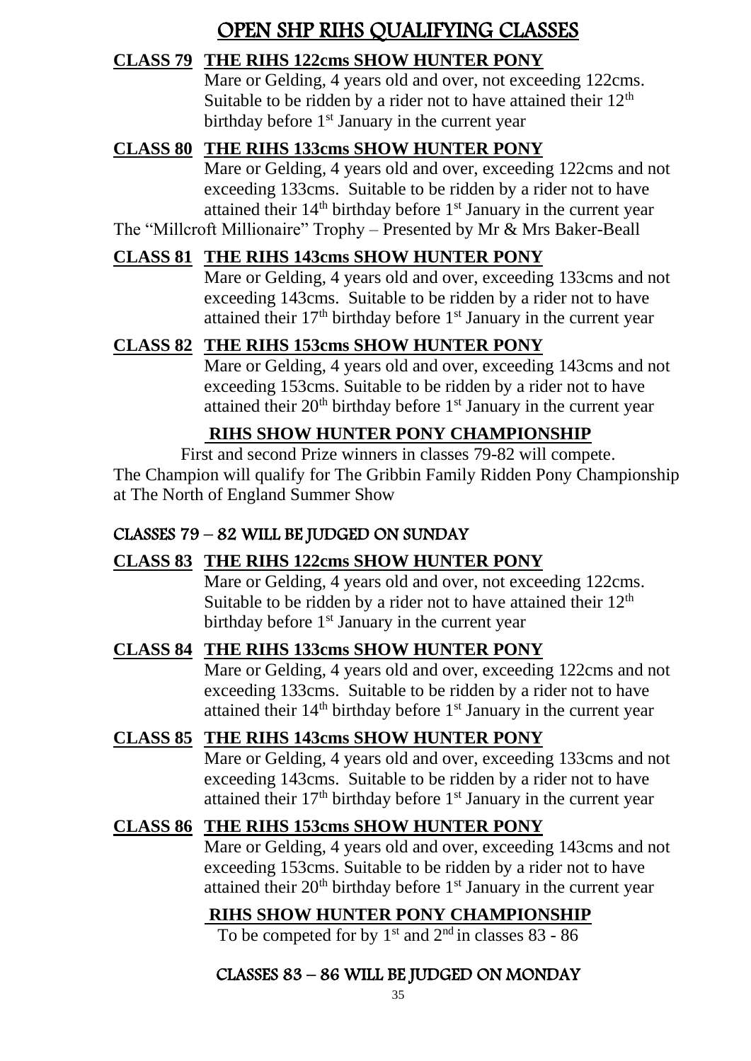# OPEN SHP RIHS QUALIFYING CLASSES

**CLASS 79 THE RIHS 122cms SHOW HUNTER PONY**

Mare or Gelding, 4 years old and over, not exceeding 122cms. Suitable to be ridden by a rider not to have attained their 12th birthday before 1st January in the current year

**CLASS 80 THE RIHS 133cms SHOW HUNTER PONY**

Mare or Gelding, 4 years old and over, exceeding 122cms and not exceeding 133cms. Suitable to be ridden by a rider not to have attained their 14th birthday before 1st January in the current year

The "Millcroft Millionaire" Trophy – Presented by Mr & Mrs Baker-Beall

**CLASS 81 THE RIHS 143cms SHOW HUNTER PONY**

Mare or Gelding, 4 years old and over, exceeding 133cms and not exceeding 143cms. Suitable to be ridden by a rider not to have attained their 17th birthday before 1st January in the current year

**CLASS 82 THE RIHS 153cms SHOW HUNTER PONY**

Mare or Gelding, 4 years old and over, exceeding 143cms and not exceeding 153cms. Suitable to be ridden by a rider not to have attained their 20th birthday before 1st January in the current year

**RIHS SHOW HUNTER PONY CHAMPIONSHIP**

First and second Prize winners in classes 79-82 will compete.
The Champion will qualify for The Gribbin Family Ridden Pony Championship at The North of England Summer Show

CLASSES 79 – 82 WILL BE JUDGED ON SUNDAY

**CLASS 83 THE RIHS 122cms SHOW HUNTER PONY**

Mare or Gelding, 4 years old and over, not exceeding 122cms. Suitable to be ridden by a rider not to have attained their 12th birthday before 1st January in the current year

**CLASS 84 THE RIHS 133cms SHOW HUNTER PONY**

Mare or Gelding, 4 years old and over, exceeding 122cms and not exceeding 133cms. Suitable to be ridden by a rider not to have attained their 14th birthday before 1st January in the current year

**CLASS 85 THE RIHS 143cms SHOW HUNTER PONY**

Mare or Gelding, 4 years old and over, exceeding 133cms and not exceeding 143cms. Suitable to be ridden by a rider not to have attained their 17th birthday before 1st January in the current year

**CLASS 86 THE RIHS 153cms SHOW HUNTER PONY**

Mare or Gelding, 4 years old and over, exceeding 143cms and not exceeding 153cms. Suitable to be ridden by a rider not to have attained their 20th birthday before 1st January in the current year

**RIHS SHOW HUNTER PONY CHAMPIONSHIP**

To be competed for by 1st and 2nd in classes 83 - 86

CLASSES 83 – 86 WILL BE JUDGED ON MONDAY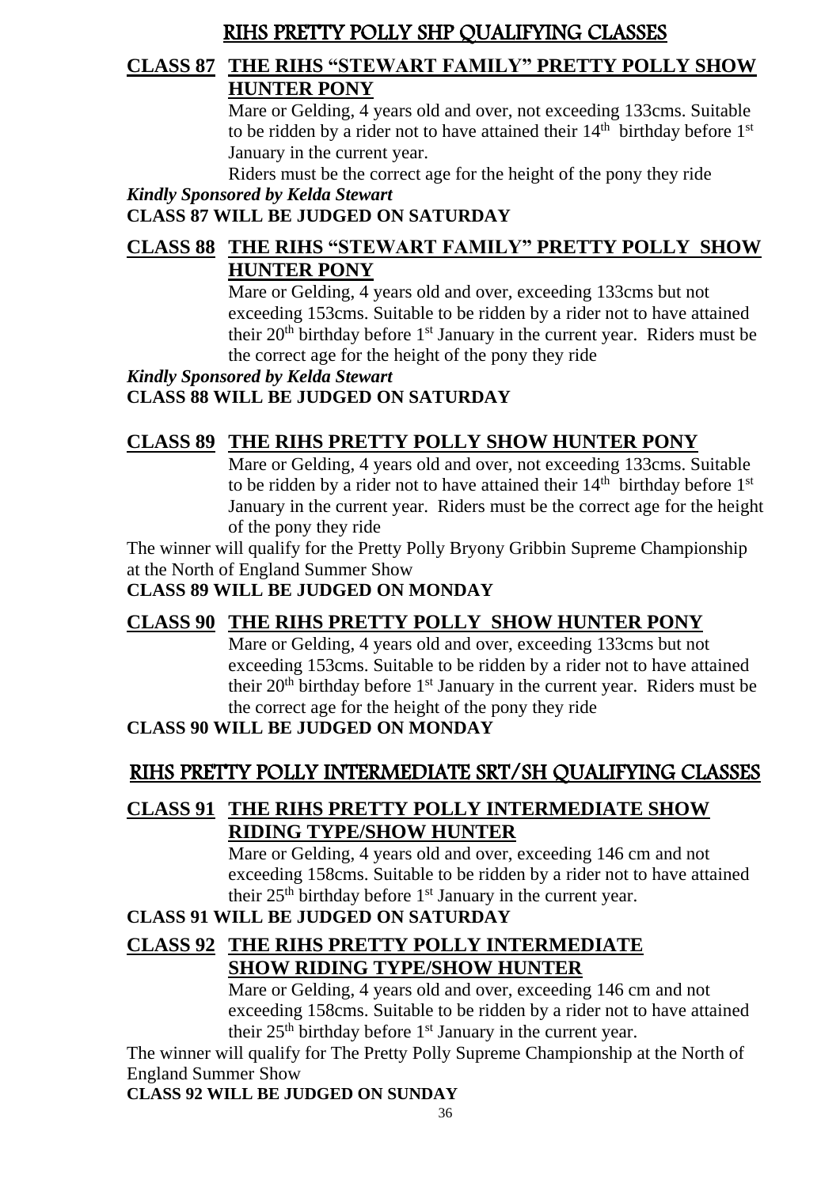# RIHS PRETTY POLLY SHP QUALIFYING CLASSES

## CLASS 87 THE RIHS "STEWART FAMILY" PRETTY POLLY SHOW HUNTER PONY

Mare or Gelding, 4 years old and over, not exceeding 133cms. Suitable to be ridden by a rider not to have attained their 14th birthday before 1st January in the current year.

Riders must be the correct age for the height of the pony they ride

***Kindly Sponsored by Kelda Stewart***

**CLASS 87 WILL BE JUDGED ON SATURDAY**

## CLASS 88 THE RIHS "STEWART FAMILY" PRETTY POLLY SHOW HUNTER PONY

Mare or Gelding, 4 years old and over, exceeding 133cms but not exceeding 153cms. Suitable to be ridden by a rider not to have attained their 20th birthday before 1st January in the current year. Riders must be the correct age for the height of the pony they ride

***Kindly Sponsored by Kelda Stewart***

**CLASS 88 WILL BE JUDGED ON SATURDAY**

## CLASS 89 THE RIHS PRETTY POLLY SHOW HUNTER PONY

Mare or Gelding, 4 years old and over, not exceeding 133cms. Suitable to be ridden by a rider not to have attained their 14th birthday before 1st January in the current year. Riders must be the correct age for the height of the pony they ride

The winner will qualify for the Pretty Polly Bryony Gribbin Supreme Championship at the North of England Summer Show

**CLASS 89 WILL BE JUDGED ON MONDAY**

## CLASS 90 THE RIHS PRETTY POLLY SHOW HUNTER PONY

Mare or Gelding, 4 years old and over, exceeding 133cms but not exceeding 153cms. Suitable to be ridden by a rider not to have attained their 20th birthday before 1st January in the current year. Riders must be the correct age for the height of the pony they ride

**CLASS 90 WILL BE JUDGED ON MONDAY**

# RIHS PRETTY POLLY INTERMEDIATE SRT/SH QUALIFYING CLASSES

## CLASS 91 THE RIHS PRETTY POLLY INTERMEDIATE SHOW RIDING TYPE/SHOW HUNTER

Mare or Gelding, 4 years old and over, exceeding 146 cm and not exceeding 158cms. Suitable to be ridden by a rider not to have attained their 25th birthday before 1st January in the current year.

**CLASS 91 WILL BE JUDGED ON SATURDAY**

## CLASS 92 THE RIHS PRETTY POLLY INTERMEDIATE SHOW RIDING TYPE/SHOW HUNTER

Mare or Gelding, 4 years old and over, exceeding 146 cm and not exceeding 158cms. Suitable to be ridden by a rider not to have attained their 25th birthday before 1st January in the current year.

The winner will qualify for The Pretty Polly Supreme Championship at the North of England Summer Show

**CLASS 92 WILL BE JUDGED ON SUNDAY**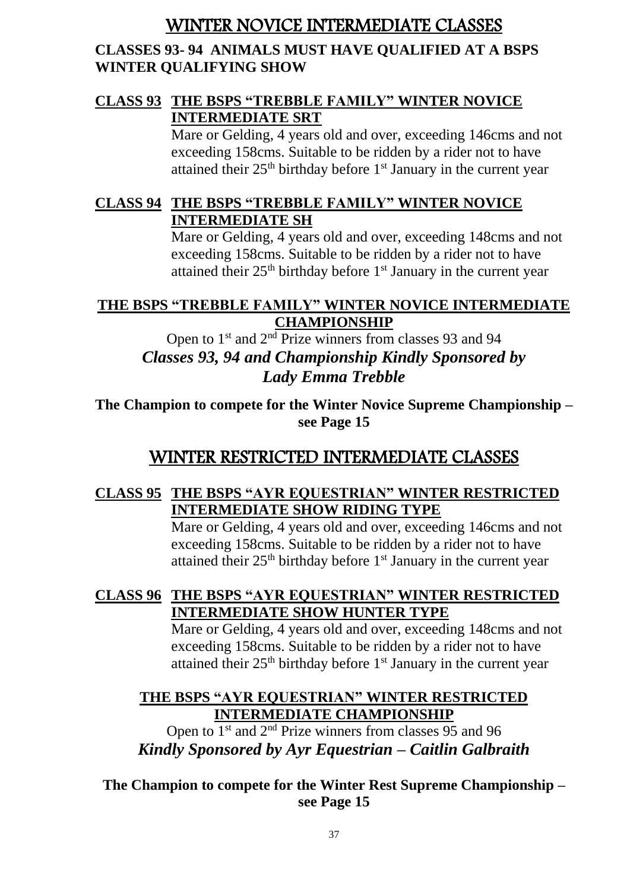# WINTER NOVICE INTERMEDIATE CLASSES

**CLASSES 93- 94 ANIMALS MUST HAVE QUALIFIED AT A BSPS WINTER QUALIFYING SHOW**

**CLASS 93 THE BSPS "TREBBLE FAMILY" WINTER NOVICE INTERMEDIATE SRT**

Mare or Gelding, 4 years old and over, exceeding 146cms and not exceeding 158cms. Suitable to be ridden by a rider not to have attained their 25th birthday before 1st January in the current year

**CLASS 94 THE BSPS "TREBBLE FAMILY" WINTER NOVICE INTERMEDIATE SH**

Mare or Gelding, 4 years old and over, exceeding 148cms and not exceeding 158cms. Suitable to be ridden by a rider not to have attained their 25th birthday before 1st January in the current year

**THE BSPS "TREBBLE FAMILY" WINTER NOVICE INTERMEDIATE CHAMPIONSHIP**

Open to 1st and 2nd Prize winners from classes 93 and 94

***Classes 93, 94 and Championship Kindly Sponsored by Lady Emma Trebble***

**The Champion to compete for the Winter Novice Supreme Championship – see Page 15**

# WINTER RESTRICTED INTERMEDIATE CLASSES

**CLASS 95 THE BSPS "AYR EQUESTRIAN" WINTER RESTRICTED INTERMEDIATE SHOW RIDING TYPE**

Mare or Gelding, 4 years old and over, exceeding 146cms and not exceeding 158cms. Suitable to be ridden by a rider not to have attained their 25th birthday before 1st January in the current year

**CLASS 96 THE BSPS "AYR EQUESTRIAN" WINTER RESTRICTED INTERMEDIATE SHOW HUNTER TYPE**

Mare or Gelding, 4 years old and over, exceeding 148cms and not exceeding 158cms. Suitable to be ridden by a rider not to have attained their 25th birthday before 1st January in the current year

**THE BSPS "AYR EQUESTRIAN" WINTER RESTRICTED INTERMEDIATE CHAMPIONSHIP**

Open to 1st and 2nd Prize winners from classes 95 and 96

***Kindly Sponsored by Ayr Equestrian – Caitlin Galbraith***

**The Champion to compete for the Winter Rest Supreme Championship – see Page 15**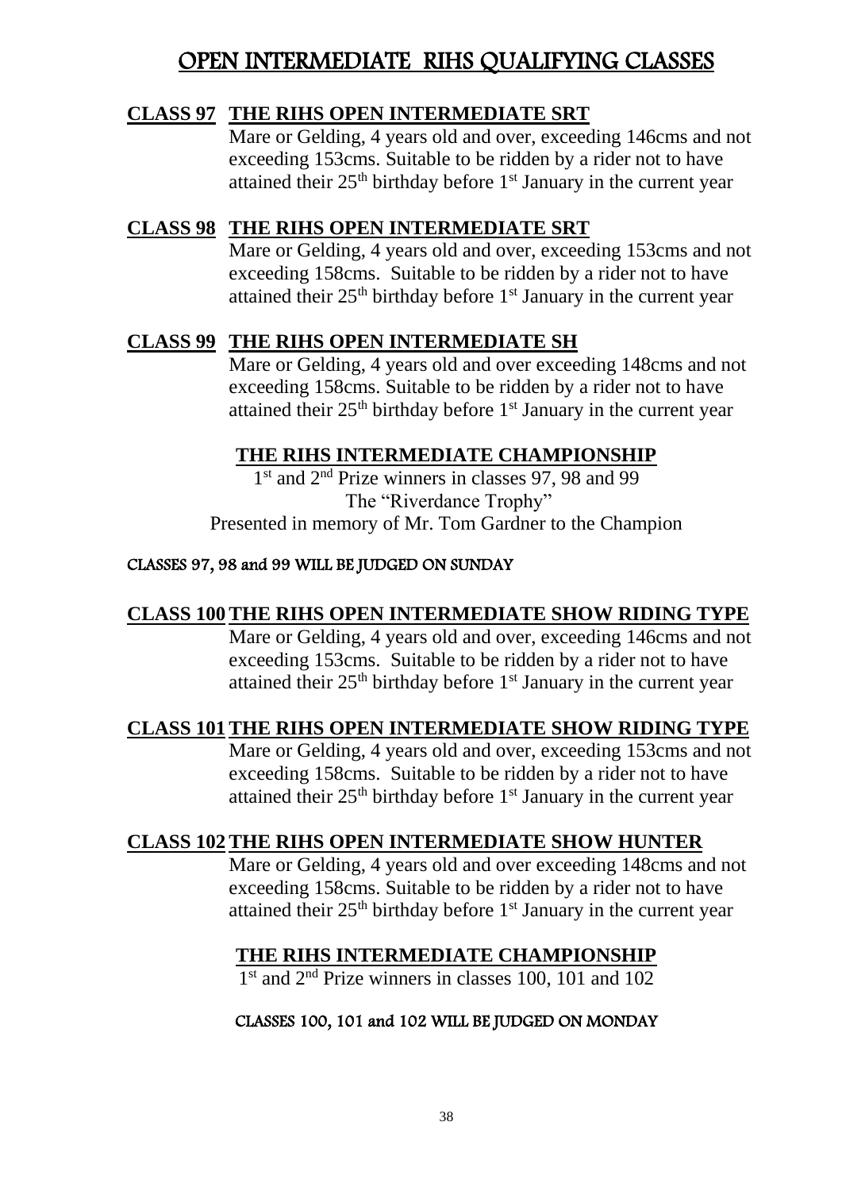# OPEN INTERMEDIATE RIHS QUALIFYING CLASSES

**CLASS 97 THE RIHS OPEN INTERMEDIATE SRT**

Mare or Gelding, 4 years old and over, exceeding 146cms and not exceeding 153cms. Suitable to be ridden by a rider not to have attained their 25th birthday before 1st January in the current year

**CLASS 98 THE RIHS OPEN INTERMEDIATE SRT**

Mare or Gelding, 4 years old and over, exceeding 153cms and not exceeding 158cms. Suitable to be ridden by a rider not to have attained their 25th birthday before 1st January in the current year

**CLASS 99 THE RIHS OPEN INTERMEDIATE SH**

Mare or Gelding, 4 years old and over exceeding 148cms and not exceeding 158cms. Suitable to be ridden by a rider not to have attained their 25th birthday before 1st January in the current year

**THE RIHS INTERMEDIATE CHAMPIONSHIP**

1st and 2nd Prize winners in classes 97, 98 and 99
The "Riverdance Trophy"
Presented in memory of Mr. Tom Gardner to the Champion

CLASSES 97, 98 and 99 WILL BE JUDGED ON SUNDAY

**CLASS 100 THE RIHS OPEN INTERMEDIATE SHOW RIDING TYPE**

Mare or Gelding, 4 years old and over, exceeding 146cms and not exceeding 153cms. Suitable to be ridden by a rider not to have attained their 25th birthday before 1st January in the current year

**CLASS 101 THE RIHS OPEN INTERMEDIATE SHOW RIDING TYPE**

Mare or Gelding, 4 years old and over, exceeding 153cms and not exceeding 158cms. Suitable to be ridden by a rider not to have attained their 25th birthday before 1st January in the current year

**CLASS 102 THE RIHS OPEN INTERMEDIATE SHOW HUNTER**

Mare or Gelding, 4 years old and over exceeding 148cms and not exceeding 158cms. Suitable to be ridden by a rider not to have attained their 25th birthday before 1st January in the current year

**THE RIHS INTERMEDIATE CHAMPIONSHIP**

1st and 2nd Prize winners in classes 100, 101 and 102

CLASSES 100, 101 and 102 WILL BE JUDGED ON MONDAY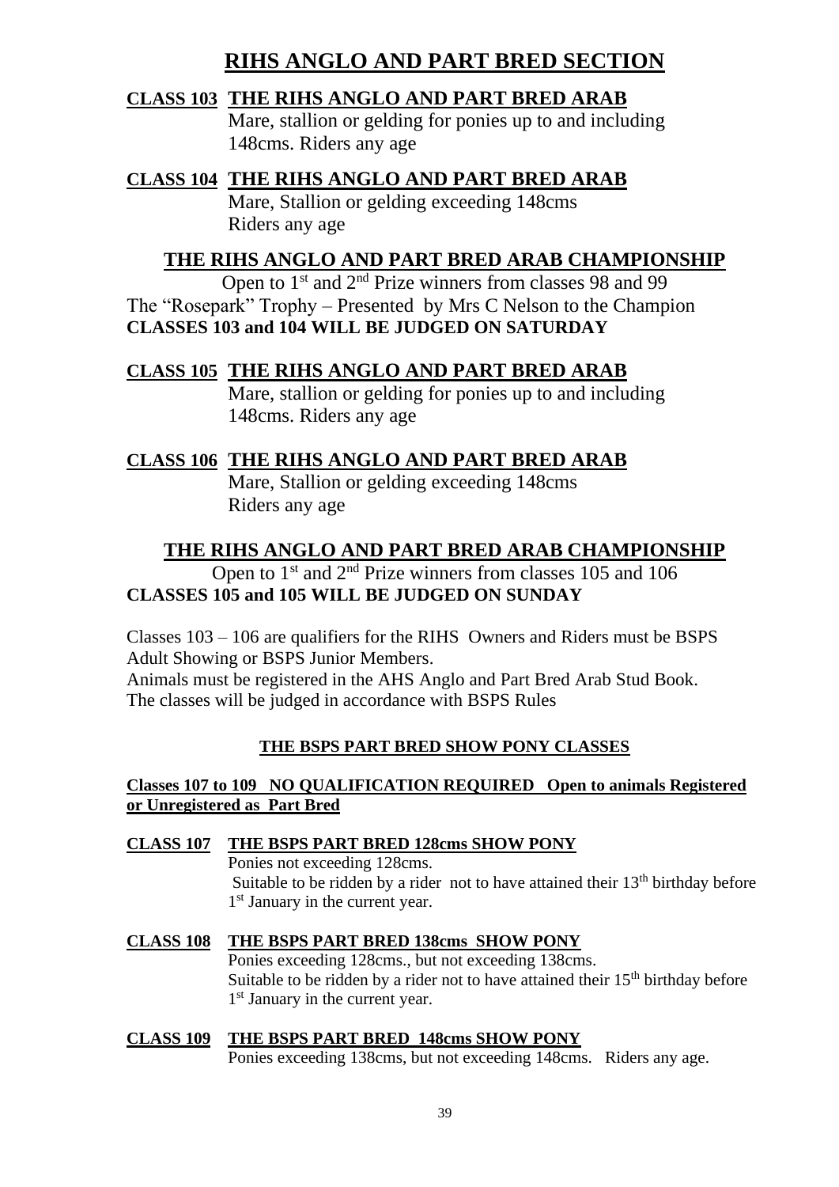# RIHS ANGLO AND PART BRED SECTION

**CLASS 103 THE RIHS ANGLO AND PART BRED ARAB**
Mare, stallion or gelding for ponies up to and including 148cms. Riders any age

**CLASS 104 THE RIHS ANGLO AND PART BRED ARAB**
Mare, Stallion or gelding exceeding 148cms
Riders any age

## THE RIHS ANGLO AND PART BRED ARAB CHAMPIONSHIP

Open to 1st and 2nd Prize winners from classes 98 and 99
The "Rosepark" Trophy – Presented by Mrs C Nelson to the Champion
**CLASSES 103 and 104 WILL BE JUDGED ON SATURDAY**

**CLASS 105 THE RIHS ANGLO AND PART BRED ARAB**
Mare, stallion or gelding for ponies up to and including 148cms. Riders any age

**CLASS 106 THE RIHS ANGLO AND PART BRED ARAB**
Mare, Stallion or gelding exceeding 148cms
Riders any age

## THE RIHS ANGLO AND PART BRED ARAB CHAMPIONSHIP

Open to 1st and 2nd Prize winners from classes 105 and 106
**CLASSES 105 and 105 WILL BE JUDGED ON SUNDAY**

Classes 103 – 106 are qualifiers for the RIHS Owners and Riders must be BSPS Adult Showing or BSPS Junior Members.
Animals must be registered in the AHS Anglo and Part Bred Arab Stud Book.
The classes will be judged in accordance with BSPS Rules

### THE BSPS PART BRED SHOW PONY CLASSES

**Classes 107 to 109 NO QUALIFICATION REQUIRED Open to animals Registered or Unregistered as Part Bred**

**CLASS 107 THE BSPS PART BRED 128cms SHOW PONY**
Ponies not exceeding 128cms.
Suitable to be ridden by a rider not to have attained their 13th birthday before 1st January in the current year.

**CLASS 108 THE BSPS PART BRED 138cms SHOW PONY**
Ponies exceeding 128cms., but not exceeding 138cms.
Suitable to be ridden by a rider not to have attained their 15th birthday before 1st January in the current year.

**CLASS 109 THE BSPS PART BRED 148cms SHOW PONY**
Ponies exceeding 138cms, but not exceeding 148cms. Riders any age.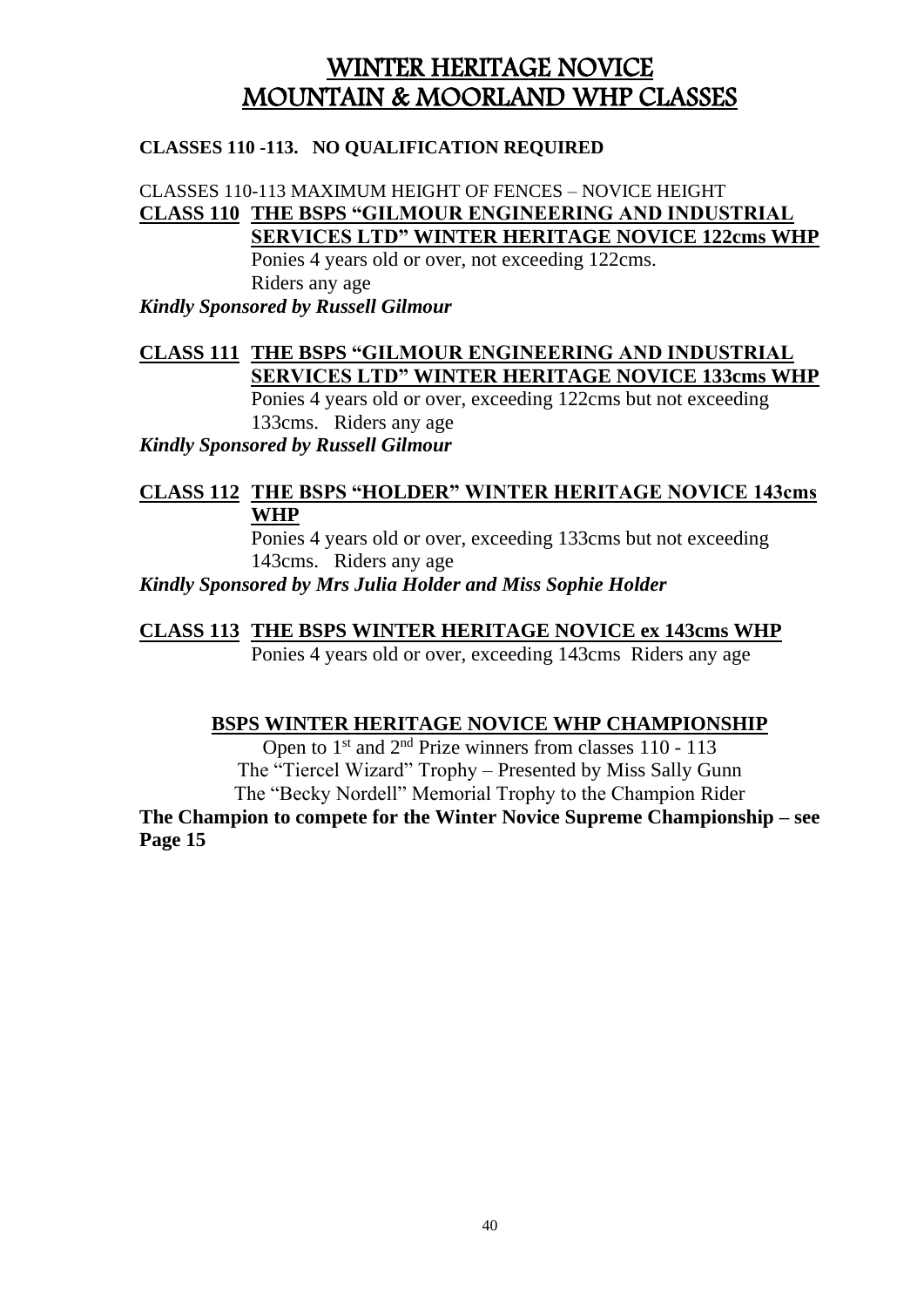# WINTER HERITAGE NOVICE MOUNTAIN & MOORLAND WHP CLASSES

**CLASSES 110 -113. NO QUALIFICATION REQUIRED**

CLASSES 110-113 MAXIMUM HEIGHT OF FENCES – NOVICE HEIGHT

**CLASS 110 THE BSPS "GILMOUR ENGINEERING AND INDUSTRIAL SERVICES LTD" WINTER HERITAGE NOVICE 122cms WHP**

Ponies 4 years old or over, not exceeding 122cms.
Riders any age

***Kindly Sponsored by Russell Gilmour***

**CLASS 111 THE BSPS "GILMOUR ENGINEERING AND INDUSTRIAL SERVICES LTD" WINTER HERITAGE NOVICE 133cms WHP**

Ponies 4 years old or over, exceeding 122cms but not exceeding 133cms. Riders any age

***Kindly Sponsored by Russell Gilmour***

**CLASS 112 THE BSPS "HOLDER" WINTER HERITAGE NOVICE 143cms WHP**

Ponies 4 years old or over, exceeding 133cms but not exceeding 143cms. Riders any age

***Kindly Sponsored by Mrs Julia Holder and Miss Sophie Holder***

**CLASS 113 THE BSPS WINTER HERITAGE NOVICE ex 143cms WHP**

Ponies 4 years old or over, exceeding 143cms Riders any age

**BSPS WINTER HERITAGE NOVICE WHP CHAMPIONSHIP**

Open to 1st and 2nd Prize winners from classes 110 - 113
The "Tiercel Wizard" Trophy – Presented by Miss Sally Gunn
The "Becky Nordell" Memorial Trophy to the Champion Rider

**The Champion to compete for the Winter Novice Supreme Championship – see Page 15**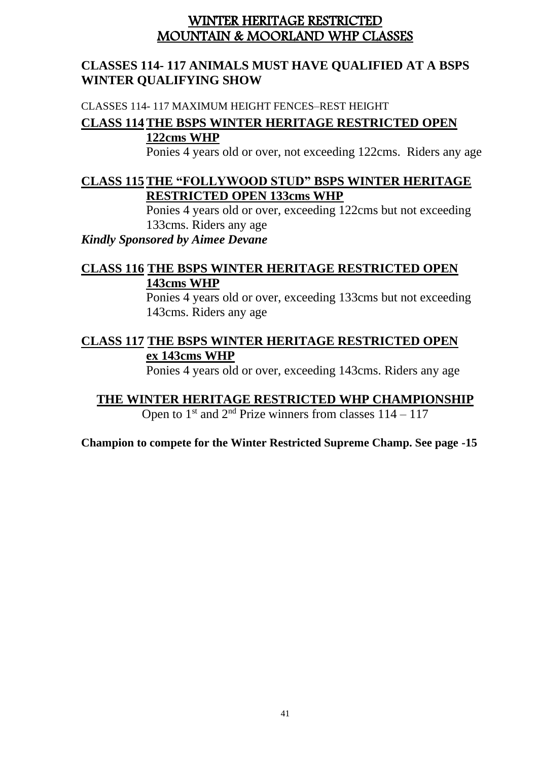# WINTER HERITAGE RESTRICTED MOUNTAIN & MOORLAND WHP CLASSES

**CLASSES 114- 117 ANIMALS MUST HAVE QUALIFIED AT A BSPS WINTER QUALIFYING SHOW**

CLASSES 114- 117 MAXIMUM HEIGHT FENCES–REST HEIGHT

**CLASS 114 THE BSPS WINTER HERITAGE RESTRICTED OPEN 122cms WHP**

Ponies 4 years old or over, not exceeding 122cms. Riders any age

**CLASS 115 THE "FOLLYWOOD STUD" BSPS WINTER HERITAGE RESTRICTED OPEN 133cms WHP**

Ponies 4 years old or over, exceeding 122cms but not exceeding 133cms. Riders any age

***Kindly Sponsored by Aimee Devane***

**CLASS 116 THE BSPS WINTER HERITAGE RESTRICTED OPEN 143cms WHP**

Ponies 4 years old or over, exceeding 133cms but not exceeding 143cms. Riders any age

**CLASS 117 THE BSPS WINTER HERITAGE RESTRICTED OPEN ex 143cms WHP**

Ponies 4 years old or over, exceeding 143cms. Riders any age

**THE WINTER HERITAGE RESTRICTED WHP CHAMPIONSHIP**

Open to 1st and 2nd Prize winners from classes 114 – 117

**Champion to compete for the Winter Restricted Supreme Champ. See page -15**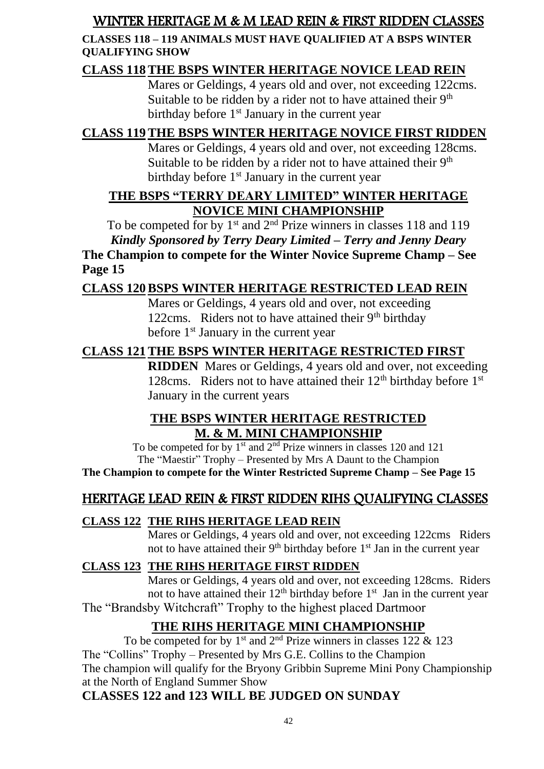## WINTER HERITAGE M & M LEAD REIN & FIRST RIDDEN CLASSES

**CLASSES 118 – 119 ANIMALS MUST HAVE QUALIFIED AT A BSPS WINTER QUALIFYING SHOW**

### CLASS 118 THE BSPS WINTER HERITAGE NOVICE LEAD REIN

Mares or Geldings, 4 years old and over, not exceeding 122cms. Suitable to be ridden by a rider not to have attained their 9th birthday before 1st January in the current year

### CLASS 119 THE BSPS WINTER HERITAGE NOVICE FIRST RIDDEN

Mares or Geldings, 4 years old and over, not exceeding 128cms. Suitable to be ridden by a rider not to have attained their 9th birthday before 1st January in the current year

### THE BSPS "TERRY DEARY LIMITED" WINTER HERITAGE NOVICE MINI CHAMPIONSHIP

To be competed for by 1st and 2nd Prize winners in classes 118 and 119

***Kindly Sponsored by Terry Deary Limited – Terry and Jenny Deary***

**The Champion to compete for the Winter Novice Supreme Champ – See Page 15**

### CLASS 120 BSPS WINTER HERITAGE RESTRICTED LEAD REIN

Mares or Geldings, 4 years old and over, not exceeding 122cms. Riders not to have attained their 9th birthday before 1st January in the current year

### CLASS 121 THE BSPS WINTER HERITAGE RESTRICTED FIRST RIDDEN

Mares or Geldings, 4 years old and over, not exceeding 128cms. Riders not to have attained their 12th birthday before 1st January in the current years

### THE BSPS WINTER HERITAGE RESTRICTED M. & M. MINI CHAMPIONSHIP

To be competed for by 1st and 2nd Prize winners in classes 120 and 121

The "Maestir" Trophy – Presented by Mrs A Daunt to the Champion

**The Champion to compete for the Winter Restricted Supreme Champ – See Page 15**

## HERITAGE LEAD REIN & FIRST RIDDEN RIHS QUALIFYING CLASSES

### CLASS 122 THE RIHS HERITAGE LEAD REIN

Mares or Geldings, 4 years old and over, not exceeding 122cms Riders not to have attained their 9th birthday before 1st Jan in the current year

### CLASS 123 THE RIHS HERITAGE FIRST RIDDEN

Mares or Geldings, 4 years old and over, not exceeding 128cms. Riders not to have attained their 12th birthday before 1st Jan in the current year

The "Brandsby Witchcraft" Trophy to the highest placed Dartmoor

### THE RIHS HERITAGE MINI CHAMPIONSHIP

To be competed for by 1st and 2nd Prize winners in classes 122 & 123

The "Collins" Trophy – Presented by Mrs G.E. Collins to the Champion

The champion will qualify for the Bryony Gribbin Supreme Mini Pony Championship at the North of England Summer Show

**CLASSES 122 and 123 WILL BE JUDGED ON SUNDAY**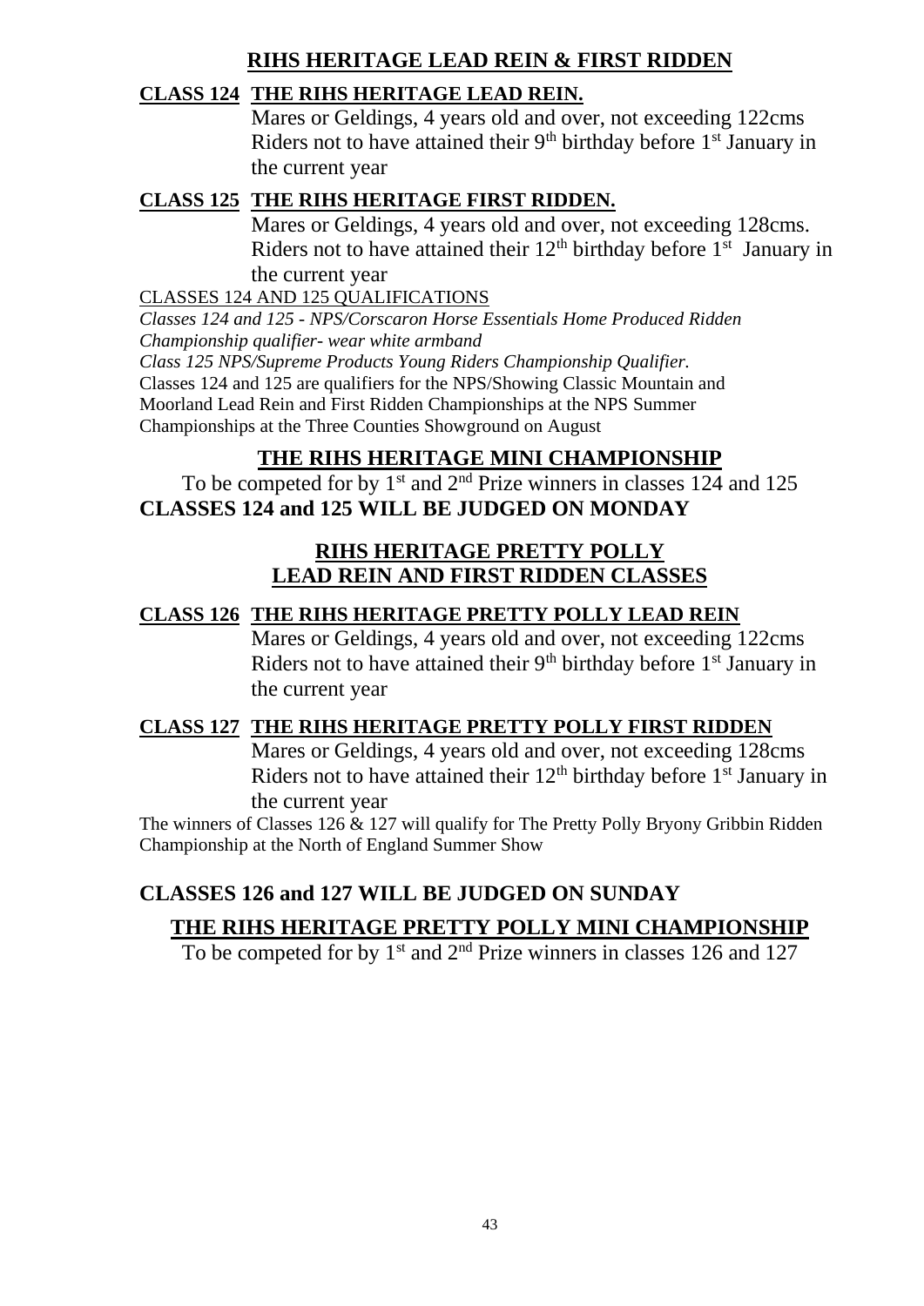## RIHS HERITAGE LEAD REIN & FIRST RIDDEN

**CLASS 124 THE RIHS HERITAGE LEAD REIN.**

Mares or Geldings, 4 years old and over, not exceeding 122cms
Riders not to have attained their 9th birthday before 1st January in the current year

**CLASS 125 THE RIHS HERITAGE FIRST RIDDEN.**

Mares or Geldings, 4 years old and over, not exceeding 128cms.
Riders not to have attained their 12th birthday before 1st January in the current year

CLASSES 124 AND 125 QUALIFICATIONS

*Classes 124 and 125 - NPS/Corscaron Horse Essentials Home Produced Ridden Championship qualifier- wear white armband*

*Class 125 NPS/Supreme Products Young Riders Championship Qualifier.*

Classes 124 and 125 are qualifiers for the NPS/Showing Classic Mountain and Moorland Lead Rein and First Ridden Championships at the NPS Summer Championships at the Three Counties Showground on August

## THE RIHS HERITAGE MINI CHAMPIONSHIP

To be competed for by 1st and 2nd Prize winners in classes 124 and 125

**CLASSES 124 and 125 WILL BE JUDGED ON MONDAY**

## RIHS HERITAGE PRETTY POLLY LEAD REIN AND FIRST RIDDEN CLASSES

**CLASS 126 THE RIHS HERITAGE PRETTY POLLY LEAD REIN**

Mares or Geldings, 4 years old and over, not exceeding 122cms
Riders not to have attained their 9th birthday before 1st January in the current year

**CLASS 127 THE RIHS HERITAGE PRETTY POLLY FIRST RIDDEN**

Mares or Geldings, 4 years old and over, not exceeding 128cms
Riders not to have attained their 12th birthday before 1st January in the current year

The winners of Classes 126 & 127 will qualify for The Pretty Polly Bryony Gribbin Ridden Championship at the North of England Summer Show

**CLASSES 126 and 127 WILL BE JUDGED ON SUNDAY**

## THE RIHS HERITAGE PRETTY POLLY MINI CHAMPIONSHIP

To be competed for by 1st and 2nd Prize winners in classes 126 and 127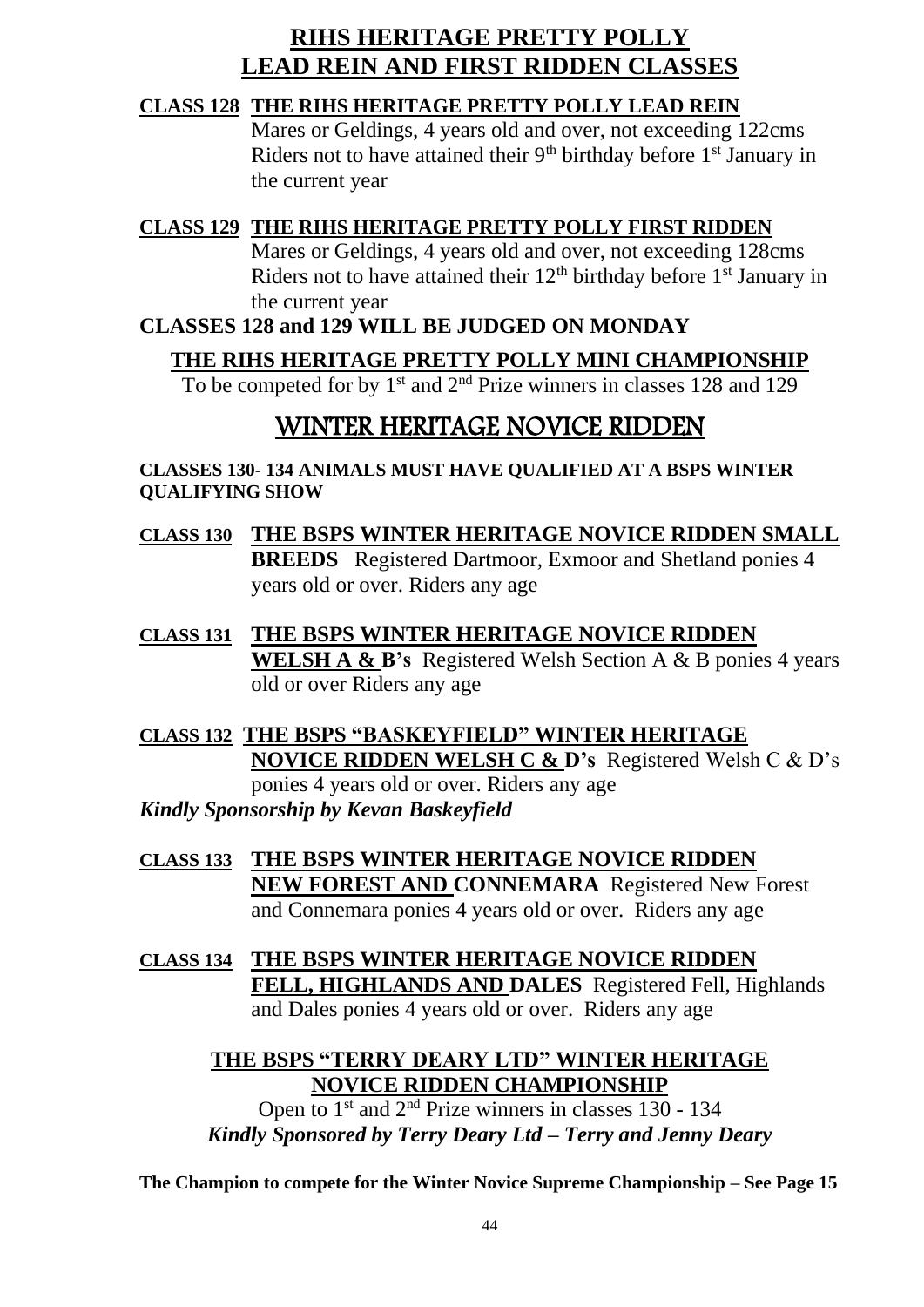# RIHS HERITAGE PRETTY POLLY LEAD REIN AND FIRST RIDDEN CLASSES

**CLASS 128 THE RIHS HERITAGE PRETTY POLLY LEAD REIN**
Mares or Geldings, 4 years old and over, not exceeding 122cms
Riders not to have attained their 9th birthday before 1st January in the current year

**CLASS 129 THE RIHS HERITAGE PRETTY POLLY FIRST RIDDEN**
Mares or Geldings, 4 years old and over, not exceeding 128cms
Riders not to have attained their 12th birthday before 1st January in the current year

**CLASSES 128 and 129 WILL BE JUDGED ON MONDAY**

### THE RIHS HERITAGE PRETTY POLLY MINI CHAMPIONSHIP

To be competed for by 1st and 2nd Prize winners in classes 128 and 129

# WINTER HERITAGE NOVICE RIDDEN

**CLASSES 130- 134 ANIMALS MUST HAVE QUALIFIED AT A BSPS WINTER QUALIFYING SHOW**

**CLASS 130 THE BSPS WINTER HERITAGE NOVICE RIDDEN SMALL BREEDS** Registered Dartmoor, Exmoor and Shetland ponies 4 years old or over. Riders any age

**CLASS 131 THE BSPS WINTER HERITAGE NOVICE RIDDEN WELSH A & B's** Registered Welsh Section A & B ponies 4 years old or over Riders any age

**CLASS 132 THE BSPS "BASKEYFIELD" WINTER HERITAGE NOVICE RIDDEN WELSH C & D's** Registered Welsh C & D's ponies 4 years old or over. Riders any age
***Kindly Sponsorship by Kevan Baskeyfield***

**CLASS 133 THE BSPS WINTER HERITAGE NOVICE RIDDEN NEW FOREST AND CONNEMARA** Registered New Forest and Connemara ponies 4 years old or over. Riders any age

**CLASS 134 THE BSPS WINTER HERITAGE NOVICE RIDDEN FELL, HIGHLANDS AND DALES** Registered Fell, Highlands and Dales ponies 4 years old or over. Riders any age

### THE BSPS "TERRY DEARY LTD" WINTER HERITAGE NOVICE RIDDEN CHAMPIONSHIP

Open to 1st and 2nd Prize winners in classes 130 - 134
***Kindly Sponsored by Terry Deary Ltd – Terry and Jenny Deary***

**The Champion to compete for the Winter Novice Supreme Championship – See Page 15**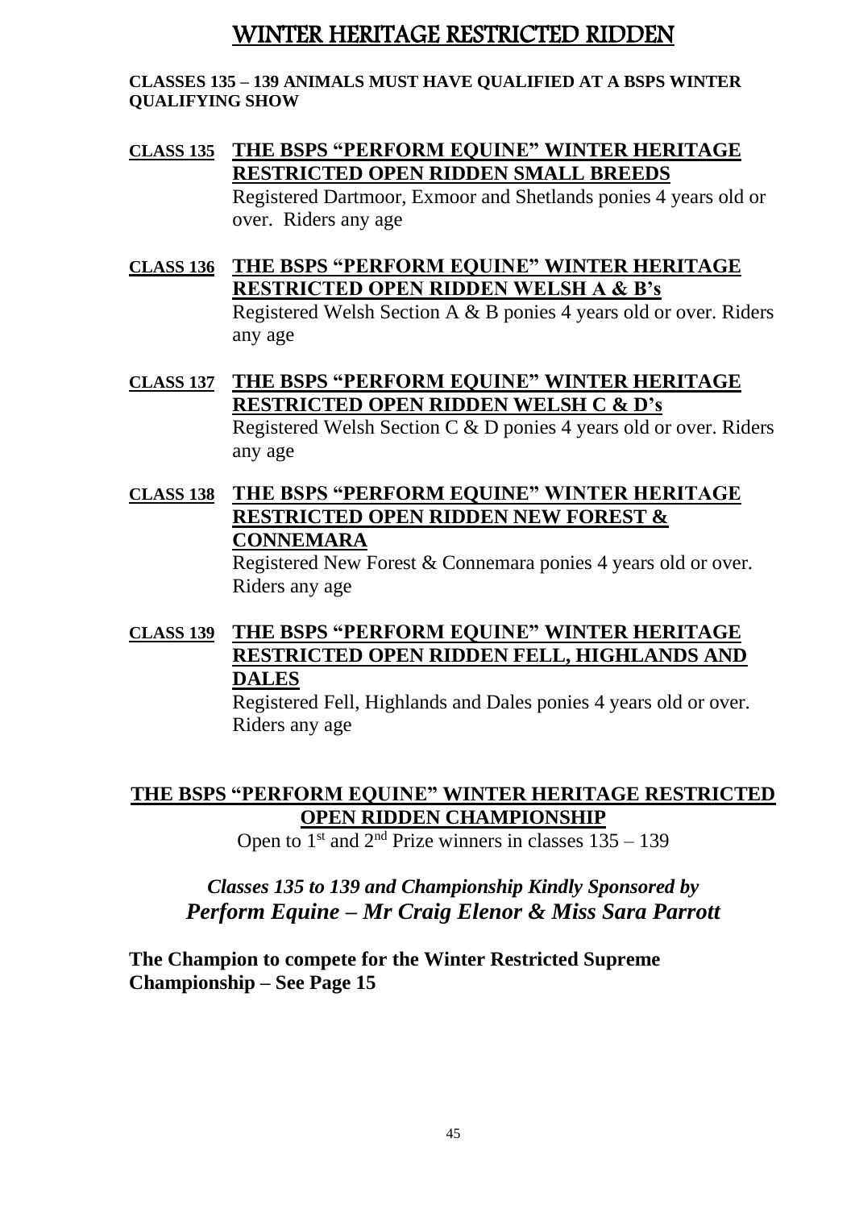# WINTER HERITAGE RESTRICTED RIDDEN

**CLASSES 135 – 139 ANIMALS MUST HAVE QUALIFIED AT A BSPS WINTER QUALIFYING SHOW**

**CLASS 135 THE BSPS "PERFORM EQUINE" WINTER HERITAGE RESTRICTED OPEN RIDDEN SMALL BREEDS**
Registered Dartmoor, Exmoor and Shetlands ponies 4 years old or over. Riders any age

**CLASS 136 THE BSPS "PERFORM EQUINE" WINTER HERITAGE RESTRICTED OPEN RIDDEN WELSH A & B's**
Registered Welsh Section A & B ponies 4 years old or over. Riders any age

**CLASS 137 THE BSPS "PERFORM EQUINE" WINTER HERITAGE RESTRICTED OPEN RIDDEN WELSH C & D's**
Registered Welsh Section C & D ponies 4 years old or over. Riders any age

**CLASS 138 THE BSPS "PERFORM EQUINE" WINTER HERITAGE RESTRICTED OPEN RIDDEN NEW FOREST & CONNEMARA**
Registered New Forest & Connemara ponies 4 years old or over. Riders any age

**CLASS 139 THE BSPS "PERFORM EQUINE" WINTER HERITAGE RESTRICTED OPEN RIDDEN FELL, HIGHLANDS AND DALES**
Registered Fell, Highlands and Dales ponies 4 years old or over. Riders any age

**THE BSPS "PERFORM EQUINE" WINTER HERITAGE RESTRICTED OPEN RIDDEN CHAMPIONSHIP**

Open to 1st and 2nd Prize winners in classes 135 – 139

***Classes 135 to 139 and Championship Kindly Sponsored by Perform Equine – Mr Craig Elenor & Miss Sara Parrott***

**The Champion to compete for the Winter Restricted Supreme Championship – See Page 15**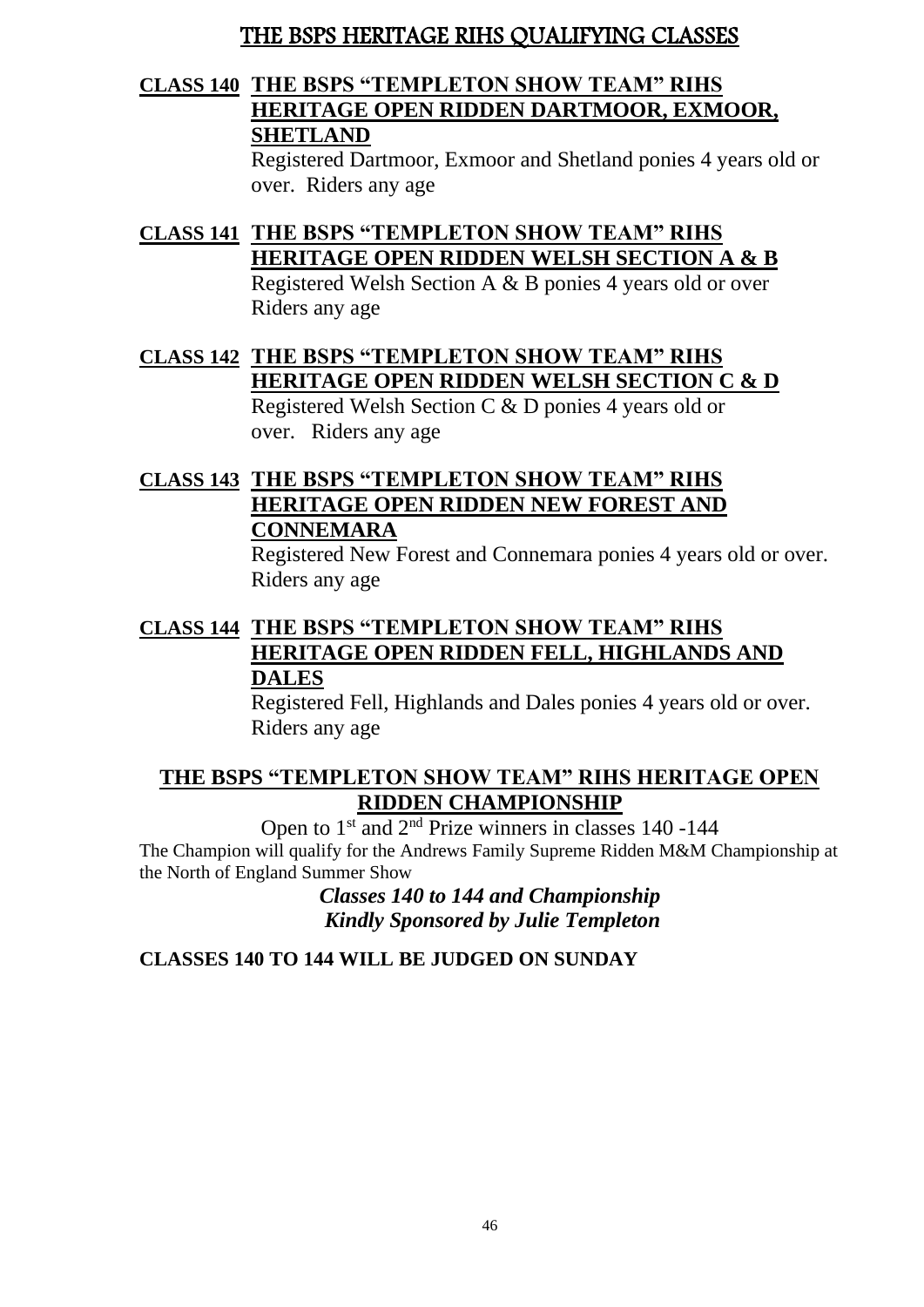# THE BSPS HERITAGE RIHS QUALIFYING CLASSES

**CLASS 140 THE BSPS "TEMPLETON SHOW TEAM" RIHS HERITAGE OPEN RIDDEN DARTMOOR, EXMOOR, SHETLAND**

Registered Dartmoor, Exmoor and Shetland ponies 4 years old or over. Riders any age

**CLASS 141 THE BSPS "TEMPLETON SHOW TEAM" RIHS HERITAGE OPEN RIDDEN WELSH SECTION A & B**

Registered Welsh Section A & B ponies 4 years old or over Riders any age

**CLASS 142 THE BSPS "TEMPLETON SHOW TEAM" RIHS HERITAGE OPEN RIDDEN WELSH SECTION C & D**

Registered Welsh Section C & D ponies 4 years old or over. Riders any age

**CLASS 143 THE BSPS "TEMPLETON SHOW TEAM" RIHS HERITAGE OPEN RIDDEN NEW FOREST AND CONNEMARA**

Registered New Forest and Connemara ponies 4 years old or over. Riders any age

**CLASS 144 THE BSPS "TEMPLETON SHOW TEAM" RIHS HERITAGE OPEN RIDDEN FELL, HIGHLANDS AND DALES**

Registered Fell, Highlands and Dales ponies 4 years old or over. Riders any age

## THE BSPS "TEMPLETON SHOW TEAM" RIHS HERITAGE OPEN RIDDEN CHAMPIONSHIP

Open to 1st and 2nd Prize winners in classes 140 -144

The Champion will qualify for the Andrews Family Supreme Ridden M&M Championship at the North of England Summer Show

***Classes 140 to 144 and Championship***
***Kindly Sponsored by Julie Templeton***

**CLASSES 140 TO 144 WILL BE JUDGED ON SUNDAY**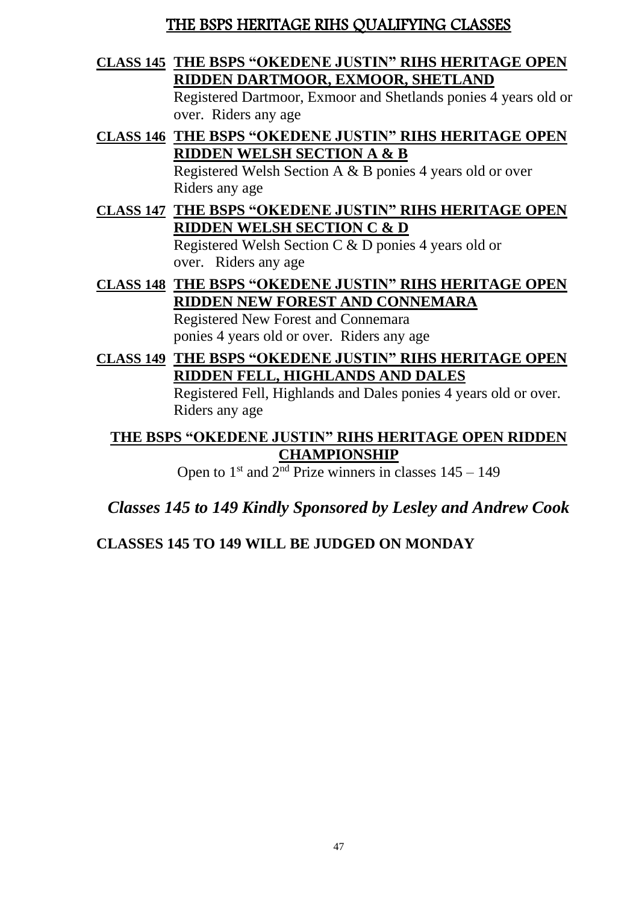# THE BSPS HERITAGE RIHS QUALIFYING CLASSES

**CLASS 145 THE BSPS "OKEDENE JUSTIN" RIHS HERITAGE OPEN RIDDEN DARTMOOR, EXMOOR, SHETLAND**
Registered Dartmoor, Exmoor and Shetlands ponies 4 years old or over. Riders any age

**CLASS 146 THE BSPS "OKEDENE JUSTIN" RIHS HERITAGE OPEN RIDDEN WELSH SECTION A & B**
Registered Welsh Section A & B ponies 4 years old or over Riders any age

**CLASS 147 THE BSPS "OKEDENE JUSTIN" RIHS HERITAGE OPEN RIDDEN WELSH SECTION C & D**
Registered Welsh Section C & D ponies 4 years old or over. Riders any age

**CLASS 148 THE BSPS "OKEDENE JUSTIN" RIHS HERITAGE OPEN RIDDEN NEW FOREST AND CONNEMARA**
Registered New Forest and Connemara ponies 4 years old or over. Riders any age

**CLASS 149 THE BSPS "OKEDENE JUSTIN" RIHS HERITAGE OPEN RIDDEN FELL, HIGHLANDS AND DALES**
Registered Fell, Highlands and Dales ponies 4 years old or over. Riders any age

**THE BSPS "OKEDENE JUSTIN" RIHS HERITAGE OPEN RIDDEN CHAMPIONSHIP**

Open to 1st and 2nd Prize winners in classes 145 – 149

***Classes 145 to 149 Kindly Sponsored by Lesley and Andrew Cook***

**CLASSES 145 TO 149 WILL BE JUDGED ON MONDAY**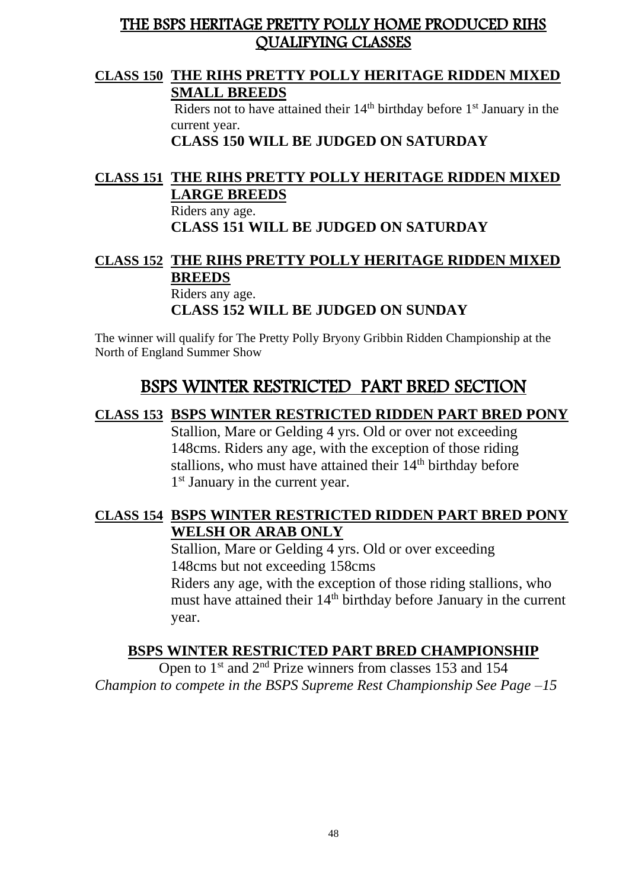# THE BSPS HERITAGE PRETTY POLLY HOME PRODUCED RIHS QUALIFYING CLASSES

**CLASS 150 THE RIHS PRETTY POLLY HERITAGE RIDDEN MIXED SMALL BREEDS**

Riders not to have attained their 14th birthday before 1st January in the current year.

**CLASS 150 WILL BE JUDGED ON SATURDAY**

**CLASS 151 THE RIHS PRETTY POLLY HERITAGE RIDDEN MIXED LARGE BREEDS**

Riders any age.

**CLASS 151 WILL BE JUDGED ON SATURDAY**

**CLASS 152 THE RIHS PRETTY POLLY HERITAGE RIDDEN MIXED BREEDS**

Riders any age.

**CLASS 152 WILL BE JUDGED ON SUNDAY**

The winner will qualify for The Pretty Polly Bryony Gribbin Ridden Championship at the North of England Summer Show

# BSPS WINTER RESTRICTED PART BRED SECTION

**CLASS 153 BSPS WINTER RESTRICTED RIDDEN PART BRED PONY**

Stallion, Mare or Gelding 4 yrs. Old or over not exceeding 148cms. Riders any age, with the exception of those riding stallions, who must have attained their 14th birthday before 1st January in the current year.

**CLASS 154 BSPS WINTER RESTRICTED RIDDEN PART BRED PONY WELSH OR ARAB ONLY**

Stallion, Mare or Gelding 4 yrs. Old or over exceeding 148cms but not exceeding 158cms

Riders any age, with the exception of those riding stallions, who must have attained their 14th birthday before January in the current year.

**BSPS WINTER RESTRICTED PART BRED CHAMPIONSHIP**

Open to 1st and 2nd Prize winners from classes 153 and 154

*Champion to compete in the BSPS Supreme Rest Championship See Page –15*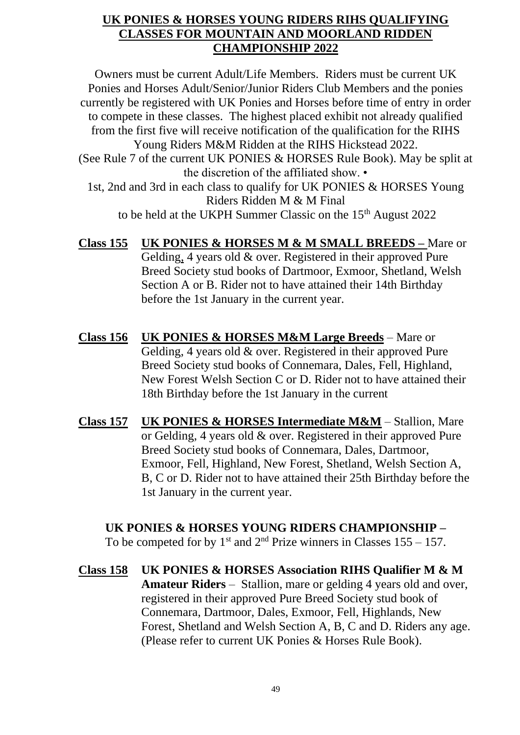# UK PONIES & HORSES YOUNG RIDERS RIHS QUALIFYING CLASSES FOR MOUNTAIN AND MOORLAND RIDDEN CHAMPIONSHIP 2022

Owners must be current Adult/Life Members. Riders must be current UK Ponies and Horses Adult/Senior/Junior Riders Club Members and the ponies currently be registered with UK Ponies and Horses before time of entry in order to compete in these classes. The highest placed exhibit not already qualified from the first five will receive notification of the qualification for the RIHS Young Riders M&M Ridden at the RIHS Hickstead 2022.
(See Rule 7 of the current UK PONIES & HORSES Rule Book). May be split at the discretion of the affiliated show. •
1st, 2nd and 3rd in each class to qualify for UK PONIES & HORSES Young Riders Ridden M & M Final
to be held at the UKPH Summer Classic on the 15th August 2022

**Class 155** **UK PONIES & HORSES M & M SMALL BREEDS –** Mare or Gelding, 4 years old & over. Registered in their approved Pure Breed Society stud books of Dartmoor, Exmoor, Shetland, Welsh Section A or B. Rider not to have attained their 14th Birthday before the 1st January in the current year.

**Class 156** **UK PONIES & HORSES M&M Large Breeds** – Mare or Gelding, 4 years old & over. Registered in their approved Pure Breed Society stud books of Connemara, Dales, Fell, Highland, New Forest Welsh Section C or D. Rider not to have attained their 18th Birthday before the 1st January in the current

**Class 157** **UK PONIES & HORSES Intermediate M&M** – Stallion, Mare or Gelding, 4 years old & over. Registered in their approved Pure Breed Society stud books of Connemara, Dales, Dartmoor, Exmoor, Fell, Highland, New Forest, Shetland, Welsh Section A, B, C or D. Rider not to have attained their 25th Birthday before the 1st January in the current year.

**UK PONIES & HORSES YOUNG RIDERS CHAMPIONSHIP –**
To be competed for by 1st and 2nd Prize winners in Classes 155 – 157.

**Class 158** **UK PONIES & HORSES Association RIHS Qualifier M & M Amateur Riders** – Stallion, mare or gelding 4 years old and over, registered in their approved Pure Breed Society stud book of Connemara, Dartmoor, Dales, Exmoor, Fell, Highlands, New Forest, Shetland and Welsh Section A, B, C and D. Riders any age. (Please refer to current UK Ponies & Horses Rule Book).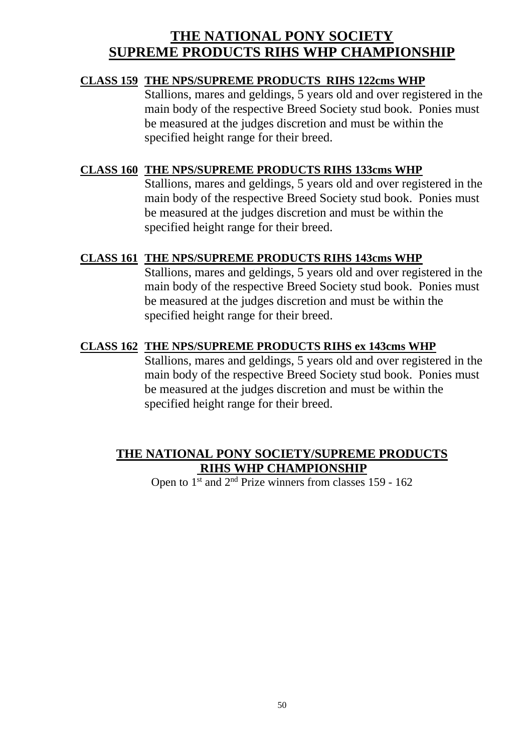# THE NATIONAL PONY SOCIETY
# SUPREME PRODUCTS RIHS WHP CHAMPIONSHIP

**CLASS 159 THE NPS/SUPREME PRODUCTS RIHS 122cms WHP**

Stallions, mares and geldings, 5 years old and over registered in the main body of the respective Breed Society stud book. Ponies must be measured at the judges discretion and must be within the specified height range for their breed.

**CLASS 160 THE NPS/SUPREME PRODUCTS RIHS 133cms WHP**

Stallions, mares and geldings, 5 years old and over registered in the main body of the respective Breed Society stud book. Ponies must be measured at the judges discretion and must be within the specified height range for their breed.

**CLASS 161 THE NPS/SUPREME PRODUCTS RIHS 143cms WHP**

Stallions, mares and geldings, 5 years old and over registered in the main body of the respective Breed Society stud book. Ponies must be measured at the judges discretion and must be within the specified height range for their breed.

**CLASS 162 THE NPS/SUPREME PRODUCTS RIHS ex 143cms WHP**

Stallions, mares and geldings, 5 years old and over registered in the main body of the respective Breed Society stud book. Ponies must be measured at the judges discretion and must be within the specified height range for their breed.

## THE NATIONAL PONY SOCIETY/SUPREME PRODUCTS RIHS WHP CHAMPIONSHIP

Open to 1st and 2nd Prize winners from classes 159 - 162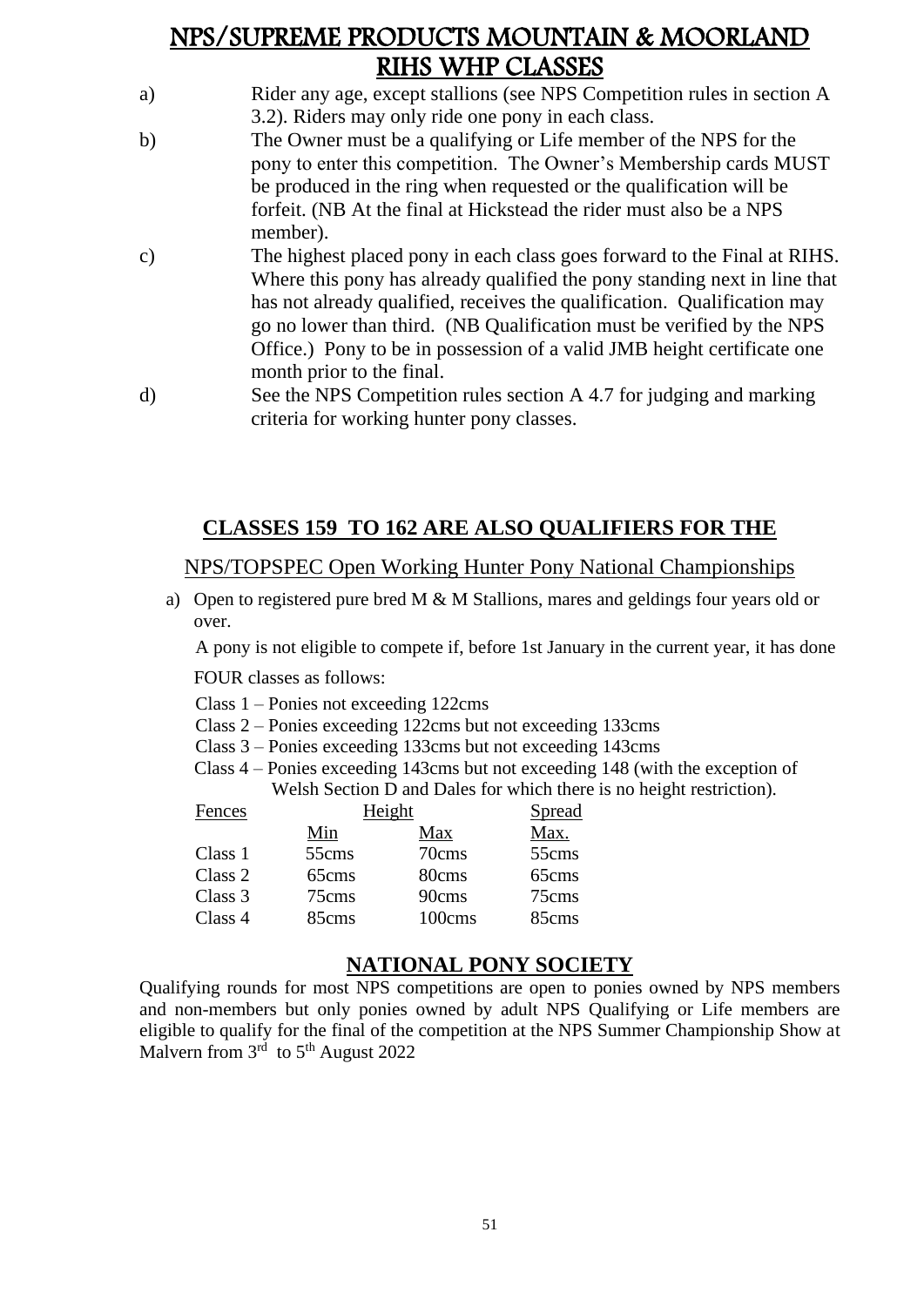# NPS/SUPREME PRODUCTS MOUNTAIN & MOORLAND RIHS WHP CLASSES

a) Rider any age, except stallions (see NPS Competition rules in section A 3.2). Riders may only ride one pony in each class.

b) The Owner must be a qualifying or Life member of the NPS for the pony to enter this competition. The Owner's Membership cards MUST be produced in the ring when requested or the qualification will be forfeit. (NB At the final at Hickstead the rider must also be a NPS member).

c) The highest placed pony in each class goes forward to the Final at RIHS. Where this pony has already qualified the pony standing next in line that has not already qualified, receives the qualification. Qualification may go no lower than third. (NB Qualification must be verified by the NPS Office.) Pony to be in possession of a valid JMB height certificate one month prior to the final.

d) See the NPS Competition rules section A 4.7 for judging and marking criteria for working hunter pony classes.

## CLASSES 159 TO 162 ARE ALSO QUALIFIERS FOR THE

NPS/TOPSPEC Open Working Hunter Pony National Championships

a) Open to registered pure bred M & M Stallions, mares and geldings four years old or over.

A pony is not eligible to compete if, before 1st January in the current year, it has done

FOUR classes as follows:

Class 1 – Ponies not exceeding 122cms
Class 2 – Ponies exceeding 122cms but not exceeding 133cms
Class 3 – Ponies exceeding 133cms but not exceeding 143cms
Class 4 – Ponies exceeding 143cms but not exceeding 148 (with the exception of Welsh Section D and Dales for which there is no height restriction).

| Fences | Height | | Spread |
|---|---|---|---|
| | Min | Max | Max. |
| Class 1 | 55cms | 70cms | 55cms |
| Class 2 | 65cms | 80cms | 65cms |
| Class 3 | 75cms | 90cms | 75cms |
| Class 4 | 85cms | 100cms | 85cms |

## NATIONAL PONY SOCIETY

Qualifying rounds for most NPS competitions are open to ponies owned by NPS members and non-members but only ponies owned by adult NPS Qualifying or Life members are eligible to qualify for the final of the competition at the NPS Summer Championship Show at Malvern from 3rd to 5th August 2022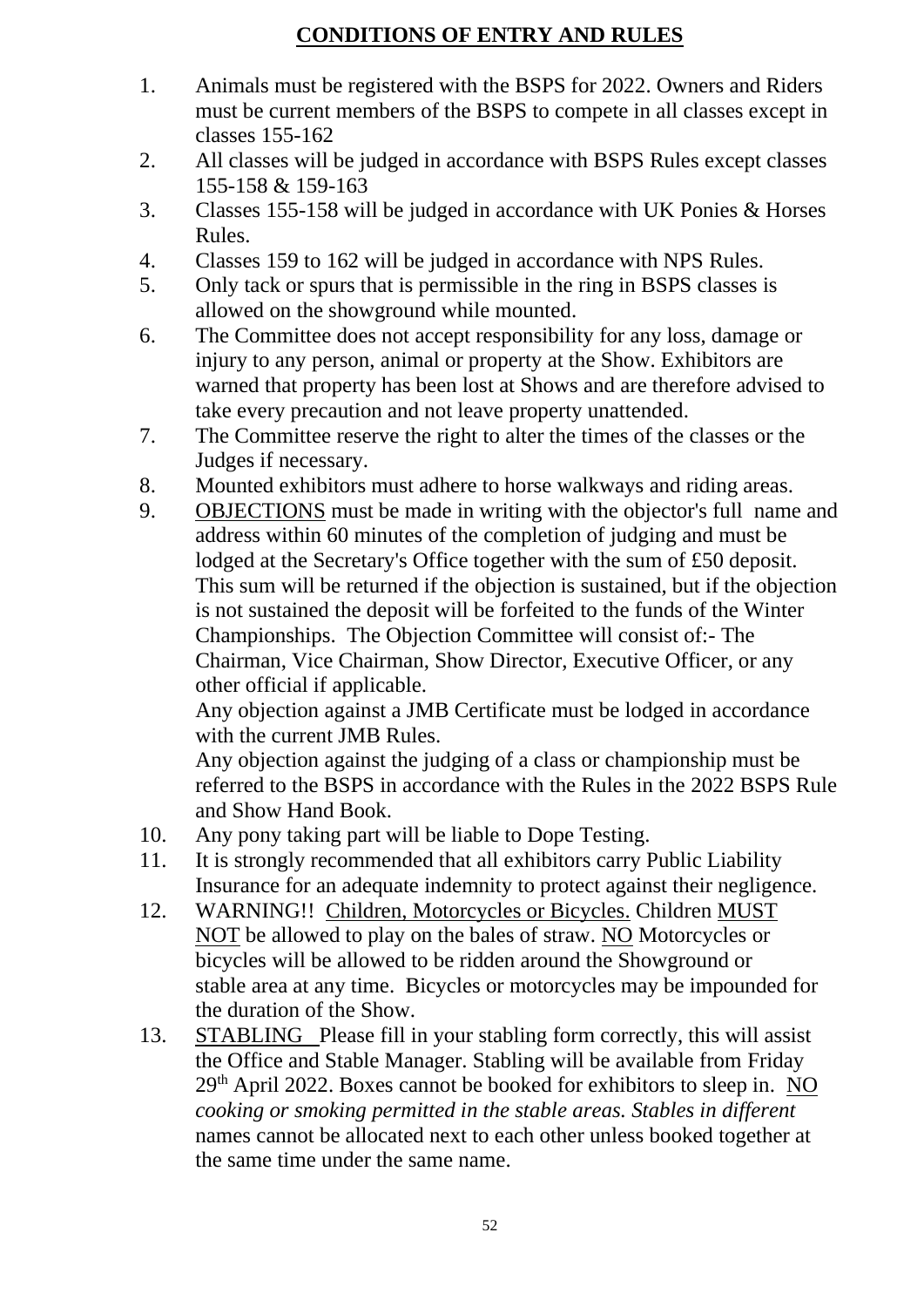**CONDITIONS OF ENTRY AND RULES**

1. Animals must be registered with the BSPS for 2022. Owners and Riders must be current members of the BSPS to compete in all classes except in classes 155-162
2. All classes will be judged in accordance with BSPS Rules except classes 155-158 & 159-163
3. Classes 155-158 will be judged in accordance with UK Ponies & Horses Rules.
4. Classes 159 to 162 will be judged in accordance with NPS Rules.
5. Only tack or spurs that is permissible in the ring in BSPS classes is allowed on the showground while mounted.
6. The Committee does not accept responsibility for any loss, damage or injury to any person, animal or property at the Show. Exhibitors are warned that property has been lost at Shows and are therefore advised to take every precaution and not leave property unattended.
7. The Committee reserve the right to alter the times of the classes or the Judges if necessary.
8. Mounted exhibitors must adhere to horse walkways and riding areas.
9. OBJECTIONS must be made in writing with the objector's full name and address within 60 minutes of the completion of judging and must be lodged at the Secretary's Office together with the sum of £50 deposit. This sum will be returned if the objection is sustained, but if the objection is not sustained the deposit will be forfeited to the funds of the Winter Championships. The Objection Committee will consist of:- The Chairman, Vice Chairman, Show Director, Executive Officer, or any other official if applicable.

   Any objection against a JMB Certificate must be lodged in accordance with the current JMB Rules.

   Any objection against the judging of a class or championship must be referred to the BSPS in accordance with the Rules in the 2022 BSPS Rule and Show Hand Book.
10. Any pony taking part will be liable to Dope Testing.
11. It is strongly recommended that all exhibitors carry Public Liability Insurance for an adequate indemnity to protect against their negligence.
12. WARNING!! Children, Motorcycles or Bicycles. Children MUST NOT be allowed to play on the bales of straw. NO Motorcycles or bicycles will be allowed to be ridden around the Showground or stable area at any time. Bicycles or motorcycles may be impounded for the duration of the Show.
13. STABLING Please fill in your stabling form correctly, this will assist the Office and Stable Manager. Stabling will be available from Friday 29th April 2022. Boxes cannot be booked for exhibitors to sleep in. NO *cooking or smoking permitted in the stable areas. Stables in different* names cannot be allocated next to each other unless booked together at the same time under the same name.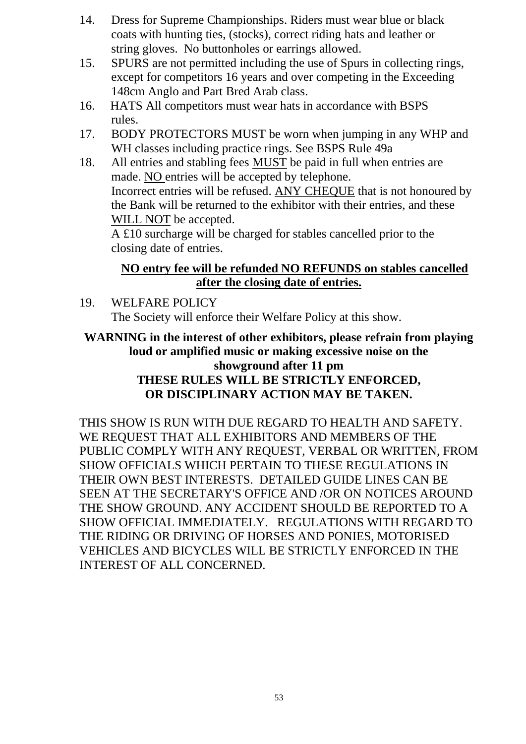14. Dress for Supreme Championships. Riders must wear blue or black coats with hunting ties, (stocks), correct riding hats and leather or string gloves. No buttonholes or earrings allowed.
15. SPURS are not permitted including the use of Spurs in collecting rings, except for competitors 16 years and over competing in the Exceeding 148cm Anglo and Part Bred Arab class.
16. HATS All competitors must wear hats in accordance with BSPS rules.
17. BODY PROTECTORS MUST be worn when jumping in any WHP and WH classes including practice rings. See BSPS Rule 49a
18. All entries and stabling fees <u>MUST</u> be paid in full when entries are made. <u>NO</u> entries will be accepted by telephone.
    Incorrect entries will be refused. <u>ANY CHEQUE</u> that is not honoured by the Bank will be returned to the exhibitor with their entries, and these <u>WILL NOT</u> be accepted.
    A £10 surcharge will be charged for stables cancelled prior to the closing date of entries.

    **<u>NO entry fee will be refunded NO REFUNDS on stables cancelled after the closing date of entries.</u>**

19. WELFARE POLICY
    The Society will enforce their Welfare Policy at this show.

**WARNING in the interest of other exhibitors, please refrain from playing loud or amplified music or making excessive noise on the showground after 11 pm**
**THESE RULES WILL BE STRICTLY ENFORCED, OR DISCIPLINARY ACTION MAY BE TAKEN.**

THIS SHOW IS RUN WITH DUE REGARD TO HEALTH AND SAFETY. WE REQUEST THAT ALL EXHIBITORS AND MEMBERS OF THE PUBLIC COMPLY WITH ANY REQUEST, VERBAL OR WRITTEN, FROM SHOW OFFICIALS WHICH PERTAIN TO THESE REGULATIONS IN THEIR OWN BEST INTERESTS. DETAILED GUIDE LINES CAN BE SEEN AT THE SECRETARY'S OFFICE AND /OR ON NOTICES AROUND THE SHOW GROUND. ANY ACCIDENT SHOULD BE REPORTED TO A SHOW OFFICIAL IMMEDIATELY. REGULATIONS WITH REGARD TO THE RIDING OR DRIVING OF HORSES AND PONIES, MOTORISED VEHICLES AND BICYCLES WILL BE STRICTLY ENFORCED IN THE INTEREST OF ALL CONCERNED.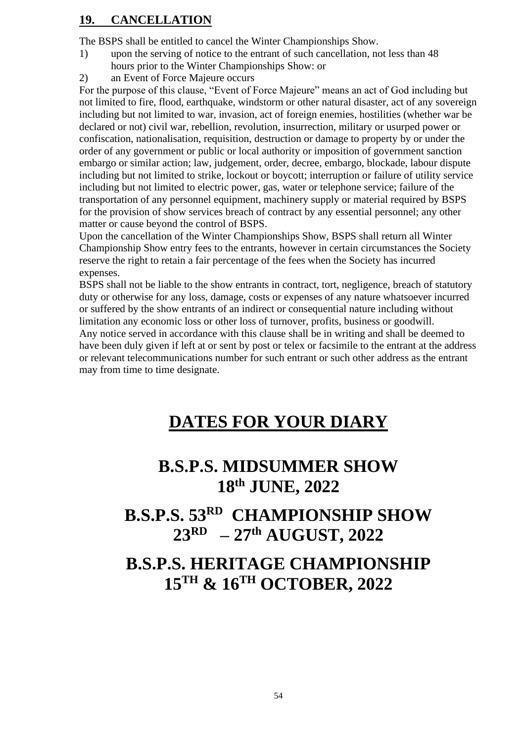## 19. CANCELLATION

The BSPS shall be entitled to cancel the Winter Championships Show.

1) upon the serving of notice to the entrant of such cancellation, not less than 48 hours prior to the Winter Championships Show: or
2) an Event of Force Majeure occurs

For the purpose of this clause, "Event of Force Majeure" means an act of God including but not limited to fire, flood, earthquake, windstorm or other natural disaster, act of any sovereign including but not limited to war, invasion, act of foreign enemies, hostilities (whether war be declared or not) civil war, rebellion, revolution, insurrection, military or usurped power or confiscation, nationalisation, requisition, destruction or damage to property by or under the order of any government or public or local authority or imposition of government sanction embargo or similar action; law, judgement, order, decree, embargo, blockade, labour dispute including but not limited to strike, lockout or boycott; interruption or failure of utility service including but not limited to electric power, gas, water or telephone service; failure of the transportation of any personnel equipment, machinery supply or material required by BSPS for the provision of show services breach of contract by any essential personnel; any other matter or cause beyond the control of BSPS.

Upon the cancellation of the Winter Championships Show, BSPS shall return all Winter Championship Show entry fees to the entrants, however in certain circumstances the Society reserve the right to retain a fair percentage of the fees when the Society has incurred expenses.

BSPS shall not be liable to the show entrants in contract, tort, negligence, breach of statutory duty or otherwise for any loss, damage, costs or expenses of any nature whatsoever incurred or suffered by the show entrants of an indirect or consequential nature including without limitation any economic loss or other loss of turnover, profits, business or goodwill.

Any notice served in accordance with this clause shall be in writing and shall be deemed to have been duly given if left at or sent by post or telex or facsimile to the entrant at the address or relevant telecommunications number for such entrant or such other address as the entrant may from time to time designate.

# DATES FOR YOUR DIARY

## B.S.P.S. MIDSUMMER SHOW 18th JUNE, 2022

## B.S.P.S. 53RD CHAMPIONSHIP SHOW 23RD – 27th AUGUST, 2022

## B.S.P.S. HERITAGE CHAMPIONSHIP 15TH & 16TH OCTOBER, 2022